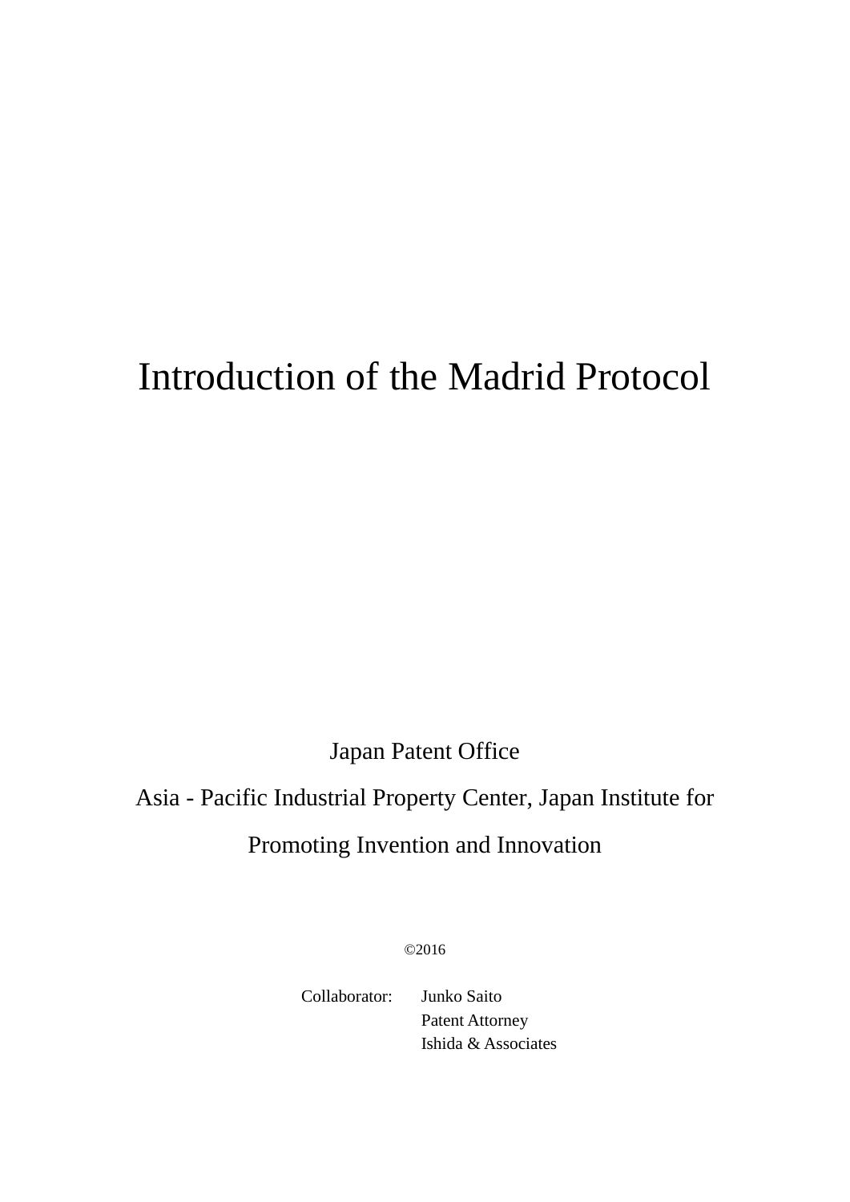# Introduction of the Madrid Protocol

Japan Patent Office

Asia - Pacific Industrial Property Center, Japan Institute for Promoting Invention and Innovation

©2016

Collaborator: Junko Saito
Patent Attorney
Ishida & Associates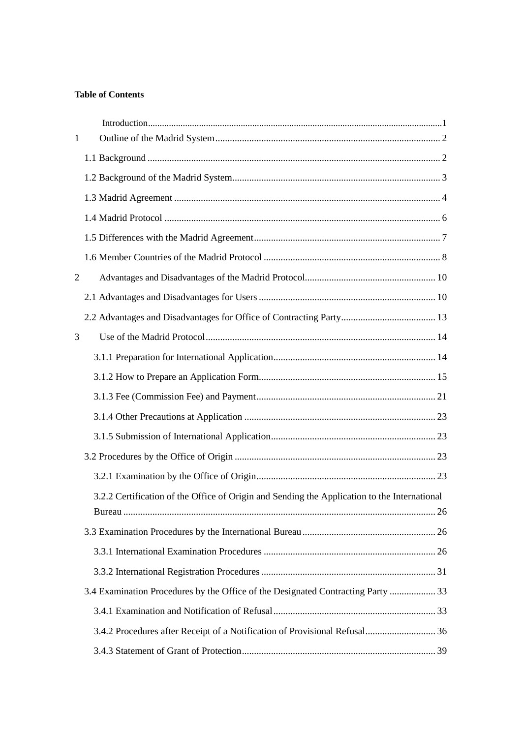**Table of Contents**

Introduction ........................................................................................................................ 1

1 Outline of the Madrid System ........................................................................................ 2

1.1 Background ................................................................................................................ 2

1.2 Background of the Madrid System ............................................................................. 3

1.3 Madrid Agreement ...................................................................................................... 4

1.4 Madrid Protocol .......................................................................................................... 6

1.5 Differences with the Madrid Agreement ..................................................................... 7

1.6 Member Countries of the Madrid Protocol ................................................................. 8

2 Advantages and Disadvantages of the Madrid Protocol ............................................... 10

2.1 Advantages and Disadvantages for Users ................................................................. 10

2.2 Advantages and Disadvantages for Office of Contracting Party ............................... 13

3 Use of the Madrid Protocol ........................................................................................... 14

3.1.1 Preparation for International Application ............................................................. 14

3.1.2 How to Prepare an Application Form ................................................................... 15

3.1.3 Fee (Commission Fee) and Payment .................................................................... 21

3.1.4 Other Precautions at Application ......................................................................... 23

3.1.5 Submission of International Application .............................................................. 23

3.2 Procedures by the Office of Origin ........................................................................... 23

3.2.1 Examination by the Office of Origin .................................................................... 23

3.2.2 Certification of the Office of Origin and Sending the Application to the International Bureau ........................................................................................................................ 26

3.3 Examination Procedures by the International Bureau ............................................... 26

3.3.1 International Examination Procedures ................................................................. 26

3.3.2 International Registration Procedures .................................................................. 31

3.4 Examination Procedures by the Office of the Designated Contracting Party ............ 33

3.4.1 Examination and Notification of Refusal ............................................................. 33

3.4.2 Procedures after Receipt of a Notification of Provisional Refusal ....................... 36

3.4.3 Statement of Grant of Protection .......................................................................... 39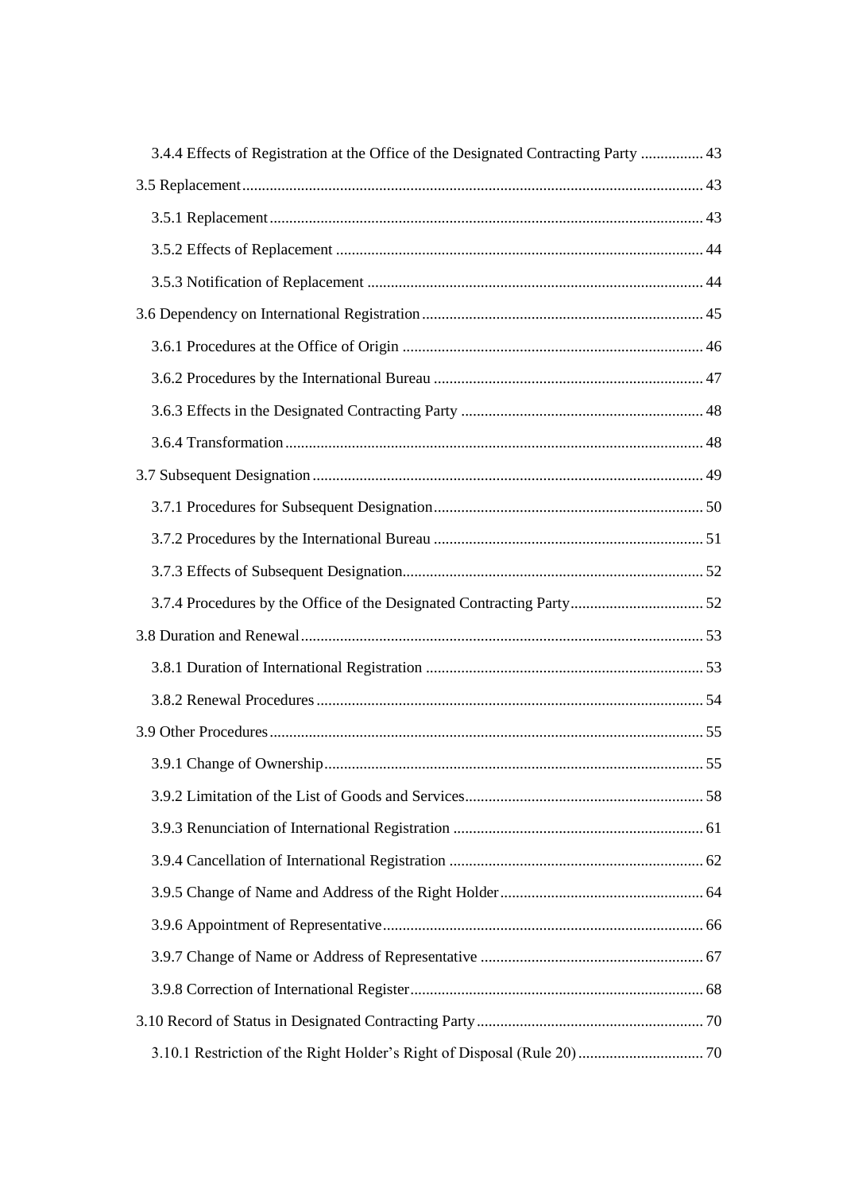3.4.4 Effects of Registration at the Office of the Designated Contracting Party ................ 43

3.5 Replacement ........................................................................................................ 43

3.5.1 Replacement ..................................................................................................... 43

3.5.2 Effects of Replacement ..................................................................................... 44

3.5.3 Notification of Replacement ............................................................................. 44

3.6 Dependency on International Registration ........................................................ 45

3.6.1 Procedures at the Office of Origin .................................................................... 46

3.6.2 Procedures by the International Bureau ........................................................... 47

3.6.3 Effects in the Designated Contracting Party .................................................... 48

3.6.4 Transformation ................................................................................................. 48

3.7 Subsequent Designation ..................................................................................... 49

3.7.1 Procedures for Subsequent Designation ........................................................... 50

3.7.2 Procedures by the International Bureau ........................................................... 51

3.7.3 Effects of Subsequent Designation ................................................................... 52

3.7.4 Procedures by the Office of the Designated Contracting Party ......................... 52

3.8 Duration and Renewal ........................................................................................ 53

3.8.1 Duration of International Registration ............................................................. 53

3.8.2 Renewal Procedures ......................................................................................... 54

3.9 Other Procedures ................................................................................................ 55

3.9.1 Change of Ownership ....................................................................................... 55

3.9.2 Limitation of the List of Goods and Services ................................................... 58

3.9.3 Renunciation of International Registration ...................................................... 61

3.9.4 Cancellation of International Registration ....................................................... 62

3.9.5 Change of Name and Address of the Right Holder .......................................... 64

3.9.6 Appointment of Representative ........................................................................ 66

3.9.7 Change of Name or Address of Representative ............................................... 67

3.9.8 Correction of International Register ................................................................ 68

3.10 Record of Status in Designated Contracting Party ........................................... 70

3.10.1 Restriction of the Right Holder's Right of Disposal (Rule 20) ....................... 70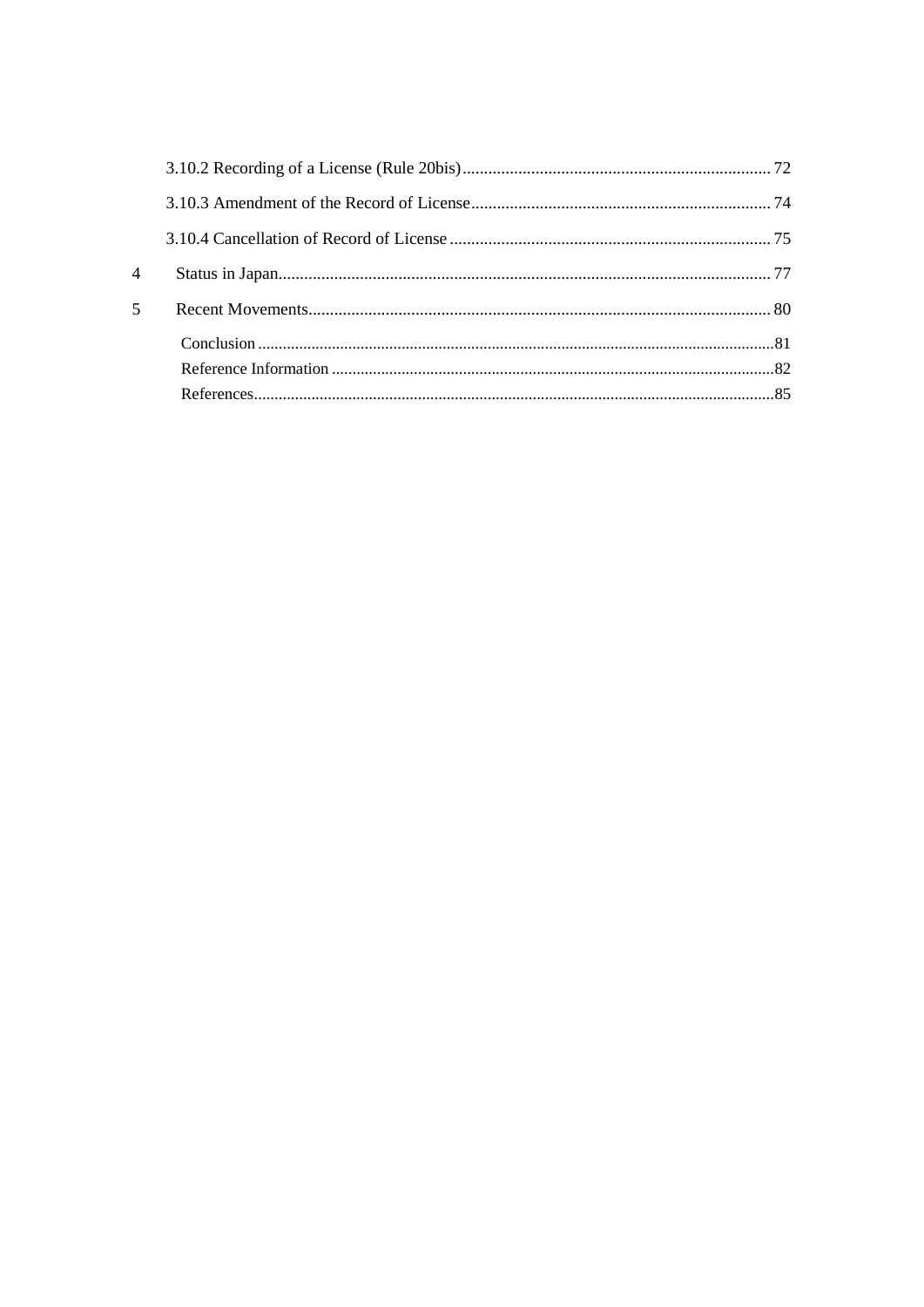3.10.2 Recording of a License (Rule 20bis) ........ 72

3.10.3 Amendment of the Record of License ........ 74

3.10.4 Cancellation of Record of License ........ 75

4 Status in Japan ........ 77

5 Recent Movements ........ 80

Conclusion ........ 81

Reference Information ........ 82

References ........ 85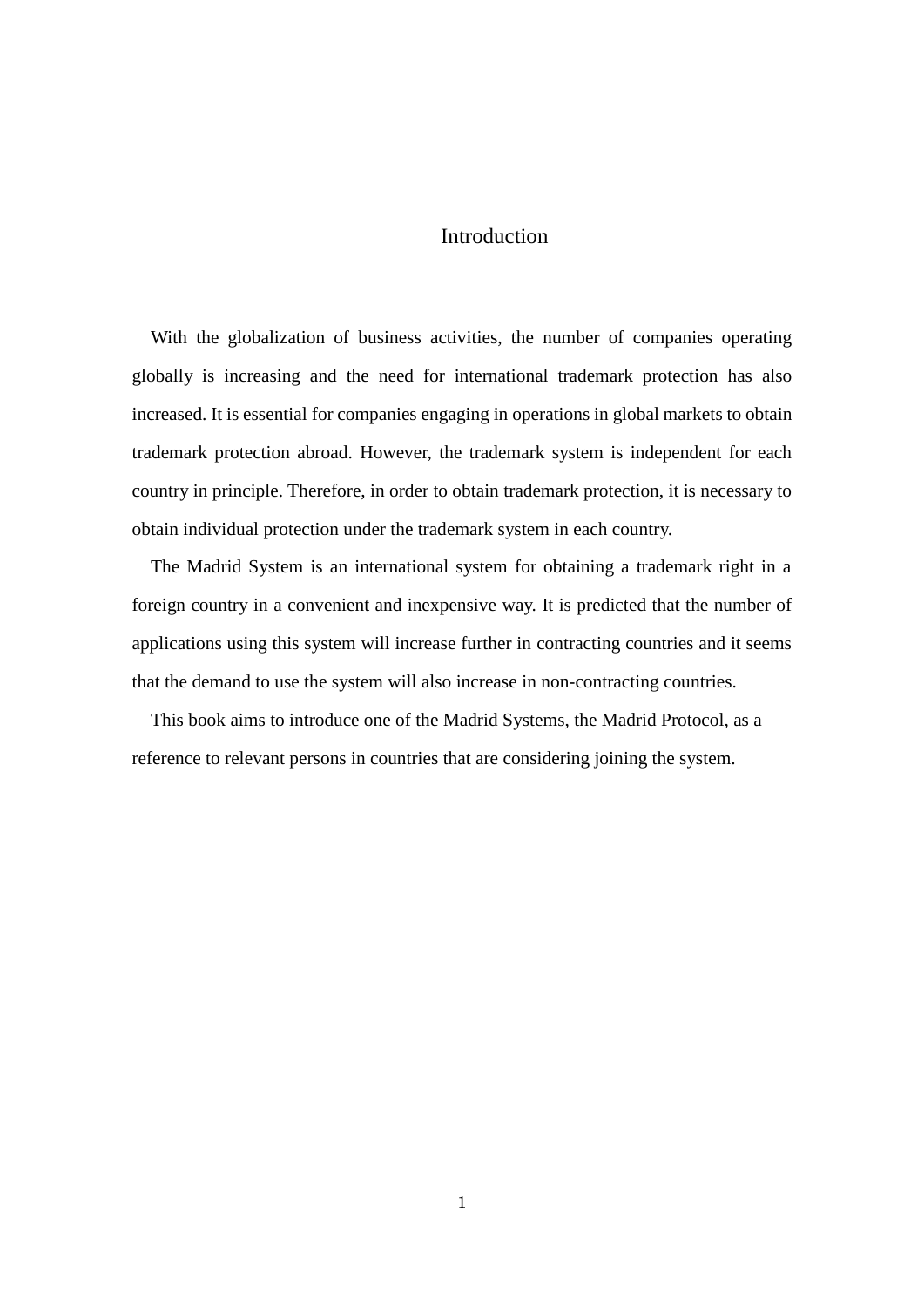# Introduction

With the globalization of business activities, the number of companies operating globally is increasing and the need for international trademark protection has also increased. It is essential for companies engaging in operations in global markets to obtain trademark protection abroad. However, the trademark system is independent for each country in principle. Therefore, in order to obtain trademark protection, it is necessary to obtain individual protection under the trademark system in each country.

The Madrid System is an international system for obtaining a trademark right in a foreign country in a convenient and inexpensive way. It is predicted that the number of applications using this system will increase further in contracting countries and it seems that the demand to use the system will also increase in non-contracting countries.

This book aims to introduce one of the Madrid Systems, the Madrid Protocol, as a reference to relevant persons in countries that are considering joining the system.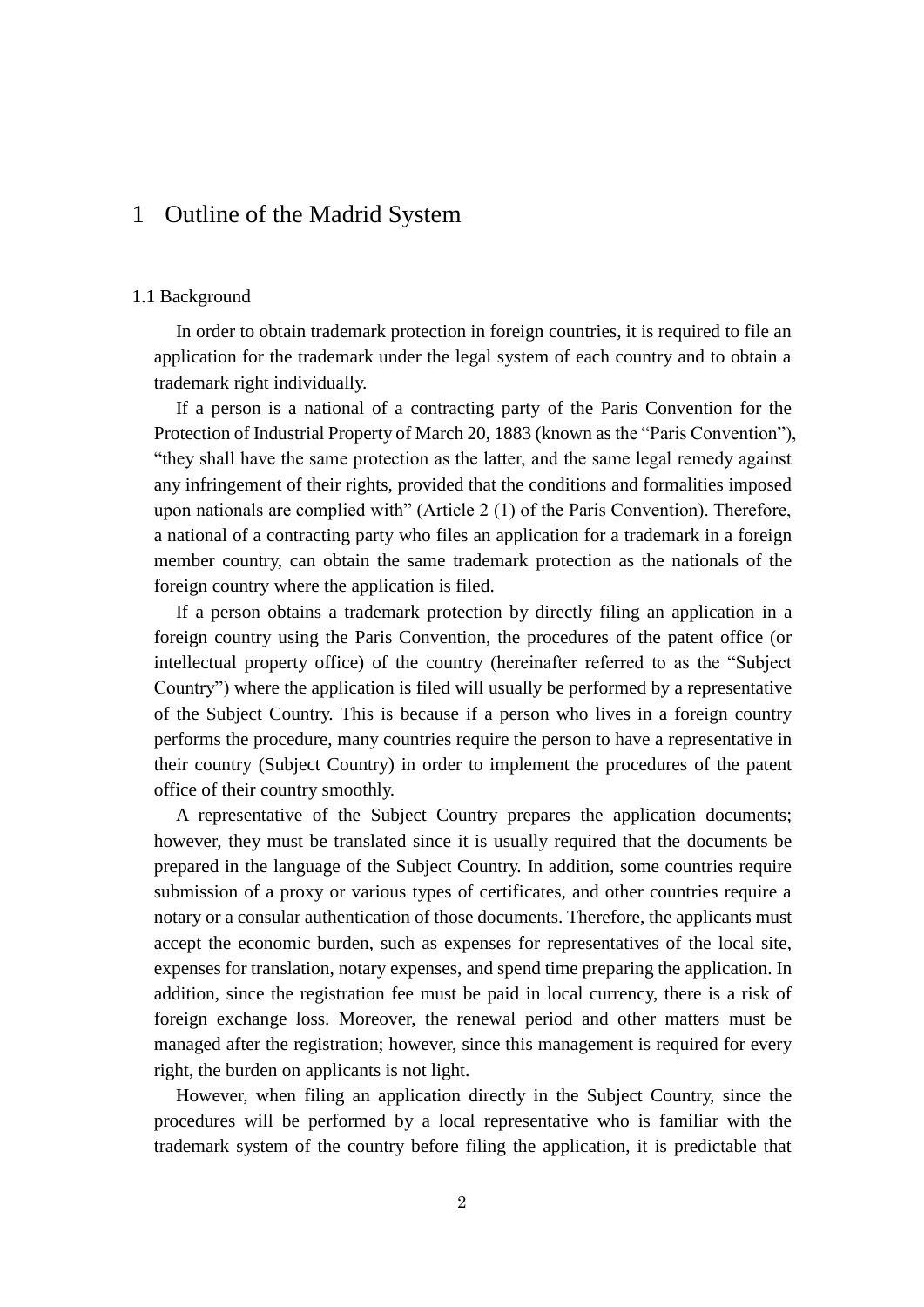# 1 Outline of the Madrid System

## 1.1 Background

In order to obtain trademark protection in foreign countries, it is required to file an application for the trademark under the legal system of each country and to obtain a trademark right individually.

If a person is a national of a contracting party of the Paris Convention for the Protection of Industrial Property of March 20, 1883 (known as the "Paris Convention"), "they shall have the same protection as the latter, and the same legal remedy against any infringement of their rights, provided that the conditions and formalities imposed upon nationals are complied with" (Article 2 (1) of the Paris Convention). Therefore, a national of a contracting party who files an application for a trademark in a foreign member country, can obtain the same trademark protection as the nationals of the foreign country where the application is filed.

If a person obtains a trademark protection by directly filing an application in a foreign country using the Paris Convention, the procedures of the patent office (or intellectual property office) of the country (hereinafter referred to as the "Subject Country") where the application is filed will usually be performed by a representative of the Subject Country. This is because if a person who lives in a foreign country performs the procedure, many countries require the person to have a representative in their country (Subject Country) in order to implement the procedures of the patent office of their country smoothly.

A representative of the Subject Country prepares the application documents; however, they must be translated since it is usually required that the documents be prepared in the language of the Subject Country. In addition, some countries require submission of a proxy or various types of certificates, and other countries require a notary or a consular authentication of those documents. Therefore, the applicants must accept the economic burden, such as expenses for representatives of the local site, expenses for translation, notary expenses, and spend time preparing the application. In addition, since the registration fee must be paid in local currency, there is a risk of foreign exchange loss. Moreover, the renewal period and other matters must be managed after the registration; however, since this management is required for every right, the burden on applicants is not light.

However, when filing an application directly in the Subject Country, since the procedures will be performed by a local representative who is familiar with the trademark system of the country before filing the application, it is predictable that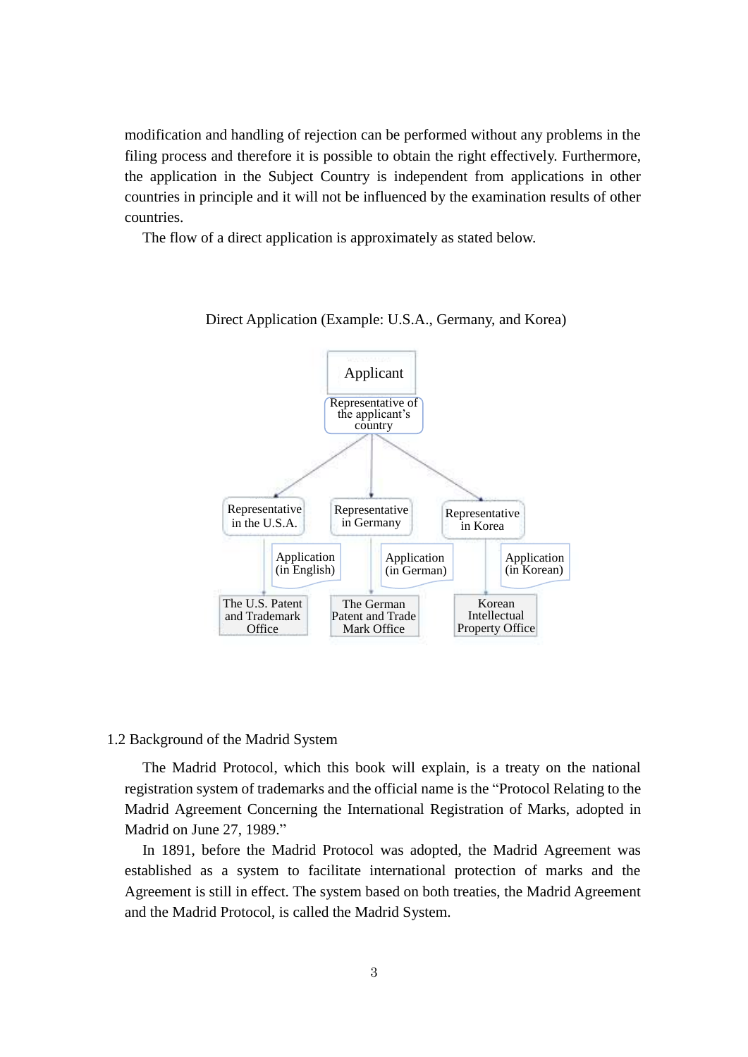modification and handling of rejection can be performed without any problems in the filing process and therefore it is possible to obtain the right effectively. Furthermore, the application in the Subject Country is independent from applications in other countries in principle and it will not be influenced by the examination results of other countries.

The flow of a direct application is approximately as stated below.

Direct Application (Example: U.S.A., Germany, and Korea)

Applicant

Representative of the applicant's country

Representative in the U.S.A. | Representative in Germany | Representative in Korea

Application (in English) | Application (in German) | Application (in Korean)

The U.S. Patent and Trademark Office | The German Patent and Trade Mark Office | Korean Intellectual Property Office

### 1.2 Background of the Madrid System

The Madrid Protocol, which this book will explain, is a treaty on the national registration system of trademarks and the official name is the "Protocol Relating to the Madrid Agreement Concerning the International Registration of Marks, adopted in Madrid on June 27, 1989."

In 1891, before the Madrid Protocol was adopted, the Madrid Agreement was established as a system to facilitate international protection of marks and the Agreement is still in effect. The system based on both treaties, the Madrid Agreement and the Madrid Protocol, is called the Madrid System.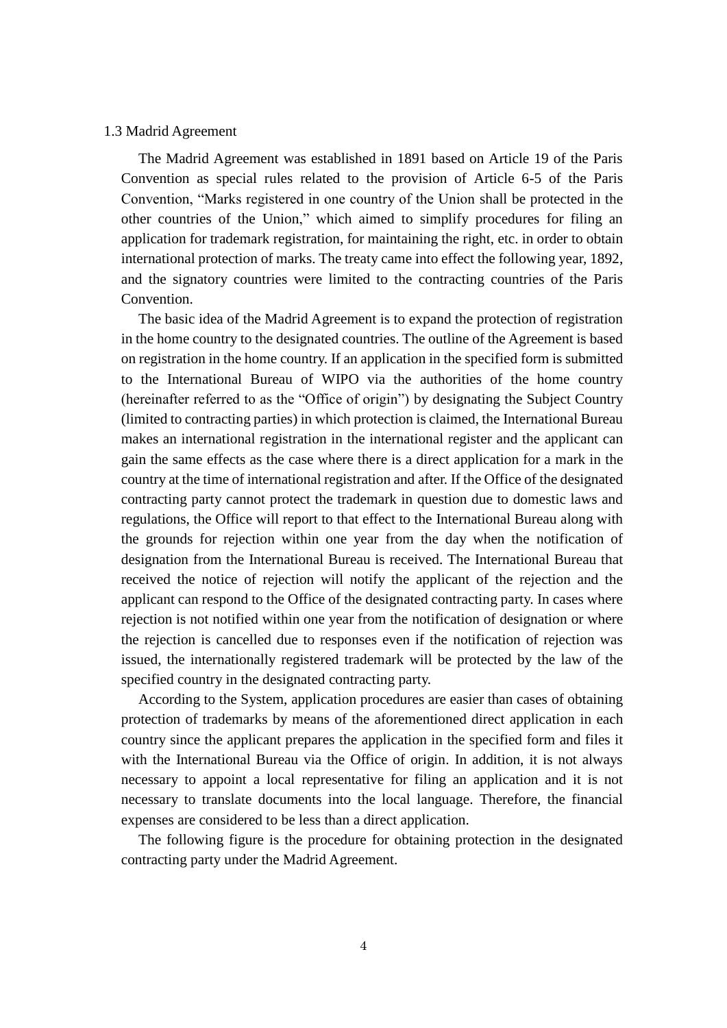### 1.3 Madrid Agreement

The Madrid Agreement was established in 1891 based on Article 19 of the Paris Convention as special rules related to the provision of Article 6-5 of the Paris Convention, "Marks registered in one country of the Union shall be protected in the other countries of the Union," which aimed to simplify procedures for filing an application for trademark registration, for maintaining the right, etc. in order to obtain international protection of marks. The treaty came into effect the following year, 1892, and the signatory countries were limited to the contracting countries of the Paris Convention.

The basic idea of the Madrid Agreement is to expand the protection of registration in the home country to the designated countries. The outline of the Agreement is based on registration in the home country. If an application in the specified form is submitted to the International Bureau of WIPO via the authorities of the home country (hereinafter referred to as the "Office of origin") by designating the Subject Country (limited to contracting parties) in which protection is claimed, the International Bureau makes an international registration in the international register and the applicant can gain the same effects as the case where there is a direct application for a mark in the country at the time of international registration and after. If the Office of the designated contracting party cannot protect the trademark in question due to domestic laws and regulations, the Office will report to that effect to the International Bureau along with the grounds for rejection within one year from the day when the notification of designation from the International Bureau is received. The International Bureau that received the notice of rejection will notify the applicant of the rejection and the applicant can respond to the Office of the designated contracting party. In cases where rejection is not notified within one year from the notification of designation or where the rejection is cancelled due to responses even if the notification of rejection was issued, the internationally registered trademark will be protected by the law of the specified country in the designated contracting party.

According to the System, application procedures are easier than cases of obtaining protection of trademarks by means of the aforementioned direct application in each country since the applicant prepares the application in the specified form and files it with the International Bureau via the Office of origin. In addition, it is not always necessary to appoint a local representative for filing an application and it is not necessary to translate documents into the local language. Therefore, the financial expenses are considered to be less than a direct application.

The following figure is the procedure for obtaining protection in the designated contracting party under the Madrid Agreement.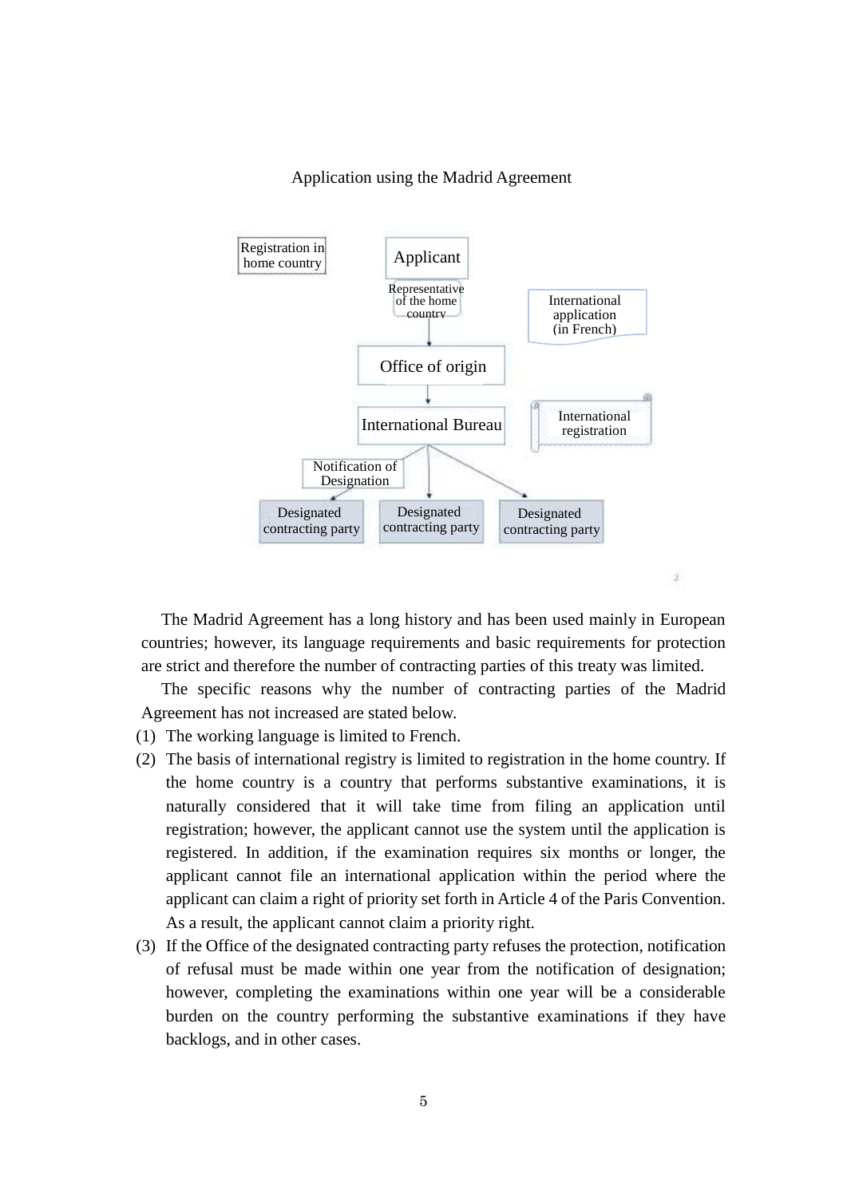Application using the Madrid Agreement

Registration in home country

Applicant

Representative of the home country

International application (in French)

Office of origin

International Bureau

International registration

Notification of Designation

Designated contracting party

Designated contracting party

Designated contracting party

The Madrid Agreement has a long history and has been used mainly in European countries; however, its language requirements and basic requirements for protection are strict and therefore the number of contracting parties of this treaty was limited.

The specific reasons why the number of contracting parties of the Madrid Agreement has not increased are stated below.

(1) The working language is limited to French.

(2) The basis of international registry is limited to registration in the home country. If the home country is a country that performs substantive examinations, it is naturally considered that it will take time from filing an application until registration; however, the applicant cannot use the system until the application is registered. In addition, if the examination requires six months or longer, the applicant cannot file an international application within the period where the applicant can claim a right of priority set forth in Article 4 of the Paris Convention. As a result, the applicant cannot claim a priority right.

(3) If the Office of the designated contracting party refuses the protection, notification of refusal must be made within one year from the notification of designation; however, completing the examinations within one year will be a considerable burden on the country performing the substantive examinations if they have backlogs, and in other cases.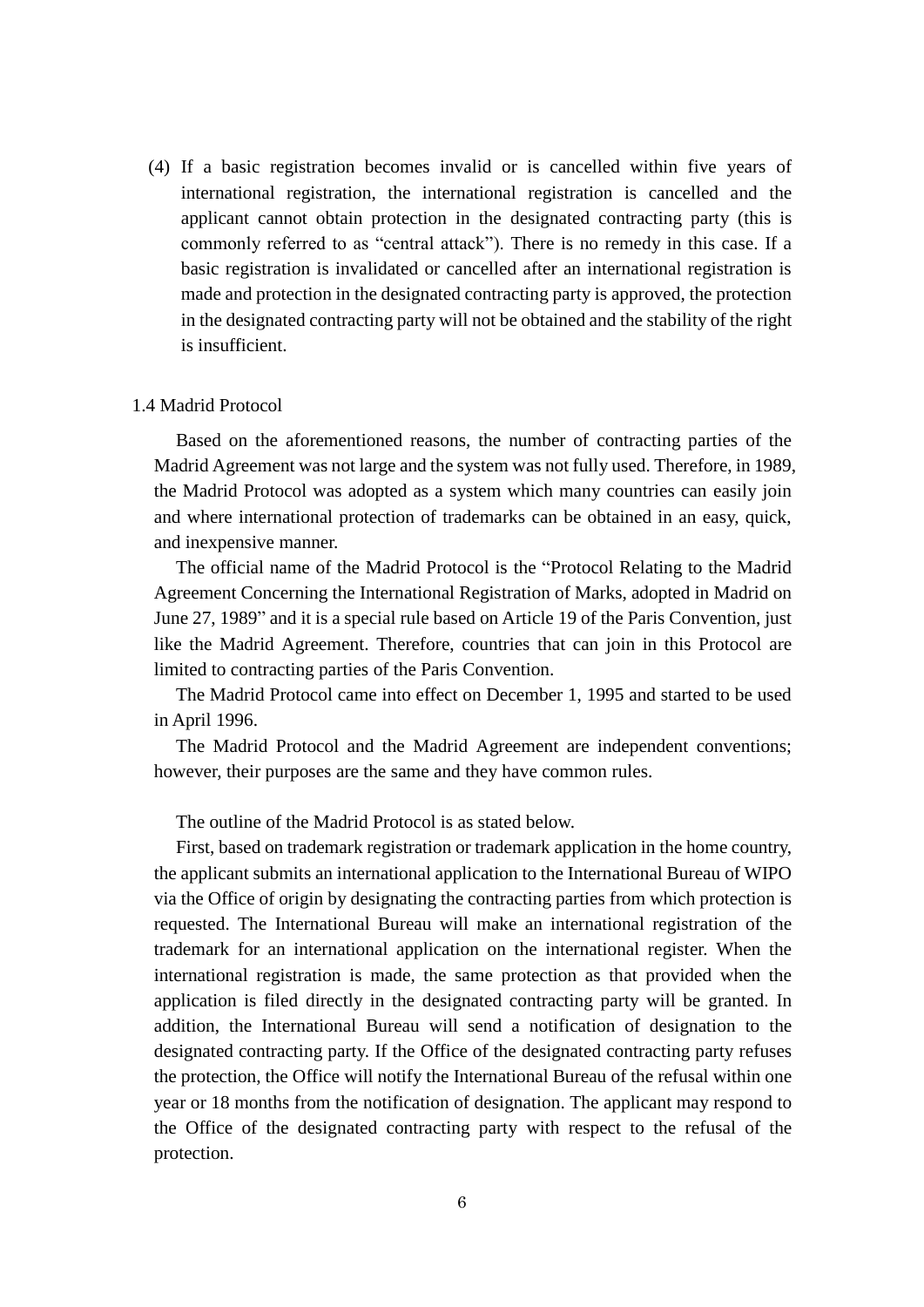(4) If a basic registration becomes invalid or is cancelled within five years of international registration, the international registration is cancelled and the applicant cannot obtain protection in the designated contracting party (this is commonly referred to as "central attack"). There is no remedy in this case. If a basic registration is invalidated or cancelled after an international registration is made and protection in the designated contracting party is approved, the protection in the designated contracting party will not be obtained and the stability of the right is insufficient.

### 1.4 Madrid Protocol

Based on the aforementioned reasons, the number of contracting parties of the Madrid Agreement was not large and the system was not fully used. Therefore, in 1989, the Madrid Protocol was adopted as a system which many countries can easily join and where international protection of trademarks can be obtained in an easy, quick, and inexpensive manner.

The official name of the Madrid Protocol is the "Protocol Relating to the Madrid Agreement Concerning the International Registration of Marks, adopted in Madrid on June 27, 1989" and it is a special rule based on Article 19 of the Paris Convention, just like the Madrid Agreement. Therefore, countries that can join in this Protocol are limited to contracting parties of the Paris Convention.

The Madrid Protocol came into effect on December 1, 1995 and started to be used in April 1996.

The Madrid Protocol and the Madrid Agreement are independent conventions; however, their purposes are the same and they have common rules.

The outline of the Madrid Protocol is as stated below.

First, based on trademark registration or trademark application in the home country, the applicant submits an international application to the International Bureau of WIPO via the Office of origin by designating the contracting parties from which protection is requested. The International Bureau will make an international registration of the trademark for an international application on the international register. When the international registration is made, the same protection as that provided when the application is filed directly in the designated contracting party will be granted. In addition, the International Bureau will send a notification of designation to the designated contracting party. If the Office of the designated contracting party refuses the protection, the Office will notify the International Bureau of the refusal within one year or 18 months from the notification of designation. The applicant may respond to the Office of the designated contracting party with respect to the refusal of the protection.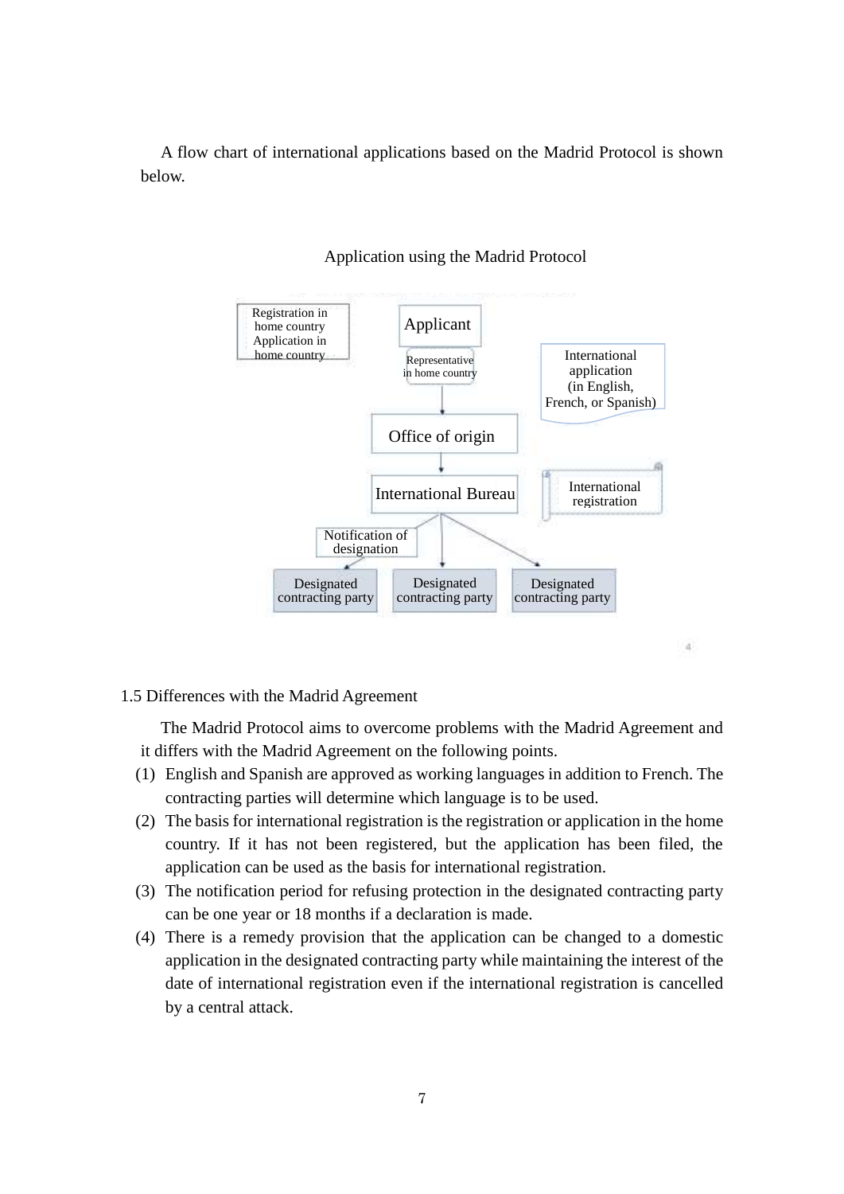A flow chart of international applications based on the Madrid Protocol is shown below.

Application using the Madrid Protocol

Registration in home country Application in home country

Applicant

Representative in home country

International application (in English, French, or Spanish)

Office of origin

International Bureau

International registration

Notification of designation

Designated contracting party

Designated contracting party

Designated contracting party

1.5 Differences with the Madrid Agreement

The Madrid Protocol aims to overcome problems with the Madrid Agreement and it differs with the Madrid Agreement on the following points.

(1) English and Spanish are approved as working languages in addition to French. The contracting parties will determine which language is to be used.

(2) The basis for international registration is the registration or application in the home country. If it has not been registered, but the application has been filed, the application can be used as the basis for international registration.

(3) The notification period for refusing protection in the designated contracting party can be one year or 18 months if a declaration is made.

(4) There is a remedy provision that the application can be changed to a domestic application in the designated contracting party while maintaining the interest of the date of international registration even if the international registration is cancelled by a central attack.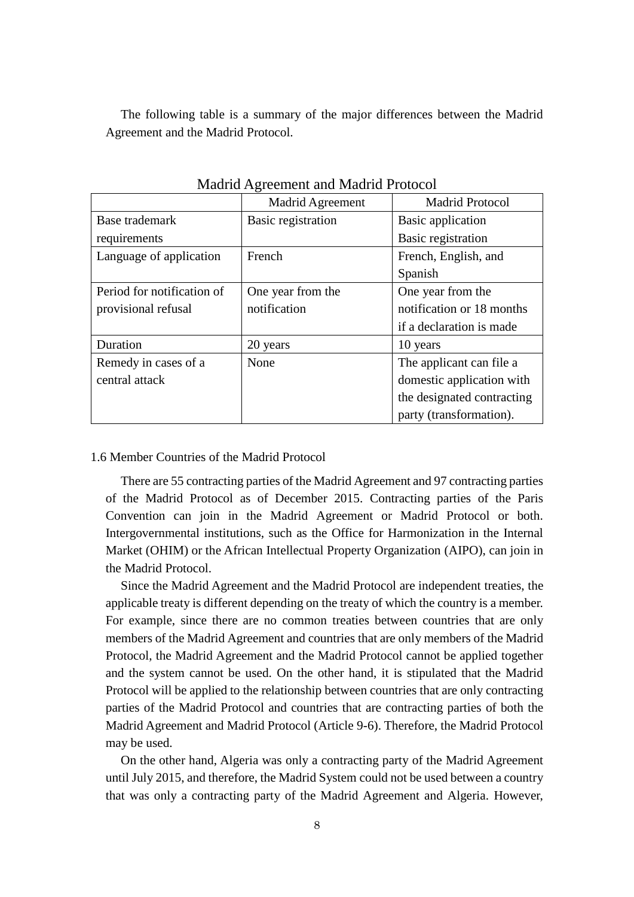The following table is a summary of the major differences between the Madrid Agreement and the Madrid Protocol.

Madrid Agreement and Madrid Protocol

| | Madrid Agreement | Madrid Protocol |
|---|---|---|
| Base trademark requirements | Basic registration | Basic application<br>Basic registration |
| Language of application | French | French, English, and Spanish |
| Period for notification of provisional refusal | One year from the notification | One year from the notification or 18 months if a declaration is made |
| Duration | 20 years | 10 years |
| Remedy in cases of a central attack | None | The applicant can file a domestic application with the designated contracting party (transformation). |

1.6 Member Countries of the Madrid Protocol

There are 55 contracting parties of the Madrid Agreement and 97 contracting parties of the Madrid Protocol as of December 2015. Contracting parties of the Paris Convention can join in the Madrid Agreement or Madrid Protocol or both. Intergovernmental institutions, such as the Office for Harmonization in the Internal Market (OHIM) or the African Intellectual Property Organization (AIPO), can join in the Madrid Protocol.

Since the Madrid Agreement and the Madrid Protocol are independent treaties, the applicable treaty is different depending on the treaty of which the country is a member. For example, since there are no common treaties between countries that are only members of the Madrid Agreement and countries that are only members of the Madrid Protocol, the Madrid Agreement and the Madrid Protocol cannot be applied together and the system cannot be used. On the other hand, it is stipulated that the Madrid Protocol will be applied to the relationship between countries that are only contracting parties of the Madrid Protocol and countries that are contracting parties of both the Madrid Agreement and Madrid Protocol (Article 9-6). Therefore, the Madrid Protocol may be used.

On the other hand, Algeria was only a contracting party of the Madrid Agreement until July 2015, and therefore, the Madrid System could not be used between a country that was only a contracting party of the Madrid Agreement and Algeria. However,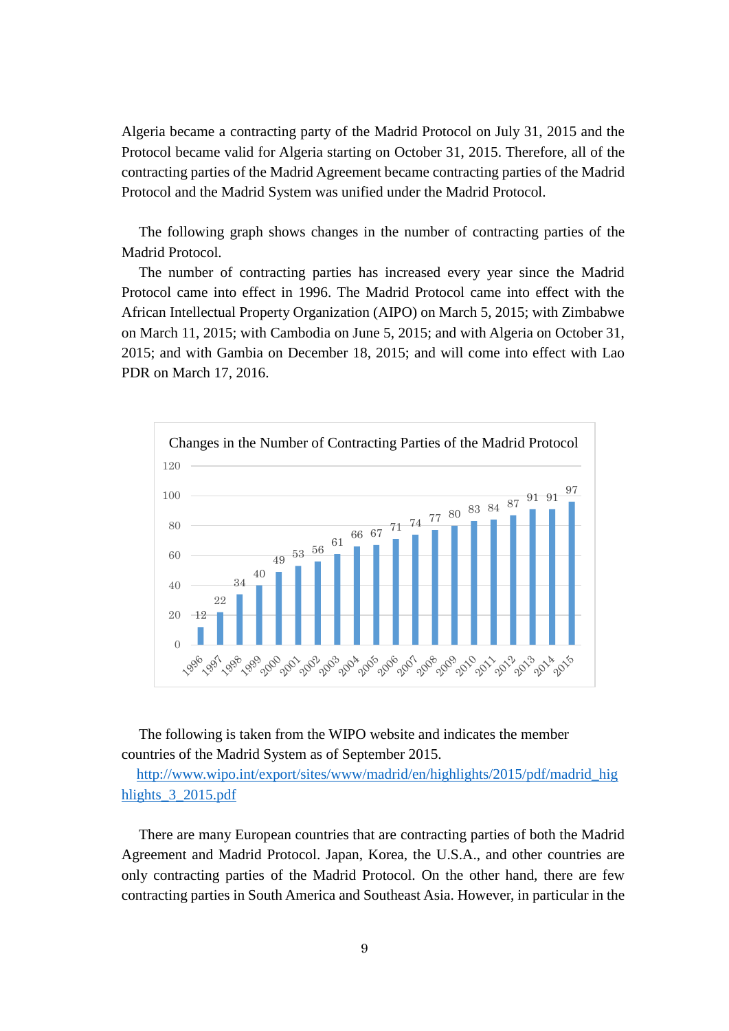Algeria became a contracting party of the Madrid Protocol on July 31, 2015 and the Protocol became valid for Algeria starting on October 31, 2015. Therefore, all of the contracting parties of the Madrid Agreement became contracting parties of the Madrid Protocol and the Madrid System was unified under the Madrid Protocol.

The following graph shows changes in the number of contracting parties of the Madrid Protocol.

The number of contracting parties has increased every year since the Madrid Protocol came into effect in 1996. The Madrid Protocol came into effect with the African Intellectual Property Organization (AIPO) on March 5, 2015; with Zimbabwe on March 11, 2015; with Cambodia on June 5, 2015; and with Algeria on October 31, 2015; and with Gambia on December 18, 2015; and will come into effect with Lao PDR on March 17, 2016.

Changes in the Number of Contracting Parties of the Madrid Protocol

| Year | Number |
|---|---|
| 1996 | 12 |
| 1997 | 22 |
| 1998 | 34 |
| 1999 | 40 |
| 2000 | 49 |
| 2001 | 53 |
| 2002 | 56 |
| 2003 | 61 |
| 2004 | 66 |
| 2005 | 67 |
| 2006 | 71 |
| 2007 | 74 |
| 2008 | 77 |
| 2009 | 80 |
| 2010 | 83 |
| 2011 | 84 |
| 2012 | 87 |
| 2013 | 91 |
| 2014 | 91 |
| 2015 | 97 |

The following is taken from the WIPO website and indicates the member countries of the Madrid System as of September 2015.

http://www.wipo.int/export/sites/www/madrid/en/highlights/2015/pdf/madrid_highlights_3_2015.pdf

There are many European countries that are contracting parties of both the Madrid Agreement and Madrid Protocol. Japan, Korea, the U.S.A., and other countries are only contracting parties of the Madrid Protocol. On the other hand, there are few contracting parties in South America and Southeast Asia. However, in particular in the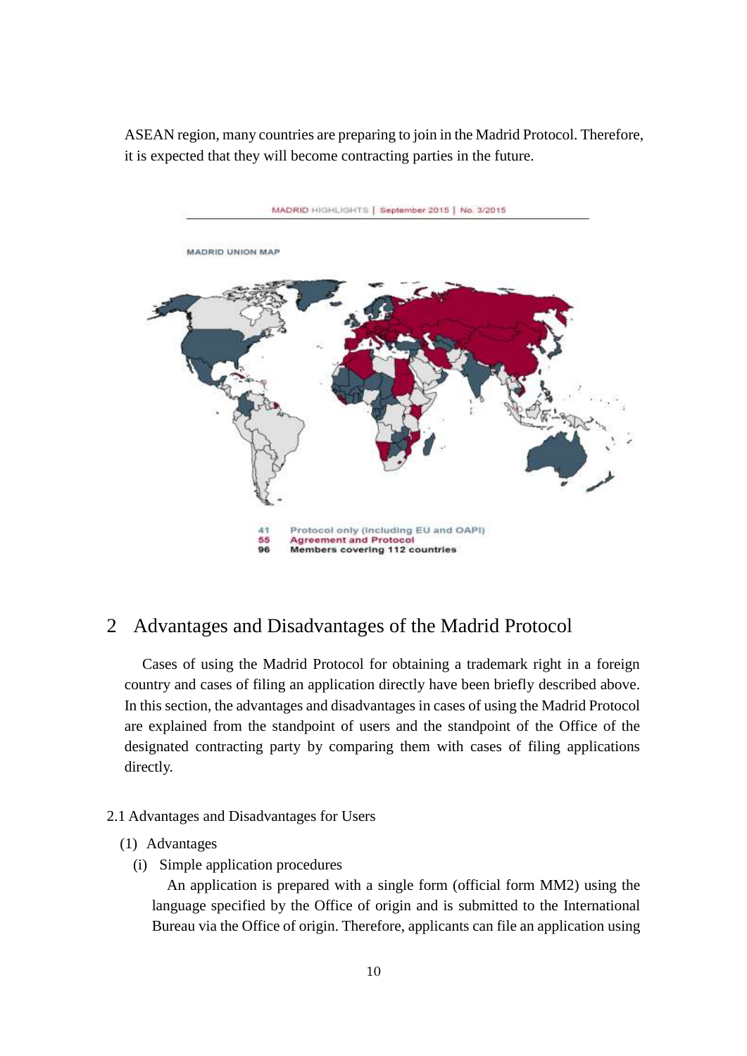ASEAN region, many countries are preparing to join in the Madrid Protocol. Therefore, it is expected that they will become contracting parties in the future.

MADRID HIGHLIGHTS | September 2015 | No. 3/2015

MADRID UNION MAP

41 Protocol only (including EU and OAPI)
55 Agreement and Protocol
96 Members covering 112 countries

## 2 Advantages and Disadvantages of the Madrid Protocol

Cases of using the Madrid Protocol for obtaining a trademark right in a foreign country and cases of filing an application directly have been briefly described above. In this section, the advantages and disadvantages in cases of using the Madrid Protocol are explained from the standpoint of users and the standpoint of the Office of the designated contracting party by comparing them with cases of filing applications directly.

### 2.1 Advantages and Disadvantages for Users

(1) Advantages

(i) Simple application procedures

An application is prepared with a single form (official form MM2) using the language specified by the Office of origin and is submitted to the International Bureau via the Office of origin. Therefore, applicants can file an application using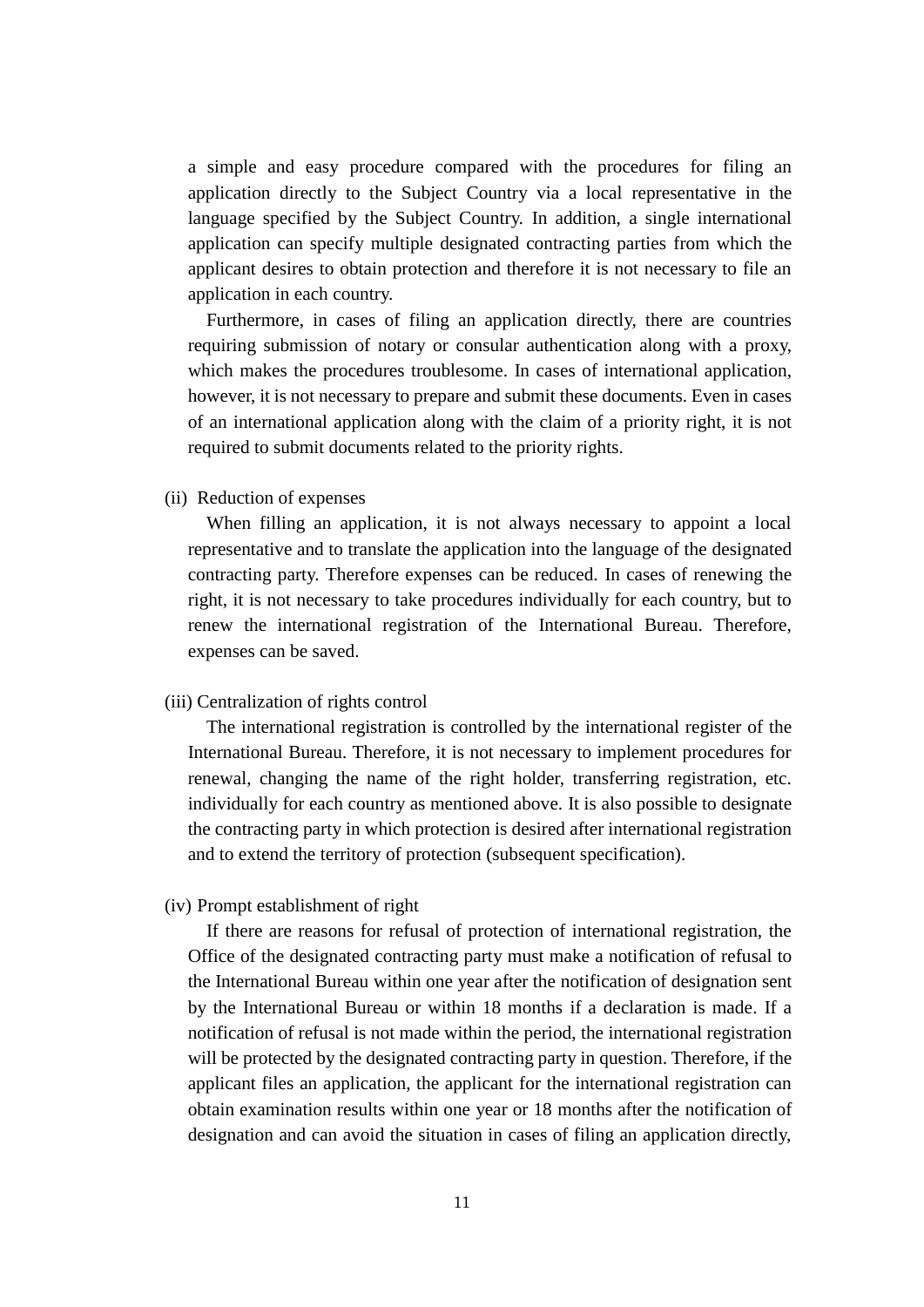a simple and easy procedure compared with the procedures for filing an application directly to the Subject Country via a local representative in the language specified by the Subject Country. In addition, a single international application can specify multiple designated contracting parties from which the applicant desires to obtain protection and therefore it is not necessary to file an application in each country.

Furthermore, in cases of filing an application directly, there are countries requiring submission of notary or consular authentication along with a proxy, which makes the procedures troublesome. In cases of international application, however, it is not necessary to prepare and submit these documents. Even in cases of an international application along with the claim of a priority right, it is not required to submit documents related to the priority rights.

(ii) Reduction of expenses

When filling an application, it is not always necessary to appoint a local representative and to translate the application into the language of the designated contracting party. Therefore expenses can be reduced. In cases of renewing the right, it is not necessary to take procedures individually for each country, but to renew the international registration of the International Bureau. Therefore, expenses can be saved.

(iii) Centralization of rights control

The international registration is controlled by the international register of the International Bureau. Therefore, it is not necessary to implement procedures for renewal, changing the name of the right holder, transferring registration, etc. individually for each country as mentioned above. It is also possible to designate the contracting party in which protection is desired after international registration and to extend the territory of protection (subsequent specification).

(iv) Prompt establishment of right

If there are reasons for refusal of protection of international registration, the Office of the designated contracting party must make a notification of refusal to the International Bureau within one year after the notification of designation sent by the International Bureau or within 18 months if a declaration is made. If a notification of refusal is not made within the period, the international registration will be protected by the designated contracting party in question. Therefore, if the applicant files an application, the applicant for the international registration can obtain examination results within one year or 18 months after the notification of designation and can avoid the situation in cases of filing an application directly,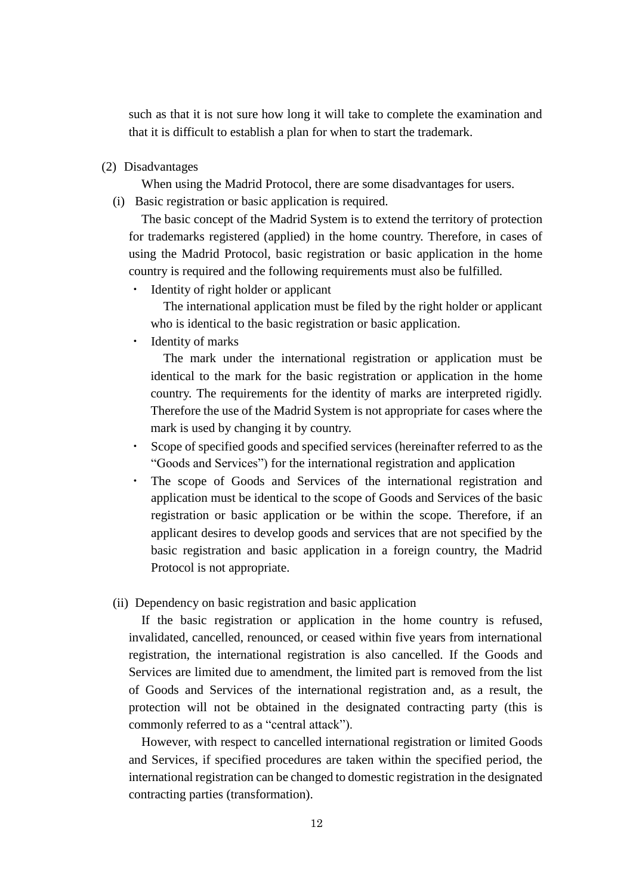such as that it is not sure how long it will take to complete the examination and that it is difficult to establish a plan for when to start the trademark.

(2) Disadvantages

When using the Madrid Protocol, there are some disadvantages for users.

(i) Basic registration or basic application is required.

The basic concept of the Madrid System is to extend the territory of protection for trademarks registered (applied) in the home country. Therefore, in cases of using the Madrid Protocol, basic registration or basic application in the home country is required and the following requirements must also be fulfilled.

- Identity of right holder or applicant

  The international application must be filed by the right holder or applicant who is identical to the basic registration or basic application.

- Identity of marks

  The mark under the international registration or application must be identical to the mark for the basic registration or application in the home country. The requirements for the identity of marks are interpreted rigidly. Therefore the use of the Madrid System is not appropriate for cases where the mark is used by changing it by country.

- Scope of specified goods and specified services (hereinafter referred to as the "Goods and Services") for the international registration and application
- The scope of Goods and Services of the international registration and application must be identical to the scope of Goods and Services of the basic registration or basic application or be within the scope. Therefore, if an applicant desires to develop goods and services that are not specified by the basic registration and basic application in a foreign country, the Madrid Protocol is not appropriate.

(ii) Dependency on basic registration and basic application

If the basic registration or application in the home country is refused, invalidated, cancelled, renounced, or ceased within five years from international registration, the international registration is also cancelled. If the Goods and Services are limited due to amendment, the limited part is removed from the list of Goods and Services of the international registration and, as a result, the protection will not be obtained in the designated contracting party (this is commonly referred to as a "central attack").

However, with respect to cancelled international registration or limited Goods and Services, if specified procedures are taken within the specified period, the international registration can be changed to domestic registration in the designated contracting parties (transformation).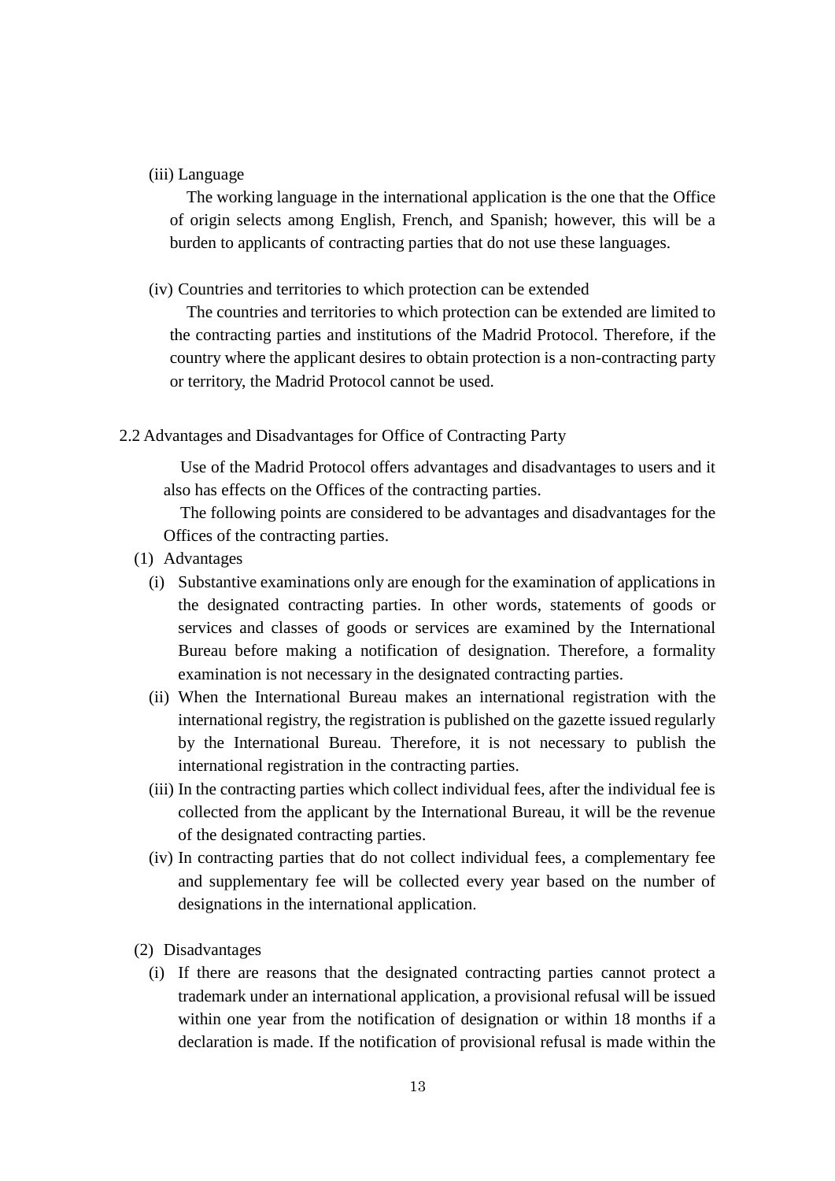(iii) Language

The working language in the international application is the one that the Office of origin selects among English, French, and Spanish; however, this will be a burden to applicants of contracting parties that do not use these languages.

(iv) Countries and territories to which protection can be extended

The countries and territories to which protection can be extended are limited to the contracting parties and institutions of the Madrid Protocol. Therefore, if the country where the applicant desires to obtain protection is a non-contracting party or territory, the Madrid Protocol cannot be used.

## 2.2 Advantages and Disadvantages for Office of Contracting Party

Use of the Madrid Protocol offers advantages and disadvantages to users and it also has effects on the Offices of the contracting parties.

The following points are considered to be advantages and disadvantages for the Offices of the contracting parties.

(1) Advantages

(i) Substantive examinations only are enough for the examination of applications in the designated contracting parties. In other words, statements of goods or services and classes of goods or services are examined by the International Bureau before making a notification of designation. Therefore, a formality examination is not necessary in the designated contracting parties.

(ii) When the International Bureau makes an international registration with the international registry, the registration is published on the gazette issued regularly by the International Bureau. Therefore, it is not necessary to publish the international registration in the contracting parties.

(iii) In the contracting parties which collect individual fees, after the individual fee is collected from the applicant by the International Bureau, it will be the revenue of the designated contracting parties.

(iv) In contracting parties that do not collect individual fees, a complementary fee and supplementary fee will be collected every year based on the number of designations in the international application.

(2) Disadvantages

(i) If there are reasons that the designated contracting parties cannot protect a trademark under an international application, a provisional refusal will be issued within one year from the notification of designation or within 18 months if a declaration is made. If the notification of provisional refusal is made within the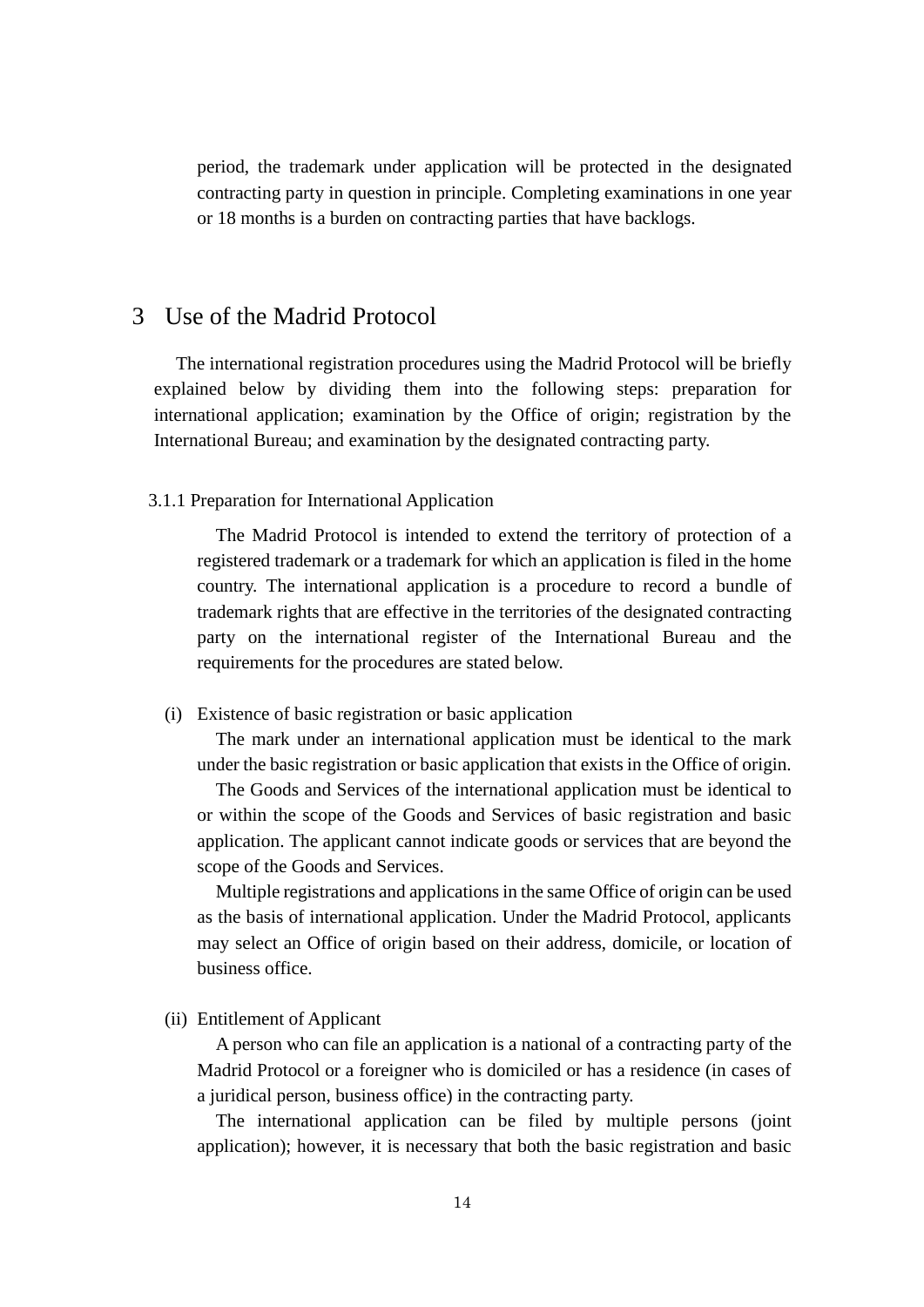period, the trademark under application will be protected in the designated contracting party in question in principle. Completing examinations in one year or 18 months is a burden on contracting parties that have backlogs.

# 3 Use of the Madrid Protocol

The international registration procedures using the Madrid Protocol will be briefly explained below by dividing them into the following steps: preparation for international application; examination by the Office of origin; registration by the International Bureau; and examination by the designated contracting party.

### 3.1.1 Preparation for International Application

The Madrid Protocol is intended to extend the territory of protection of a registered trademark or a trademark for which an application is filed in the home country. The international application is a procedure to record a bundle of trademark rights that are effective in the territories of the designated contracting party on the international register of the International Bureau and the requirements for the procedures are stated below.

(i) Existence of basic registration or basic application

The mark under an international application must be identical to the mark under the basic registration or basic application that exists in the Office of origin.

The Goods and Services of the international application must be identical to or within the scope of the Goods and Services of basic registration and basic application. The applicant cannot indicate goods or services that are beyond the scope of the Goods and Services.

Multiple registrations and applications in the same Office of origin can be used as the basis of international application. Under the Madrid Protocol, applicants may select an Office of origin based on their address, domicile, or location of business office.

(ii) Entitlement of Applicant

A person who can file an application is a national of a contracting party of the Madrid Protocol or a foreigner who is domiciled or has a residence (in cases of a juridical person, business office) in the contracting party.

The international application can be filed by multiple persons (joint application); however, it is necessary that both the basic registration and basic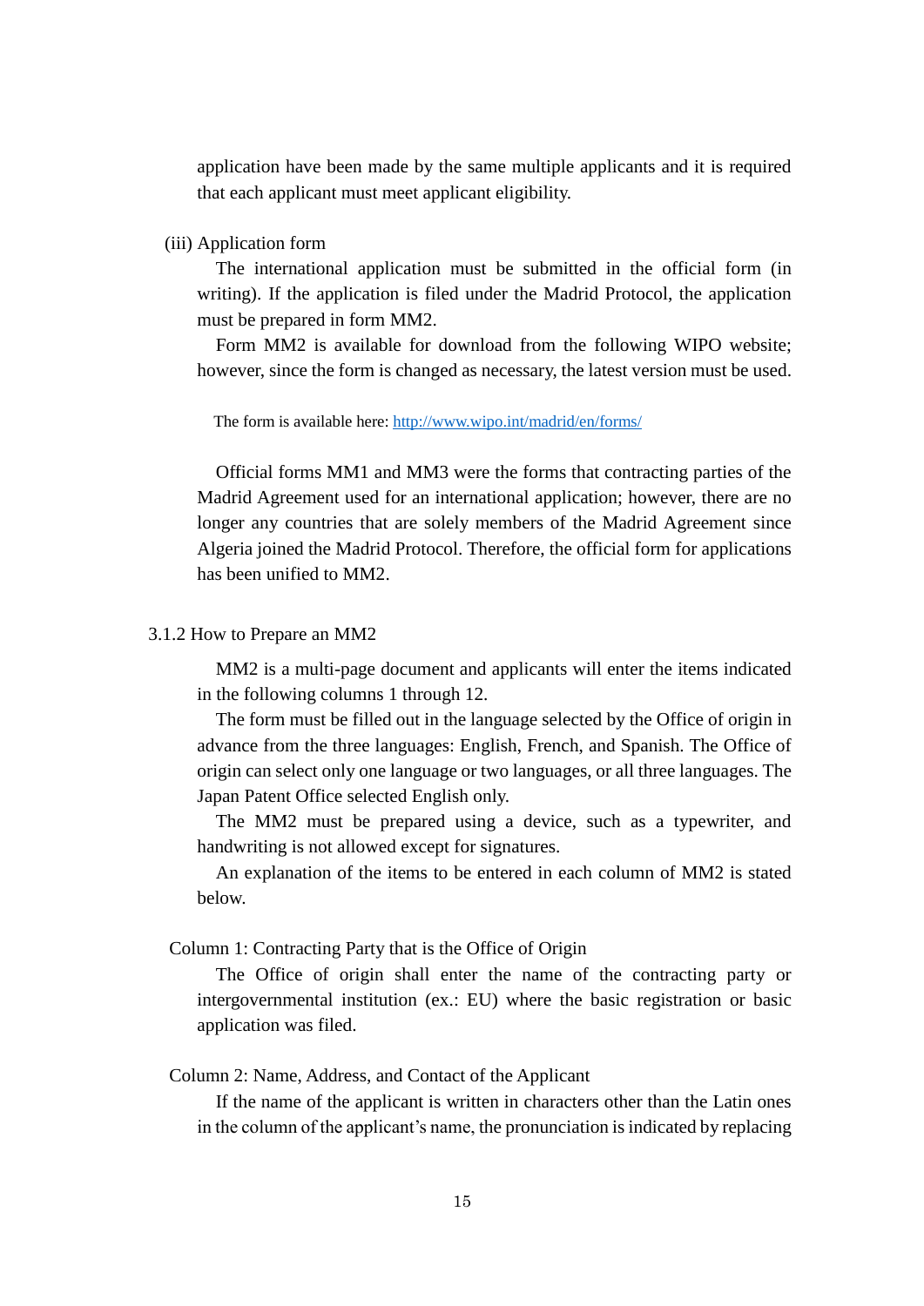application have been made by the same multiple applicants and it is required that each applicant must meet applicant eligibility.

(iii) Application form

The international application must be submitted in the official form (in writing). If the application is filed under the Madrid Protocol, the application must be prepared in form MM2.

Form MM2 is available for download from the following WIPO website; however, since the form is changed as necessary, the latest version must be used.

The form is available here: http://www.wipo.int/madrid/en/forms/

Official forms MM1 and MM3 were the forms that contracting parties of the Madrid Agreement used for an international application; however, there are no longer any countries that are solely members of the Madrid Agreement since Algeria joined the Madrid Protocol. Therefore, the official form for applications has been unified to MM2.

### 3.1.2 How to Prepare an MM2

MM2 is a multi-page document and applicants will enter the items indicated in the following columns 1 through 12.

The form must be filled out in the language selected by the Office of origin in advance from the three languages: English, French, and Spanish. The Office of origin can select only one language or two languages, or all three languages. The Japan Patent Office selected English only.

The MM2 must be prepared using a device, such as a typewriter, and handwriting is not allowed except for signatures.

An explanation of the items to be entered in each column of MM2 is stated below.

Column 1: Contracting Party that is the Office of Origin

The Office of origin shall enter the name of the contracting party or intergovernmental institution (ex.: EU) where the basic registration or basic application was filed.

Column 2: Name, Address, and Contact of the Applicant

If the name of the applicant is written in characters other than the Latin ones in the column of the applicant's name, the pronunciation is indicated by replacing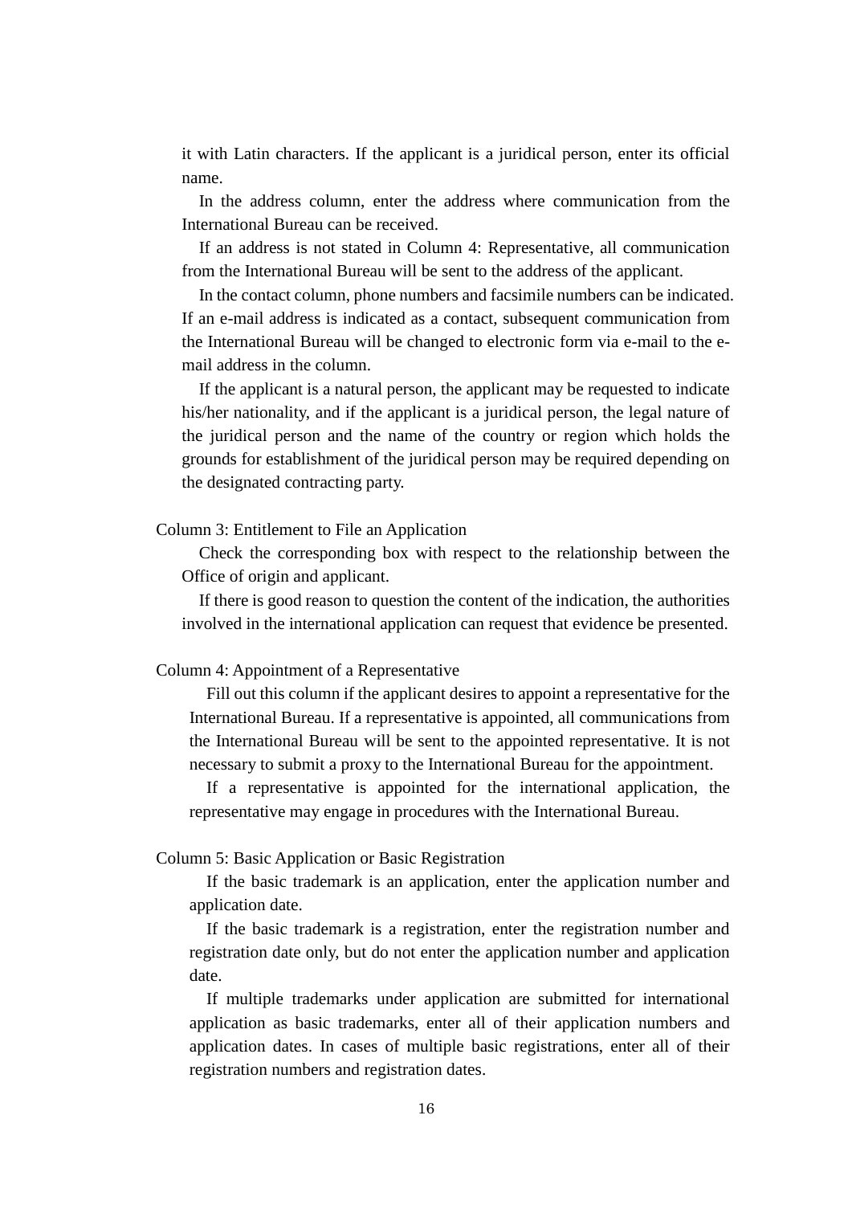it with Latin characters. If the applicant is a juridical person, enter its official name.

In the address column, enter the address where communication from the International Bureau can be received.

If an address is not stated in Column 4: Representative, all communication from the International Bureau will be sent to the address of the applicant.

In the contact column, phone numbers and facsimile numbers can be indicated. If an e-mail address is indicated as a contact, subsequent communication from the International Bureau will be changed to electronic form via e-mail to the e-mail address in the column.

If the applicant is a natural person, the applicant may be requested to indicate his/her nationality, and if the applicant is a juridical person, the legal nature of the juridical person and the name of the country or region which holds the grounds for establishment of the juridical person may be required depending on the designated contracting party.

Column 3: Entitlement to File an Application

Check the corresponding box with respect to the relationship between the Office of origin and applicant.

If there is good reason to question the content of the indication, the authorities involved in the international application can request that evidence be presented.

Column 4: Appointment of a Representative

Fill out this column if the applicant desires to appoint a representative for the International Bureau. If a representative is appointed, all communications from the International Bureau will be sent to the appointed representative. It is not necessary to submit a proxy to the International Bureau for the appointment.

If a representative is appointed for the international application, the representative may engage in procedures with the International Bureau.

Column 5: Basic Application or Basic Registration

If the basic trademark is an application, enter the application number and application date.

If the basic trademark is a registration, enter the registration number and registration date only, but do not enter the application number and application date.

If multiple trademarks under application are submitted for international application as basic trademarks, enter all of their application numbers and application dates. In cases of multiple basic registrations, enter all of their registration numbers and registration dates.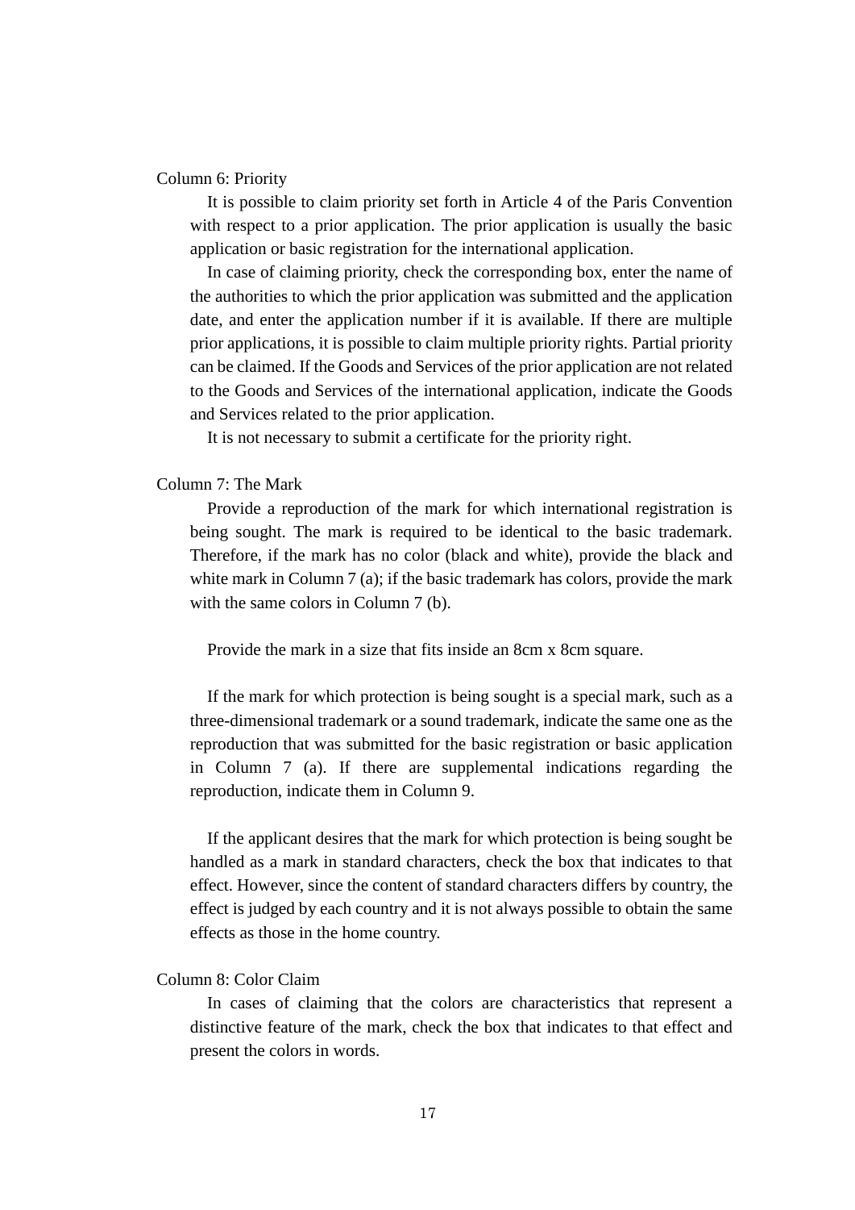Column 6: Priority

It is possible to claim priority set forth in Article 4 of the Paris Convention with respect to a prior application. The prior application is usually the basic application or basic registration for the international application.

In case of claiming priority, check the corresponding box, enter the name of the authorities to which the prior application was submitted and the application date, and enter the application number if it is available. If there are multiple prior applications, it is possible to claim multiple priority rights. Partial priority can be claimed. If the Goods and Services of the prior application are not related to the Goods and Services of the international application, indicate the Goods and Services related to the prior application.

It is not necessary to submit a certificate for the priority right.

Column 7: The Mark

Provide a reproduction of the mark for which international registration is being sought. The mark is required to be identical to the basic trademark. Therefore, if the mark has no color (black and white), provide the black and white mark in Column 7 (a); if the basic trademark has colors, provide the mark with the same colors in Column 7 (b).

Provide the mark in a size that fits inside an 8cm x 8cm square.

If the mark for which protection is being sought is a special mark, such as a three-dimensional trademark or a sound trademark, indicate the same one as the reproduction that was submitted for the basic registration or basic application in Column 7 (a). If there are supplemental indications regarding the reproduction, indicate them in Column 9.

If the applicant desires that the mark for which protection is being sought be handled as a mark in standard characters, check the box that indicates to that effect. However, since the content of standard characters differs by country, the effect is judged by each country and it is not always possible to obtain the same effects as those in the home country.

Column 8: Color Claim

In cases of claiming that the colors are characteristics that represent a distinctive feature of the mark, check the box that indicates to that effect and present the colors in words.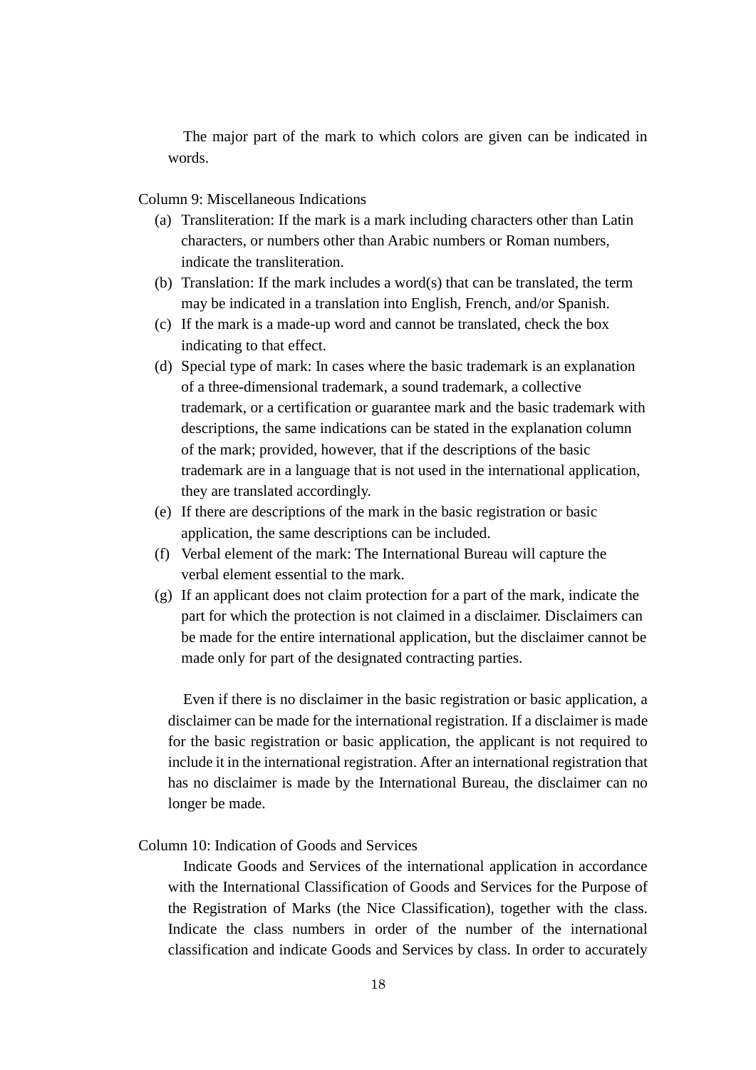The major part of the mark to which colors are given can be indicated in words.

Column 9: Miscellaneous Indications

(a) Transliteration: If the mark is a mark including characters other than Latin characters, or numbers other than Arabic numbers or Roman numbers, indicate the transliteration.
(b) Translation: If the mark includes a word(s) that can be translated, the term may be indicated in a translation into English, French, and/or Spanish.
(c) If the mark is a made-up word and cannot be translated, check the box indicating to that effect.
(d) Special type of mark: In cases where the basic trademark is an explanation of a three-dimensional trademark, a sound trademark, a collective trademark, or a certification or guarantee mark and the basic trademark with descriptions, the same indications can be stated in the explanation column of the mark; provided, however, that if the descriptions of the basic trademark are in a language that is not used in the international application, they are translated accordingly.
(e) If there are descriptions of the mark in the basic registration or basic application, the same descriptions can be included.
(f) Verbal element of the mark: The International Bureau will capture the verbal element essential to the mark.
(g) If an applicant does not claim protection for a part of the mark, indicate the part for which the protection is not claimed in a disclaimer. Disclaimers can be made for the entire international application, but the disclaimer cannot be made only for part of the designated contracting parties.

Even if there is no disclaimer in the basic registration or basic application, a disclaimer can be made for the international registration. If a disclaimer is made for the basic registration or basic application, the applicant is not required to include it in the international registration. After an international registration that has no disclaimer is made by the International Bureau, the disclaimer can no longer be made.

Column 10: Indication of Goods and Services

Indicate Goods and Services of the international application in accordance with the International Classification of Goods and Services for the Purpose of the Registration of Marks (the Nice Classification), together with the class. Indicate the class numbers in order of the number of the international classification and indicate Goods and Services by class. In order to accurately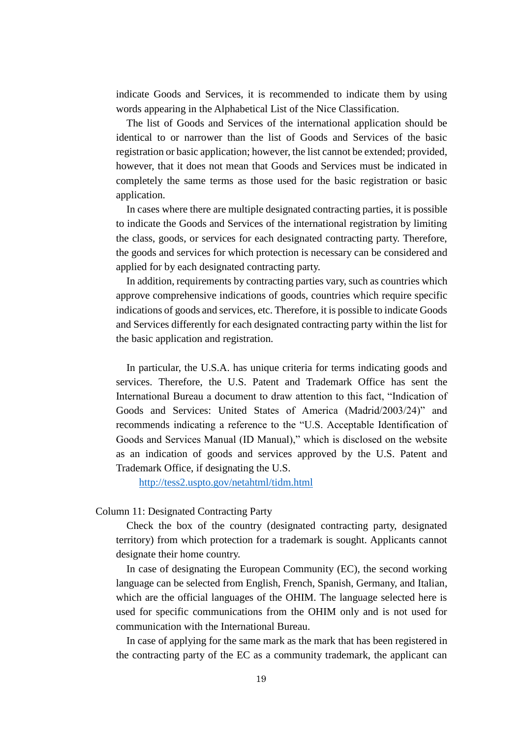indicate Goods and Services, it is recommended to indicate them by using words appearing in the Alphabetical List of the Nice Classification.

The list of Goods and Services of the international application should be identical to or narrower than the list of Goods and Services of the basic registration or basic application; however, the list cannot be extended; provided, however, that it does not mean that Goods and Services must be indicated in completely the same terms as those used for the basic registration or basic application.

In cases where there are multiple designated contracting parties, it is possible to indicate the Goods and Services of the international registration by limiting the class, goods, or services for each designated contracting party. Therefore, the goods and services for which protection is necessary can be considered and applied for by each designated contracting party.

In addition, requirements by contracting parties vary, such as countries which approve comprehensive indications of goods, countries which require specific indications of goods and services, etc. Therefore, it is possible to indicate Goods and Services differently for each designated contracting party within the list for the basic application and registration.

In particular, the U.S.A. has unique criteria for terms indicating goods and services. Therefore, the U.S. Patent and Trademark Office has sent the International Bureau a document to draw attention to this fact, "Indication of Goods and Services: United States of America (Madrid/2003/24)" and recommends indicating a reference to the "U.S. Acceptable Identification of Goods and Services Manual (ID Manual)," which is disclosed on the website as an indication of goods and services approved by the U.S. Patent and Trademark Office, if designating the U.S.

http://tess2.uspto.gov/netahtml/tidm.html

Column 11: Designated Contracting Party

Check the box of the country (designated contracting party, designated territory) from which protection for a trademark is sought. Applicants cannot designate their home country.

In case of designating the European Community (EC), the second working language can be selected from English, French, Spanish, Germany, and Italian, which are the official languages of the OHIM. The language selected here is used for specific communications from the OHIM only and is not used for communication with the International Bureau.

In case of applying for the same mark as the mark that has been registered in the contracting party of the EC as a community trademark, the applicant can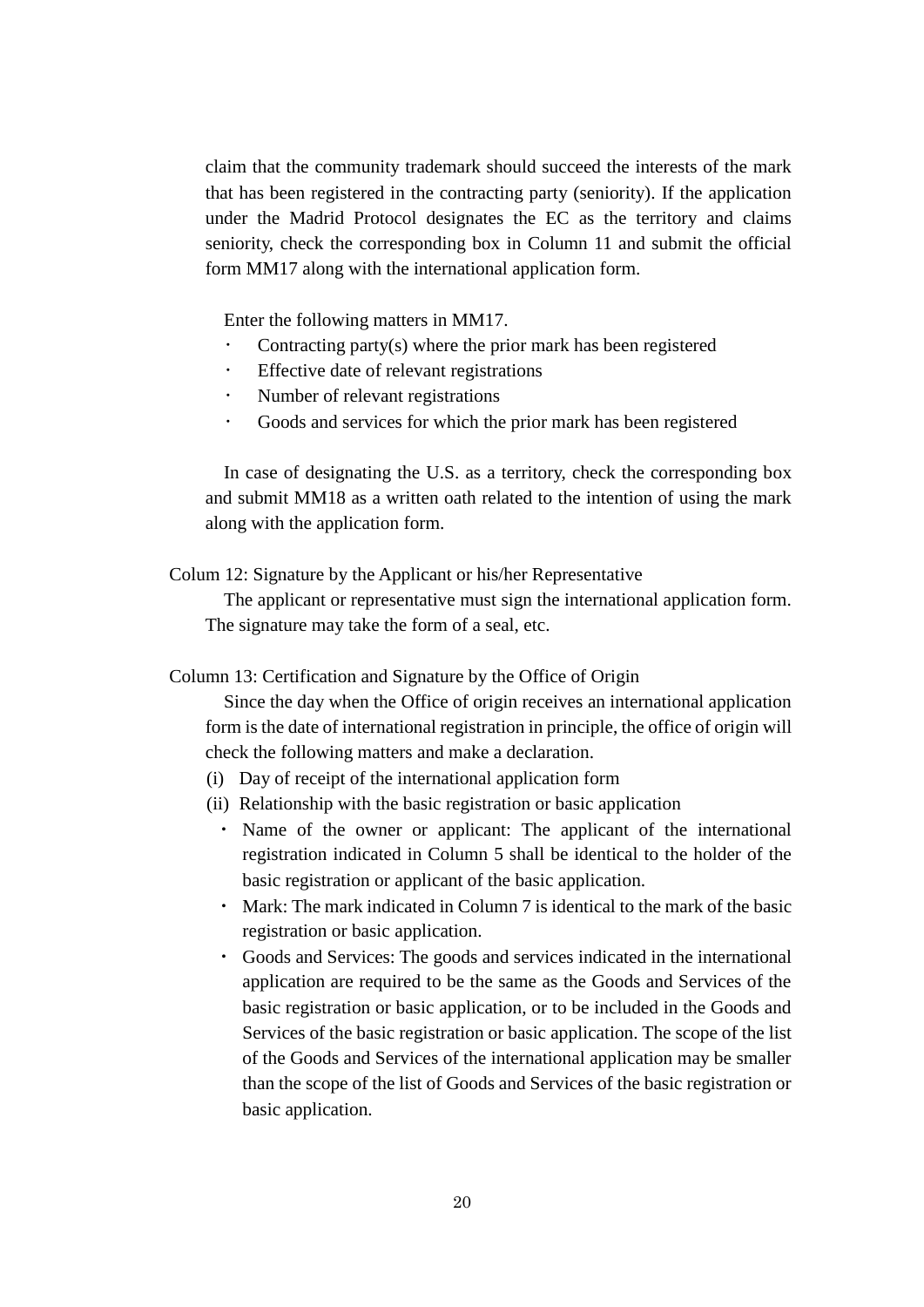claim that the community trademark should succeed the interests of the mark that has been registered in the contracting party (seniority). If the application under the Madrid Protocol designates the EC as the territory and claims seniority, check the corresponding box in Column 11 and submit the official form MM17 along with the international application form.

Enter the following matters in MM17.

- Contracting party(s) where the prior mark has been registered
- Effective date of relevant registrations
- Number of relevant registrations
- Goods and services for which the prior mark has been registered

In case of designating the U.S. as a territory, check the corresponding box and submit MM18 as a written oath related to the intention of using the mark along with the application form.

Colum 12: Signature by the Applicant or his/her Representative

The applicant or representative must sign the international application form. The signature may take the form of a seal, etc.

Column 13: Certification and Signature by the Office of Origin

Since the day when the Office of origin receives an international application form is the date of international registration in principle, the office of origin will check the following matters and make a declaration.

(i) Day of receipt of the international application form

(ii) Relationship with the basic registration or basic application

- Name of the owner or applicant: The applicant of the international registration indicated in Column 5 shall be identical to the holder of the basic registration or applicant of the basic application.
- Mark: The mark indicated in Column 7 is identical to the mark of the basic registration or basic application.
- Goods and Services: The goods and services indicated in the international application are required to be the same as the Goods and Services of the basic registration or basic application, or to be included in the Goods and Services of the basic registration or basic application. The scope of the list of the Goods and Services of the international application may be smaller than the scope of the list of Goods and Services of the basic registration or basic application.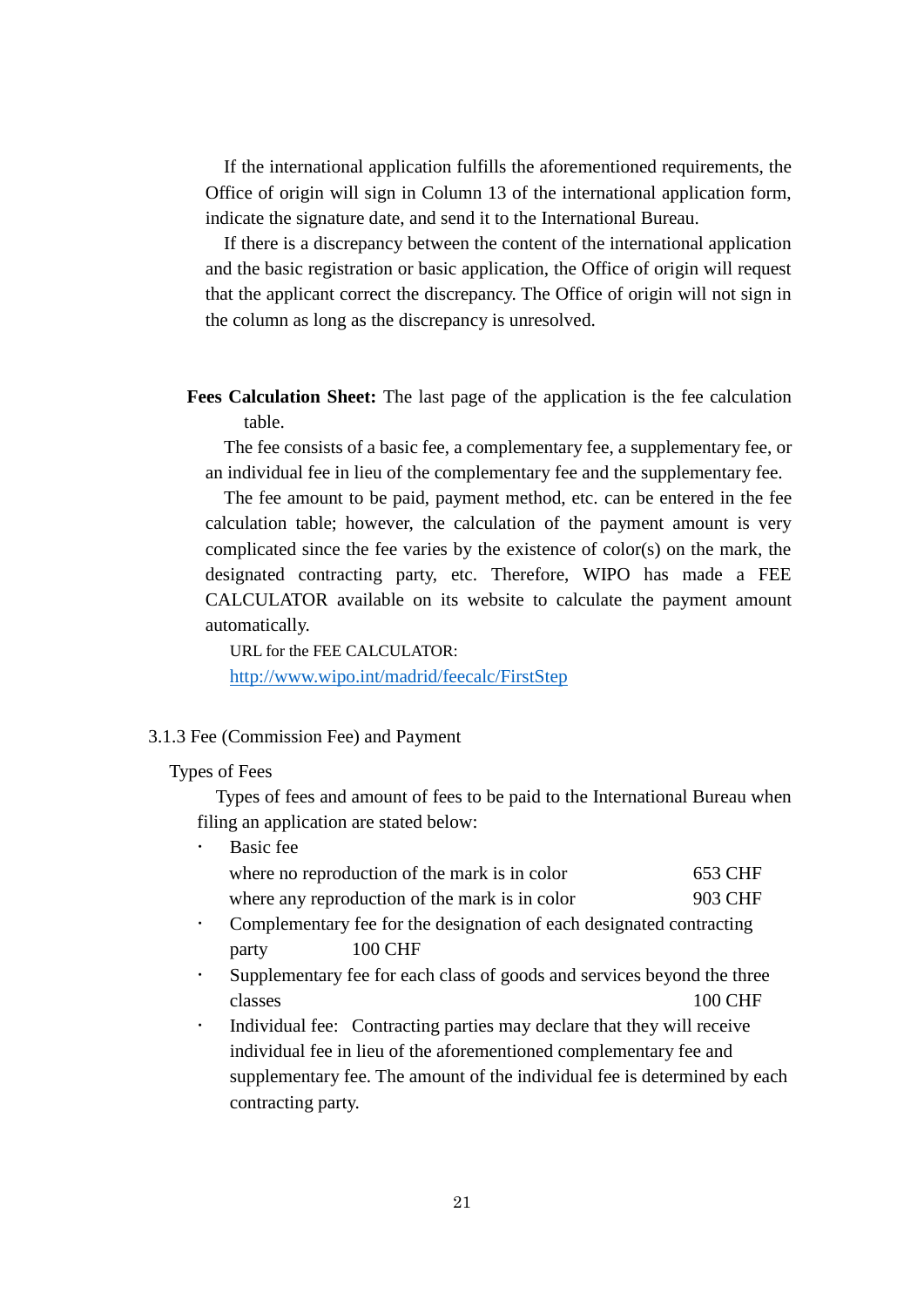If the international application fulfills the aforementioned requirements, the Office of origin will sign in Column 13 of the international application form, indicate the signature date, and send it to the International Bureau.

If there is a discrepancy between the content of the international application and the basic registration or basic application, the Office of origin will request that the applicant correct the discrepancy. The Office of origin will not sign in the column as long as the discrepancy is unresolved.

**Fees Calculation Sheet:** The last page of the application is the fee calculation table.

The fee consists of a basic fee, a complementary fee, a supplementary fee, or an individual fee in lieu of the complementary fee and the supplementary fee.

The fee amount to be paid, payment method, etc. can be entered in the fee calculation table; however, the calculation of the payment amount is very complicated since the fee varies by the existence of color(s) on the mark, the designated contracting party, etc. Therefore, WIPO has made a FEE CALCULATOR available on its website to calculate the payment amount automatically.

URL for the FEE CALCULATOR:
http://www.wipo.int/madrid/feecalc/FirstStep

### 3.1.3 Fee (Commission Fee) and Payment

Types of Fees

Types of fees and amount of fees to be paid to the International Bureau when filing an application are stated below:

- Basic fee
  - where no reproduction of the mark is in color 653 CHF
  - where any reproduction of the mark is in color 903 CHF
- Complementary fee for the designation of each designated contracting party 100 CHF
- Supplementary fee for each class of goods and services beyond the three classes 100 CHF
- Individual fee: Contracting parties may declare that they will receive individual fee in lieu of the aforementioned complementary fee and supplementary fee. The amount of the individual fee is determined by each contracting party.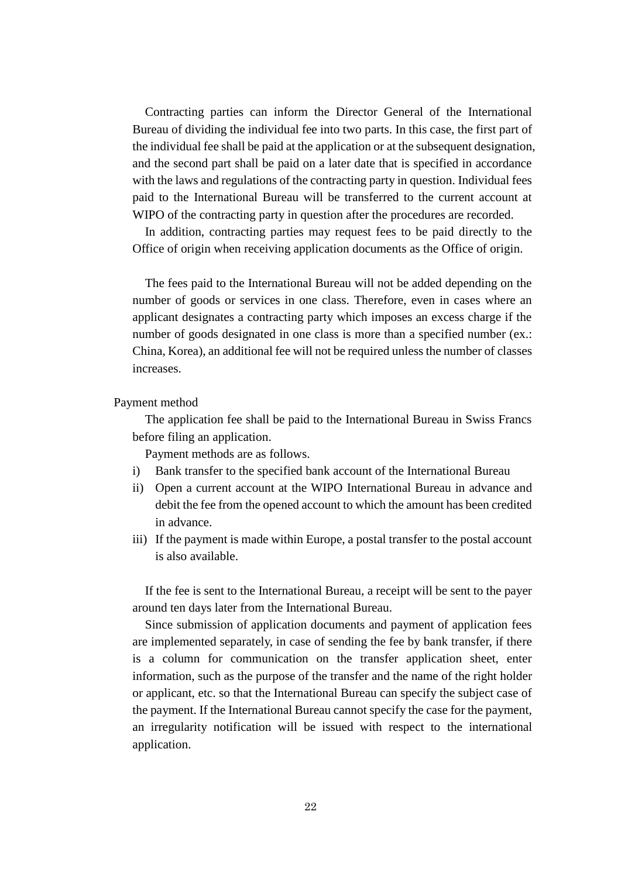Contracting parties can inform the Director General of the International Bureau of dividing the individual fee into two parts. In this case, the first part of the individual fee shall be paid at the application or at the subsequent designation, and the second part shall be paid on a later date that is specified in accordance with the laws and regulations of the contracting party in question. Individual fees paid to the International Bureau will be transferred to the current account at WIPO of the contracting party in question after the procedures are recorded.

In addition, contracting parties may request fees to be paid directly to the Office of origin when receiving application documents as the Office of origin.

The fees paid to the International Bureau will not be added depending on the number of goods or services in one class. Therefore, even in cases where an applicant designates a contracting party which imposes an excess charge if the number of goods designated in one class is more than a specified number (ex.: China, Korea), an additional fee will not be required unless the number of classes increases.

Payment method

The application fee shall be paid to the International Bureau in Swiss Francs before filing an application.

Payment methods are as follows.

i) Bank transfer to the specified bank account of the International Bureau
ii) Open a current account at the WIPO International Bureau in advance and debit the fee from the opened account to which the amount has been credited in advance.
iii) If the payment is made within Europe, a postal transfer to the postal account is also available.

If the fee is sent to the International Bureau, a receipt will be sent to the payer around ten days later from the International Bureau.

Since submission of application documents and payment of application fees are implemented separately, in case of sending the fee by bank transfer, if there is a column for communication on the transfer application sheet, enter information, such as the purpose of the transfer and the name of the right holder or applicant, etc. so that the International Bureau can specify the subject case of the payment. If the International Bureau cannot specify the case for the payment, an irregularity notification will be issued with respect to the international application.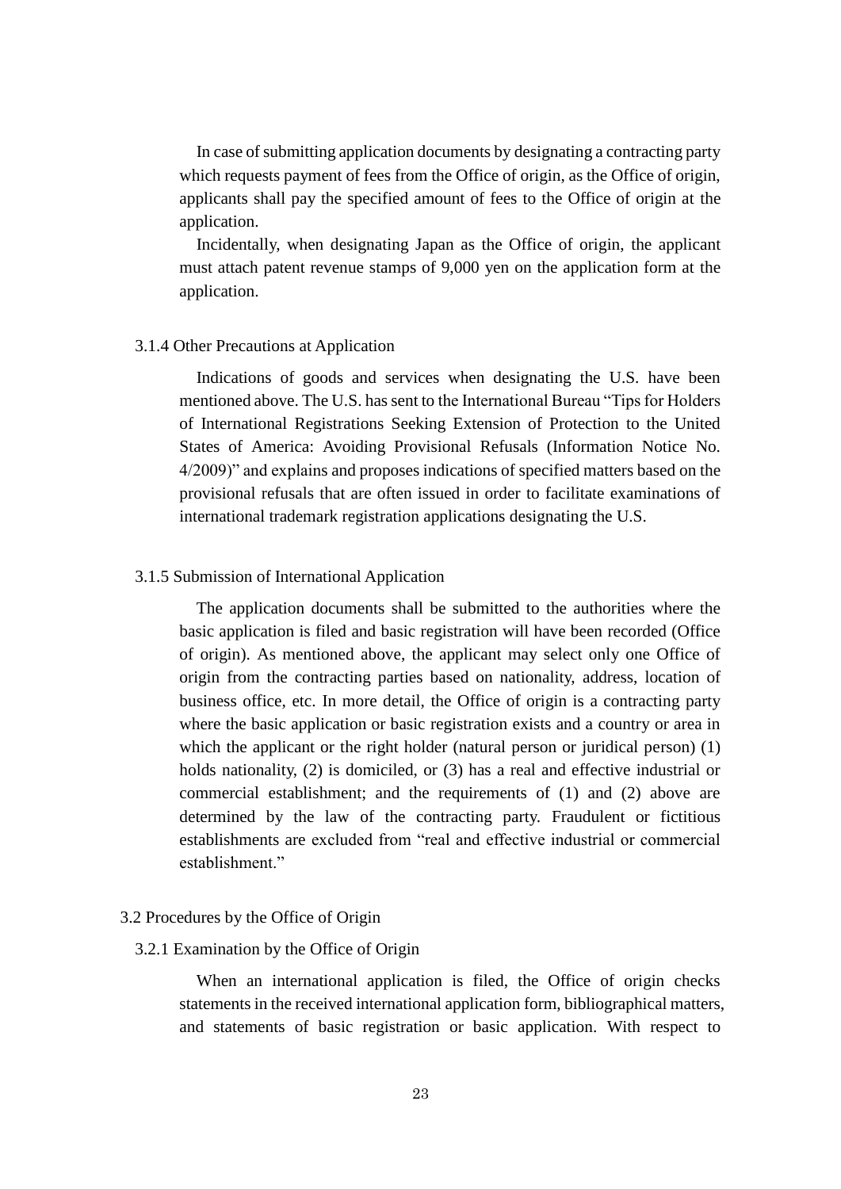In case of submitting application documents by designating a contracting party which requests payment of fees from the Office of origin, as the Office of origin, applicants shall pay the specified amount of fees to the Office of origin at the application.

Incidentally, when designating Japan as the Office of origin, the applicant must attach patent revenue stamps of 9,000 yen on the application form at the application.

#### 3.1.4 Other Precautions at Application

Indications of goods and services when designating the U.S. have been mentioned above. The U.S. has sent to the International Bureau "Tips for Holders of International Registrations Seeking Extension of Protection to the United States of America: Avoiding Provisional Refusals (Information Notice No. 4/2009)" and explains and proposes indications of specified matters based on the provisional refusals that are often issued in order to facilitate examinations of international trademark registration applications designating the U.S.

#### 3.1.5 Submission of International Application

The application documents shall be submitted to the authorities where the basic application is filed and basic registration will have been recorded (Office of origin). As mentioned above, the applicant may select only one Office of origin from the contracting parties based on nationality, address, location of business office, etc. In more detail, the Office of origin is a contracting party where the basic application or basic registration exists and a country or area in which the applicant or the right holder (natural person or juridical person) (1) holds nationality, (2) is domiciled, or (3) has a real and effective industrial or commercial establishment; and the requirements of (1) and (2) above are determined by the law of the contracting party. Fraudulent or fictitious establishments are excluded from "real and effective industrial or commercial establishment."

### 3.2 Procedures by the Office of Origin

#### 3.2.1 Examination by the Office of Origin

When an international application is filed, the Office of origin checks statements in the received international application form, bibliographical matters, and statements of basic registration or basic application. With respect to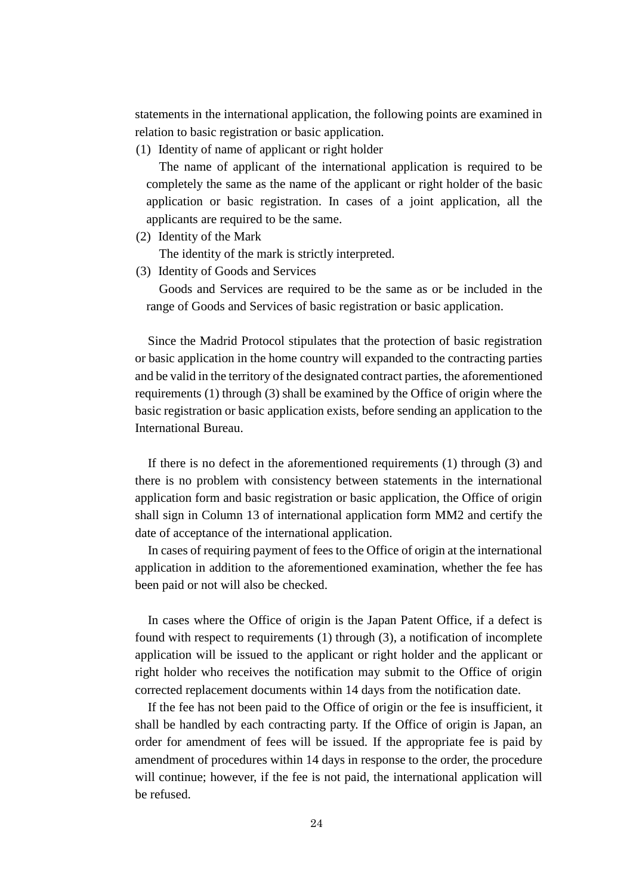statements in the international application, the following points are examined in relation to basic registration or basic application.

(1) Identity of name of applicant or right holder

The name of applicant of the international application is required to be completely the same as the name of the applicant or right holder of the basic application or basic registration. In cases of a joint application, all the applicants are required to be the same.

(2) Identity of the Mark

The identity of the mark is strictly interpreted.

(3) Identity of Goods and Services

Goods and Services are required to be the same as or be included in the range of Goods and Services of basic registration or basic application.

Since the Madrid Protocol stipulates that the protection of basic registration or basic application in the home country will expanded to the contracting parties and be valid in the territory of the designated contract parties, the aforementioned requirements (1) through (3) shall be examined by the Office of origin where the basic registration or basic application exists, before sending an application to the International Bureau.

If there is no defect in the aforementioned requirements (1) through (3) and there is no problem with consistency between statements in the international application form and basic registration or basic application, the Office of origin shall sign in Column 13 of international application form MM2 and certify the date of acceptance of the international application.

In cases of requiring payment of fees to the Office of origin at the international application in addition to the aforementioned examination, whether the fee has been paid or not will also be checked.

In cases where the Office of origin is the Japan Patent Office, if a defect is found with respect to requirements (1) through (3), a notification of incomplete application will be issued to the applicant or right holder and the applicant or right holder who receives the notification may submit to the Office of origin corrected replacement documents within 14 days from the notification date.

If the fee has not been paid to the Office of origin or the fee is insufficient, it shall be handled by each contracting party. If the Office of origin is Japan, an order for amendment of fees will be issued. If the appropriate fee is paid by amendment of procedures within 14 days in response to the order, the procedure will continue; however, if the fee is not paid, the international application will be refused.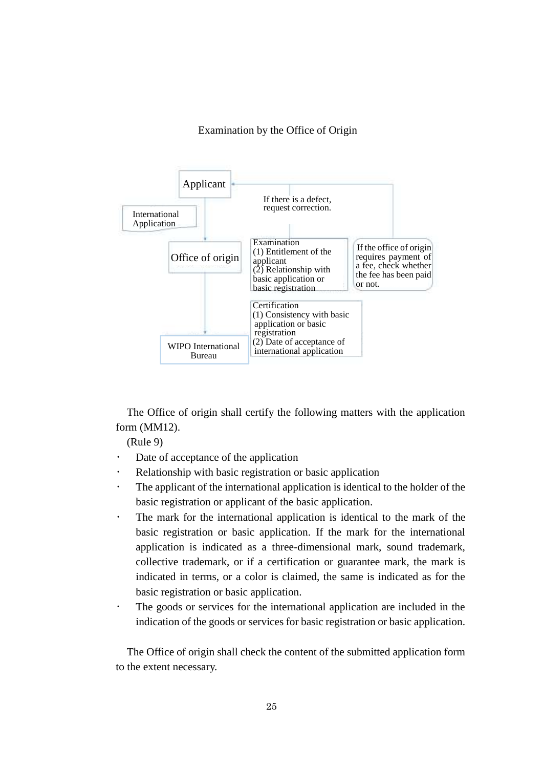Examination by the Office of Origin

Applicant

International Application

If there is a defect, request correction.

Office of origin

Examination
(1) Entitlement of the applicant
(2) Relationship with basic application or basic registration

If the office of origin requires payment of a fee, check whether the fee has been paid or not.

Certification
(1) Consistency with basic application or basic registration
(2) Date of acceptance of international application

WIPO International Bureau

The Office of origin shall certify the following matters with the application form (MM12).

(Rule 9)

- Date of acceptance of the application
- Relationship with basic registration or basic application
- The applicant of the international application is identical to the holder of the basic registration or applicant of the basic application.
- The mark for the international application is identical to the mark of the basic registration or basic application. If the mark for the international application is indicated as a three-dimensional mark, sound trademark, collective trademark, or if a certification or guarantee mark, the mark is indicated in terms, or a color is claimed, the same is indicated as for the basic registration or basic application.
- The goods or services for the international application are included in the indication of the goods or services for basic registration or basic application.

The Office of origin shall check the content of the submitted application form to the extent necessary.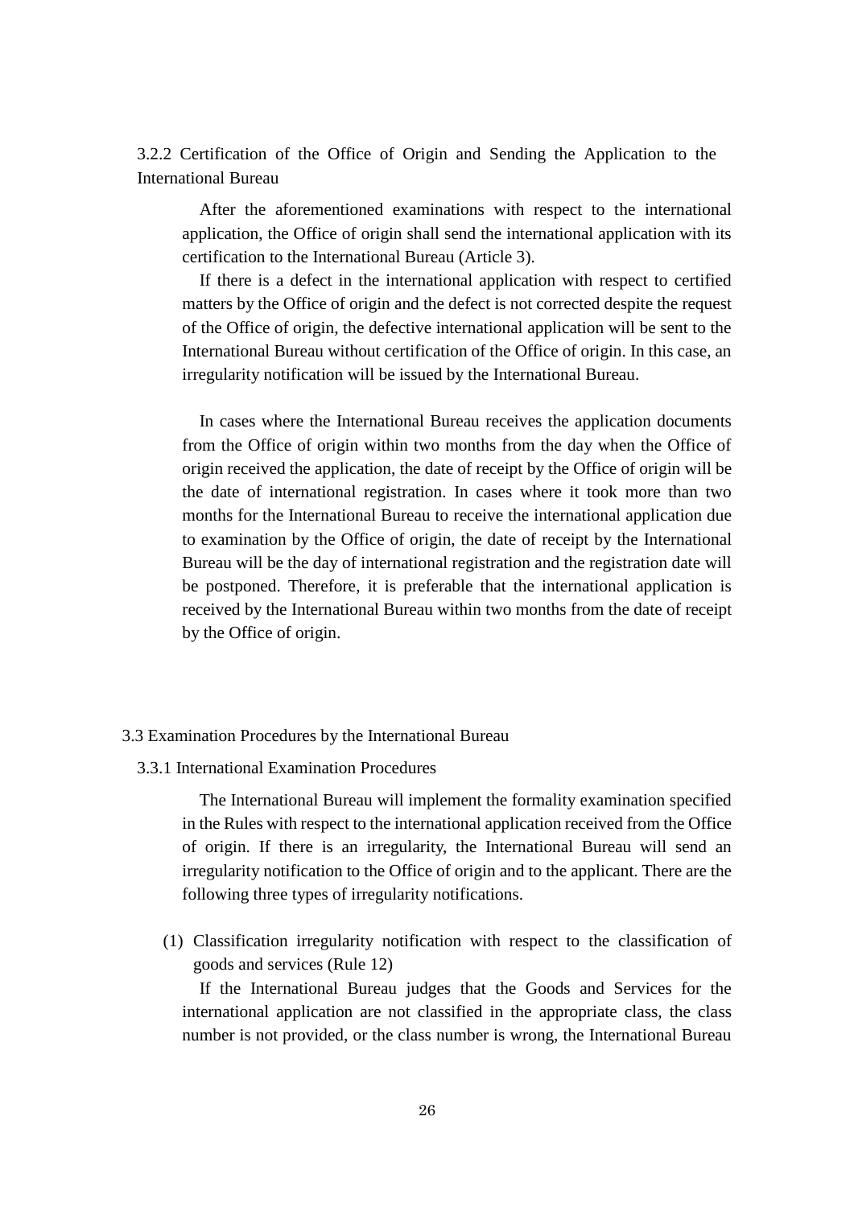### 3.2.2 Certification of the Office of Origin and Sending the Application to the International Bureau

After the aforementioned examinations with respect to the international application, the Office of origin shall send the international application with its certification to the International Bureau (Article 3).

If there is a defect in the international application with respect to certified matters by the Office of origin and the defect is not corrected despite the request of the Office of origin, the defective international application will be sent to the International Bureau without certification of the Office of origin. In this case, an irregularity notification will be issued by the International Bureau.

In cases where the International Bureau receives the application documents from the Office of origin within two months from the day when the Office of origin received the application, the date of receipt by the Office of origin will be the date of international registration. In cases where it took more than two months for the International Bureau to receive the international application due to examination by the Office of origin, the date of receipt by the International Bureau will be the day of international registration and the registration date will be postponed. Therefore, it is preferable that the international application is received by the International Bureau within two months from the date of receipt by the Office of origin.

## 3.3 Examination Procedures by the International Bureau

### 3.3.1 International Examination Procedures

The International Bureau will implement the formality examination specified in the Rules with respect to the international application received from the Office of origin. If there is an irregularity, the International Bureau will send an irregularity notification to the Office of origin and to the applicant. There are the following three types of irregularity notifications.

(1) Classification irregularity notification with respect to the classification of goods and services (Rule 12)

If the International Bureau judges that the Goods and Services for the international application are not classified in the appropriate class, the class number is not provided, or the class number is wrong, the International Bureau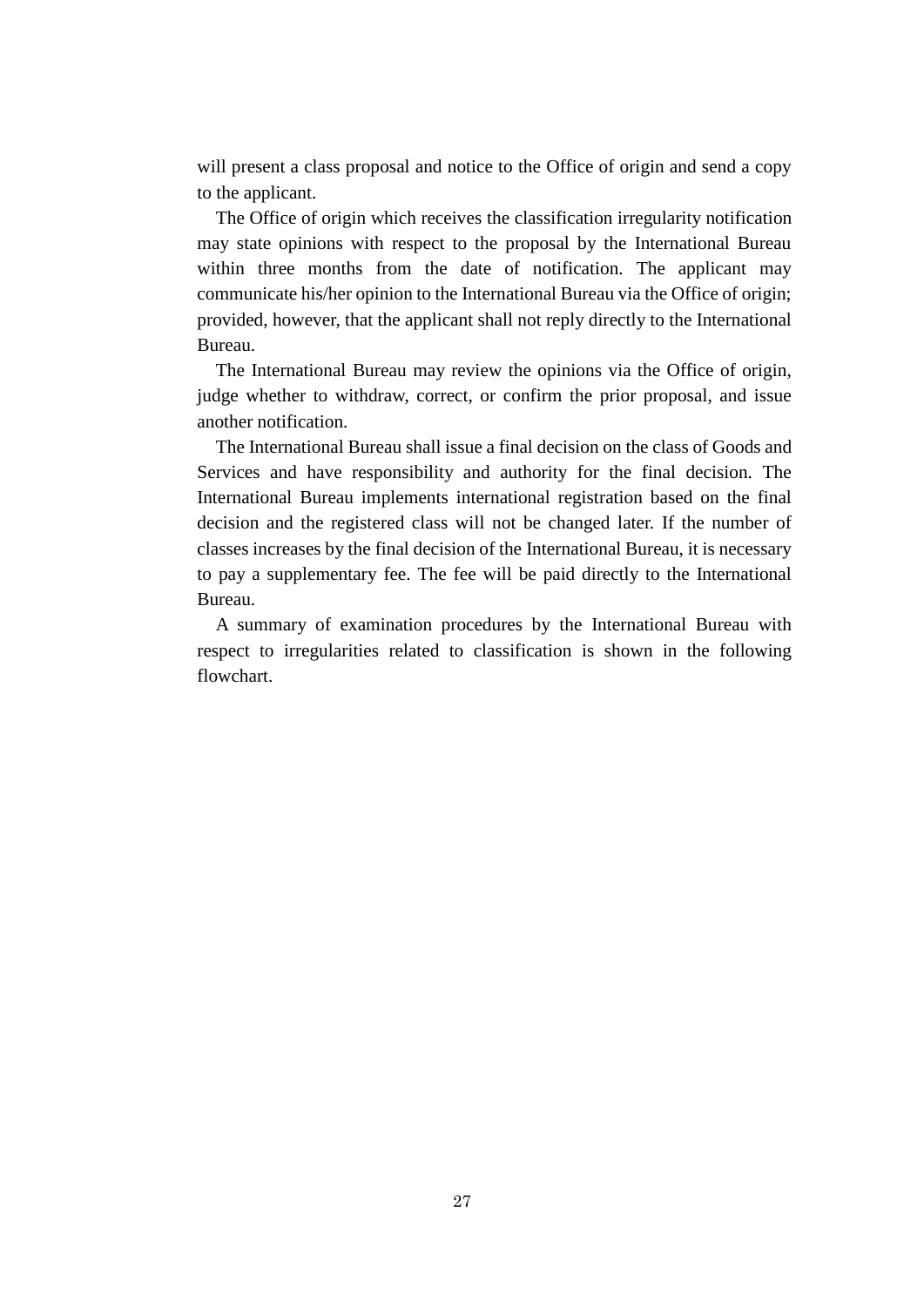will present a class proposal and notice to the Office of origin and send a copy to the applicant.

The Office of origin which receives the classification irregularity notification may state opinions with respect to the proposal by the International Bureau within three months from the date of notification. The applicant may communicate his/her opinion to the International Bureau via the Office of origin; provided, however, that the applicant shall not reply directly to the International Bureau.

The International Bureau may review the opinions via the Office of origin, judge whether to withdraw, correct, or confirm the prior proposal, and issue another notification.

The International Bureau shall issue a final decision on the class of Goods and Services and have responsibility and authority for the final decision. The International Bureau implements international registration based on the final decision and the registered class will not be changed later. If the number of classes increases by the final decision of the International Bureau, it is necessary to pay a supplementary fee. The fee will be paid directly to the International Bureau.

A summary of examination procedures by the International Bureau with respect to irregularities related to classification is shown in the following flowchart.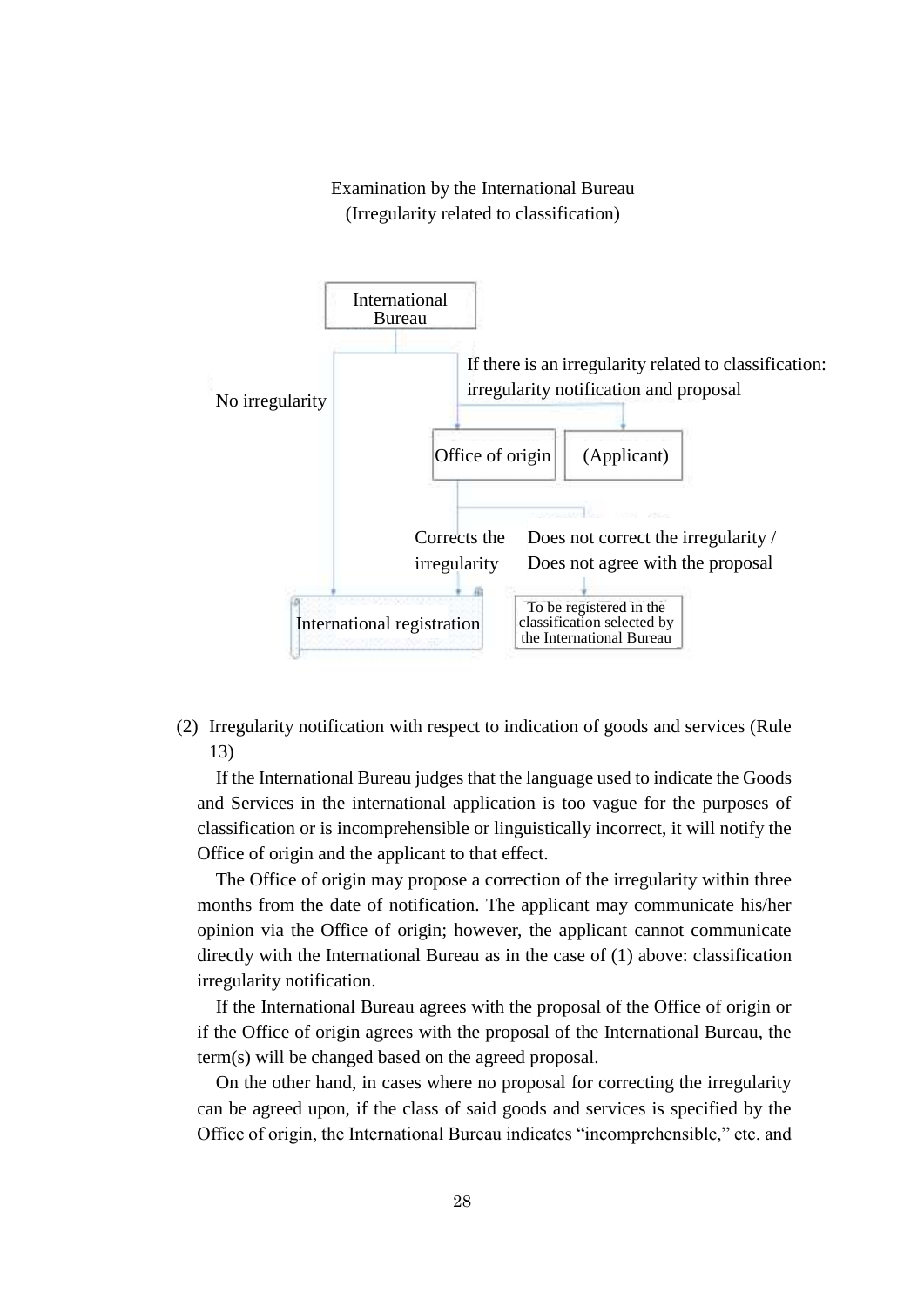Examination by the International Bureau
(Irregularity related to classification)

International Bureau

No irregularity

If there is an irregularity related to classification: irregularity notification and proposal

Office of origin

(Applicant)

Corrects the irregularity

Does not correct the irregularity / Does not agree with the proposal

International registration

To be registered in the classification selected by the International Bureau

(2) Irregularity notification with respect to indication of goods and services (Rule 13)

If the International Bureau judges that the language used to indicate the Goods and Services in the international application is too vague for the purposes of classification or is incomprehensible or linguistically incorrect, it will notify the Office of origin and the applicant to that effect.

The Office of origin may propose a correction of the irregularity within three months from the date of notification. The applicant may communicate his/her opinion via the Office of origin; however, the applicant cannot communicate directly with the International Bureau as in the case of (1) above: classification irregularity notification.

If the International Bureau agrees with the proposal of the Office of origin or if the Office of origin agrees with the proposal of the International Bureau, the term(s) will be changed based on the agreed proposal.

On the other hand, in cases where no proposal for correcting the irregularity can be agreed upon, if the class of said goods and services is specified by the Office of origin, the International Bureau indicates “incomprehensible,” etc. and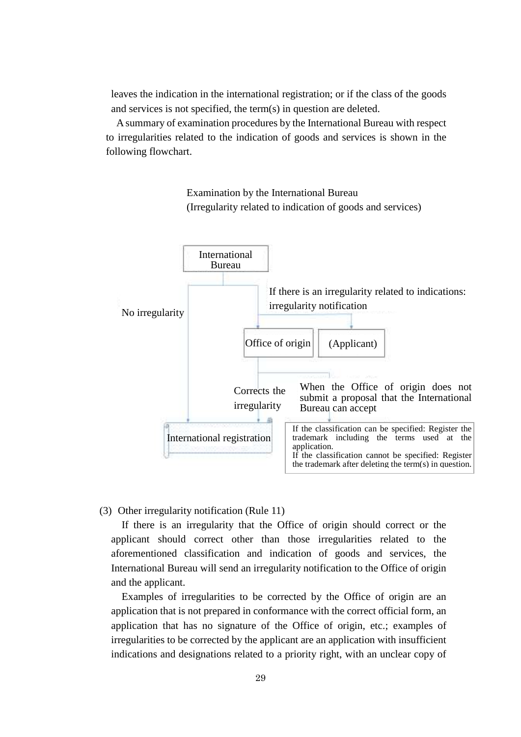leaves the indication in the international registration; or if the class of the goods and services is not specified, the term(s) in question are deleted.

A summary of examination procedures by the International Bureau with respect to irregularities related to the indication of goods and services is shown in the following flowchart.

Examination by the International Bureau
(Irregularity related to indication of goods and services)

International Bureau

No irregularity

If there is an irregularity related to indications: irregularity notification

Office of origin | (Applicant)

Corrects the irregularity

When the Office of origin does not submit a proposal that the International Bureau can accept

International registration

If the classification can be specified: Register the trademark including the terms used at the application.
If the classification cannot be specified: Register the trademark after deleting the term(s) in question.

(3) Other irregularity notification (Rule 11)

If there is an irregularity that the Office of origin should correct or the applicant should correct other than those irregularities related to the aforementioned classification and indication of goods and services, the International Bureau will send an irregularity notification to the Office of origin and the applicant.

Examples of irregularities to be corrected by the Office of origin are an application that is not prepared in conformance with the correct official form, an application that has no signature of the Office of origin, etc.; examples of irregularities to be corrected by the applicant are an application with insufficient indications and designations related to a priority right, with an unclear copy of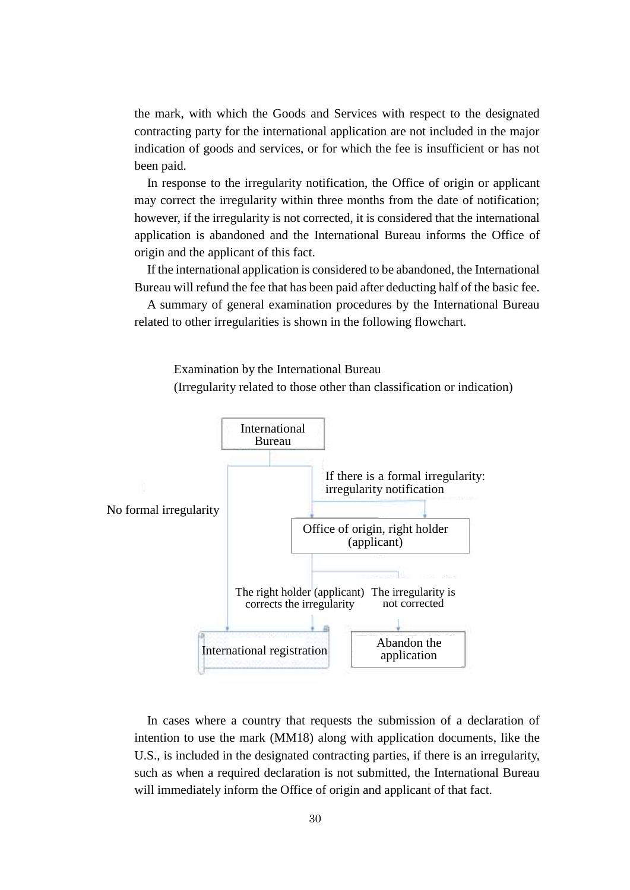the mark, with which the Goods and Services with respect to the designated contracting party for the international application are not included in the major indication of goods and services, or for which the fee is insufficient or has not been paid.

In response to the irregularity notification, the Office of origin or applicant may correct the irregularity within three months from the date of notification; however, if the irregularity is not corrected, it is considered that the international application is abandoned and the International Bureau informs the Office of origin and the applicant of this fact.

If the international application is considered to be abandoned, the International Bureau will refund the fee that has been paid after deducting half of the basic fee.

A summary of general examination procedures by the International Bureau related to other irregularities is shown in the following flowchart.

Examination by the International Bureau
(Irregularity related to those other than classification or indication)

International Bureau

If there is a formal irregularity: irregularity notification

No formal irregularity

Office of origin, right holder (applicant)

The right holder (applicant) corrects the irregularity

The irregularity is not corrected

International registration

Abandon the application

In cases where a country that requests the submission of a declaration of intention to use the mark (MM18) along with application documents, like the U.S., is included in the designated contracting parties, if there is an irregularity, such as when a required declaration is not submitted, the International Bureau will immediately inform the Office of origin and applicant of that fact.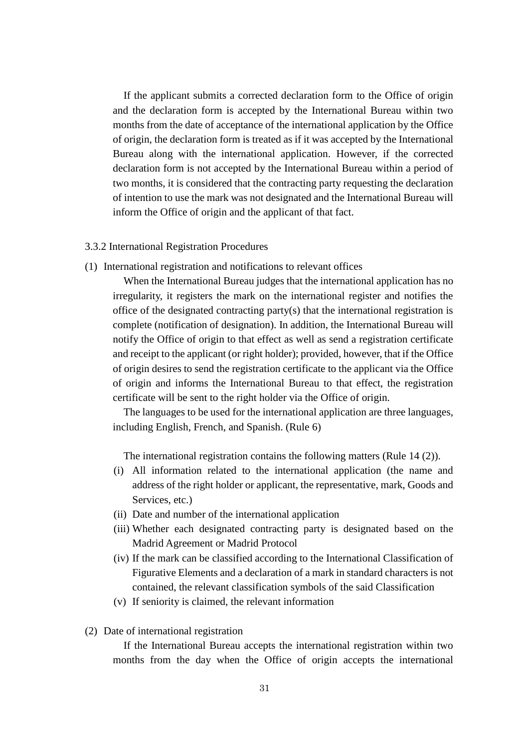If the applicant submits a corrected declaration form to the Office of origin and the declaration form is accepted by the International Bureau within two months from the date of acceptance of the international application by the Office of origin, the declaration form is treated as if it was accepted by the International Bureau along with the international application. However, if the corrected declaration form is not accepted by the International Bureau within a period of two months, it is considered that the contracting party requesting the declaration of intention to use the mark was not designated and the International Bureau will inform the Office of origin and the applicant of that fact.

### 3.3.2 International Registration Procedures

(1) International registration and notifications to relevant offices

When the International Bureau judges that the international application has no irregularity, it registers the mark on the international register and notifies the office of the designated contracting party(s) that the international registration is complete (notification of designation). In addition, the International Bureau will notify the Office of origin to that effect as well as send a registration certificate and receipt to the applicant (or right holder); provided, however, that if the Office of origin desires to send the registration certificate to the applicant via the Office of origin and informs the International Bureau to that effect, the registration certificate will be sent to the right holder via the Office of origin.

The languages to be used for the international application are three languages, including English, French, and Spanish. (Rule 6)

The international registration contains the following matters (Rule 14 (2)).

(i) All information related to the international application (the name and address of the right holder or applicant, the representative, mark, Goods and Services, etc.)
(ii) Date and number of the international application
(iii) Whether each designated contracting party is designated based on the Madrid Agreement or Madrid Protocol
(iv) If the mark can be classified according to the International Classification of Figurative Elements and a declaration of a mark in standard characters is not contained, the relevant classification symbols of the said Classification
(v) If seniority is claimed, the relevant information

(2) Date of international registration

If the International Bureau accepts the international registration within two months from the day when the Office of origin accepts the international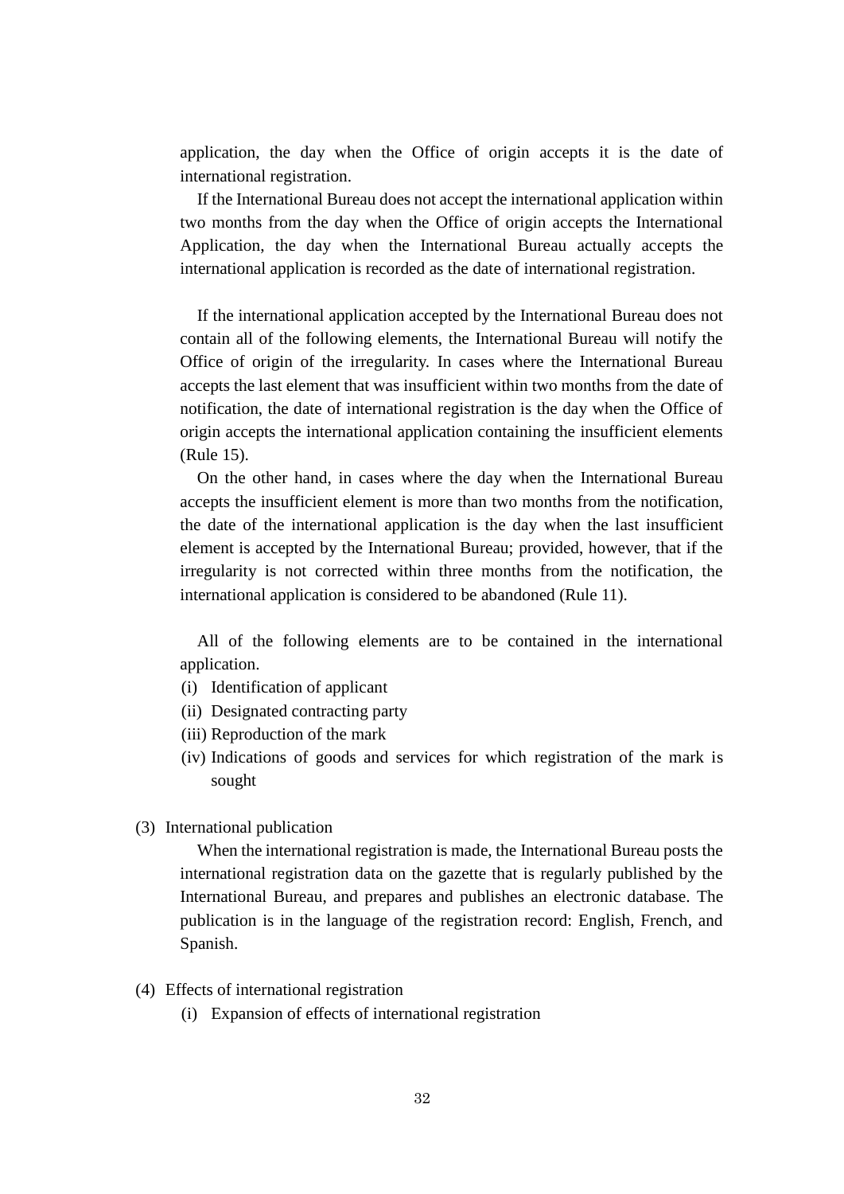application, the day when the Office of origin accepts it is the date of international registration.

If the International Bureau does not accept the international application within two months from the day when the Office of origin accepts the International Application, the day when the International Bureau actually accepts the international application is recorded as the date of international registration.

If the international application accepted by the International Bureau does not contain all of the following elements, the International Bureau will notify the Office of origin of the irregularity. In cases where the International Bureau accepts the last element that was insufficient within two months from the date of notification, the date of international registration is the day when the Office of origin accepts the international application containing the insufficient elements (Rule 15).

On the other hand, in cases where the day when the International Bureau accepts the insufficient element is more than two months from the notification, the date of the international application is the day when the last insufficient element is accepted by the International Bureau; provided, however, that if the irregularity is not corrected within three months from the notification, the international application is considered to be abandoned (Rule 11).

All of the following elements are to be contained in the international application.

(i) Identification of applicant
(ii) Designated contracting party
(iii) Reproduction of the mark
(iv) Indications of goods and services for which registration of the mark is sought

(3) International publication

When the international registration is made, the International Bureau posts the international registration data on the gazette that is regularly published by the International Bureau, and prepares and publishes an electronic database. The publication is in the language of the registration record: English, French, and Spanish.

(4) Effects of international registration

(i) Expansion of effects of international registration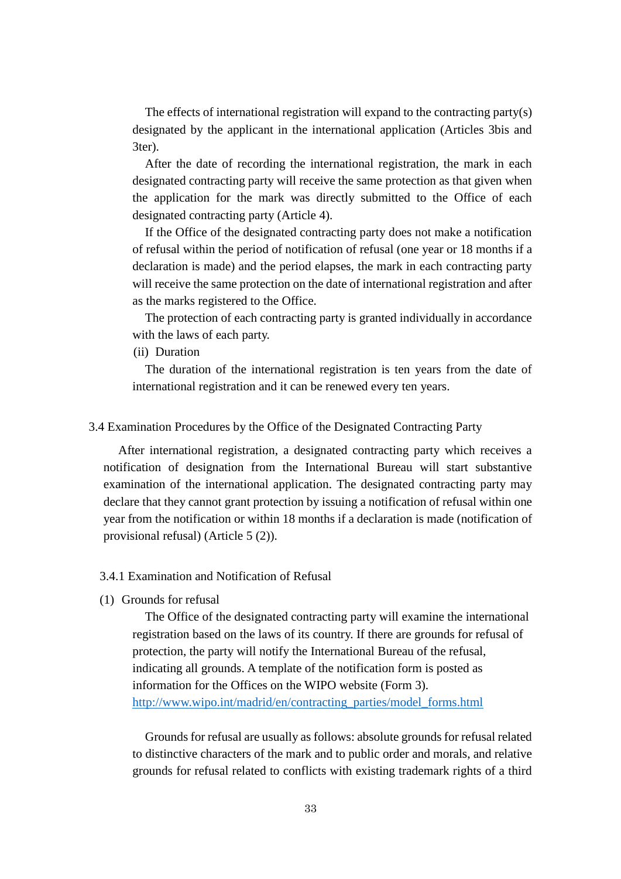The effects of international registration will expand to the contracting party(s) designated by the applicant in the international application (Articles 3bis and 3ter).

After the date of recording the international registration, the mark in each designated contracting party will receive the same protection as that given when the application for the mark was directly submitted to the Office of each designated contracting party (Article 4).

If the Office of the designated contracting party does not make a notification of refusal within the period of notification of refusal (one year or 18 months if a declaration is made) and the period elapses, the mark in each contracting party will receive the same protection on the date of international registration and after as the marks registered to the Office.

The protection of each contracting party is granted individually in accordance with the laws of each party.

(ii) Duration

The duration of the international registration is ten years from the date of international registration and it can be renewed every ten years.

## 3.4 Examination Procedures by the Office of the Designated Contracting Party

After international registration, a designated contracting party which receives a notification of designation from the International Bureau will start substantive examination of the international application. The designated contracting party may declare that they cannot grant protection by issuing a notification of refusal within one year from the notification or within 18 months if a declaration is made (notification of provisional refusal) (Article 5 (2)).

### 3.4.1 Examination and Notification of Refusal

(1) Grounds for refusal

The Office of the designated contracting party will examine the international registration based on the laws of its country. If there are grounds for refusal of protection, the party will notify the International Bureau of the refusal, indicating all grounds. A template of the notification form is posted as information for the Offices on the WIPO website (Form 3).
http://www.wipo.int/madrid/en/contracting_parties/model_forms.html

Grounds for refusal are usually as follows: absolute grounds for refusal related to distinctive characters of the mark and to public order and morals, and relative grounds for refusal related to conflicts with existing trademark rights of a third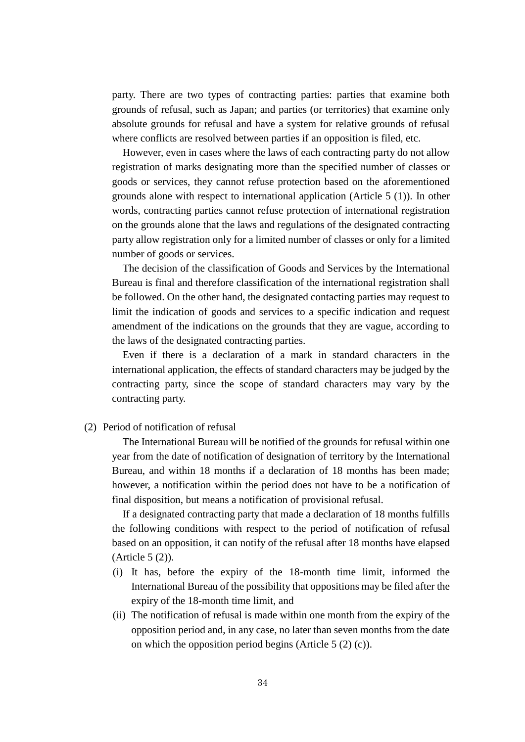party. There are two types of contracting parties: parties that examine both grounds of refusal, such as Japan; and parties (or territories) that examine only absolute grounds for refusal and have a system for relative grounds of refusal where conflicts are resolved between parties if an opposition is filed, etc.

However, even in cases where the laws of each contracting party do not allow registration of marks designating more than the specified number of classes or goods or services, they cannot refuse protection based on the aforementioned grounds alone with respect to international application (Article 5 (1)). In other words, contracting parties cannot refuse protection of international registration on the grounds alone that the laws and regulations of the designated contracting party allow registration only for a limited number of classes or only for a limited number of goods or services.

The decision of the classification of Goods and Services by the International Bureau is final and therefore classification of the international registration shall be followed. On the other hand, the designated contacting parties may request to limit the indication of goods and services to a specific indication and request amendment of the indications on the grounds that they are vague, according to the laws of the designated contracting parties.

Even if there is a declaration of a mark in standard characters in the international application, the effects of standard characters may be judged by the contracting party, since the scope of standard characters may vary by the contracting party.

(2) Period of notification of refusal

The International Bureau will be notified of the grounds for refusal within one year from the date of notification of designation of territory by the International Bureau, and within 18 months if a declaration of 18 months has been made; however, a notification within the period does not have to be a notification of final disposition, but means a notification of provisional refusal.

If a designated contracting party that made a declaration of 18 months fulfills the following conditions with respect to the period of notification of refusal based on an opposition, it can notify of the refusal after 18 months have elapsed (Article 5 (2)).

(i) It has, before the expiry of the 18-month time limit, informed the International Bureau of the possibility that oppositions may be filed after the expiry of the 18-month time limit, and

(ii) The notification of refusal is made within one month from the expiry of the opposition period and, in any case, no later than seven months from the date on which the opposition period begins (Article 5 (2) (c)).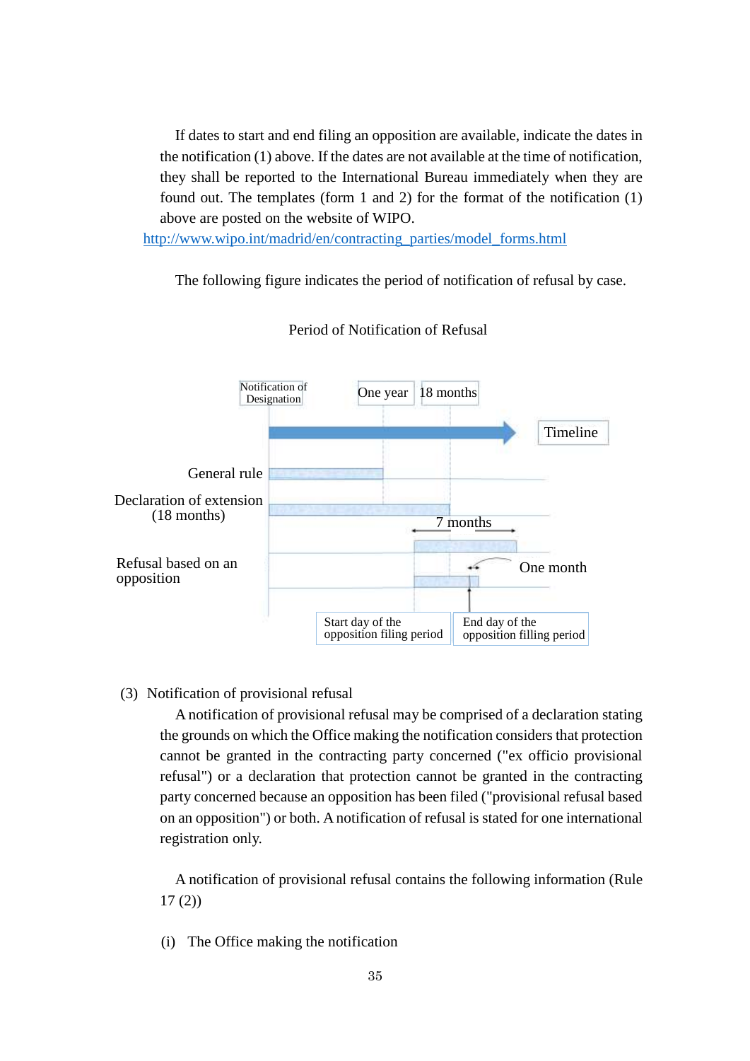If dates to start and end filing an opposition are available, indicate the dates in the notification (1) above. If the dates are not available at the time of notification, they shall be reported to the International Bureau immediately when they are found out. The templates (form 1 and 2) for the format of the notification (1) above are posted on the website of WIPO.
http://www.wipo.int/madrid/en/contracting_parties/model_forms.html

The following figure indicates the period of notification of refusal by case.

Period of Notification of Refusal

Notification of Designation | One year | 18 months | Timeline

General rule

Declaration of extension (18 months)

7 months

Refusal based on an opposition

One month

Start day of the opposition filing period

End day of the opposition filling period

(3) Notification of provisional refusal

A notification of provisional refusal may be comprised of a declaration stating the grounds on which the Office making the notification considers that protection cannot be granted in the contracting party concerned ("ex officio provisional refusal") or a declaration that protection cannot be granted in the contracting party concerned because an opposition has been filed ("provisional refusal based on an opposition") or both. A notification of refusal is stated for one international registration only.

A notification of provisional refusal contains the following information (Rule 17 (2))

(i) The Office making the notification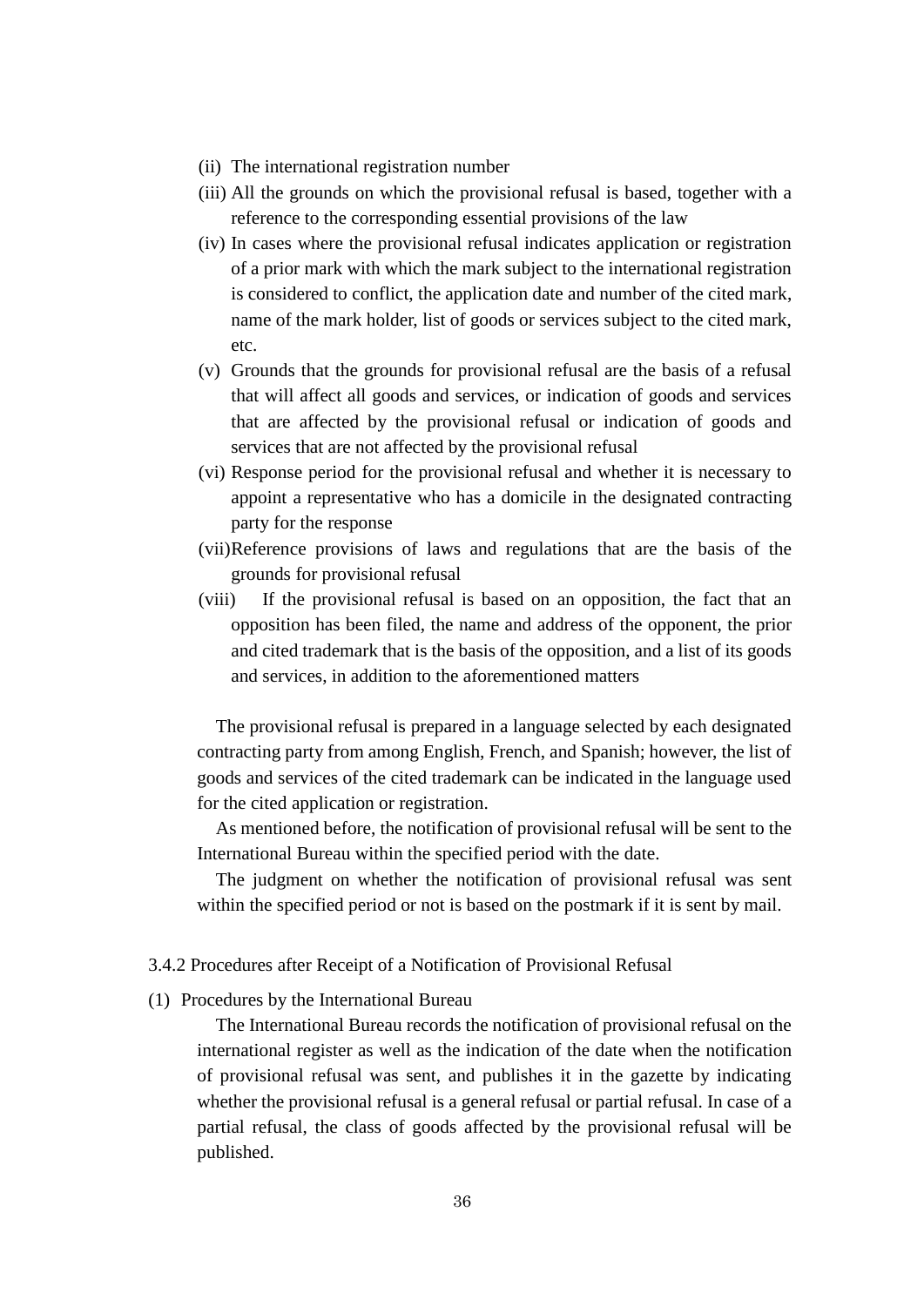(ii) The international registration number

(iii) All the grounds on which the provisional refusal is based, together with a reference to the corresponding essential provisions of the law

(iv) In cases where the provisional refusal indicates application or registration of a prior mark with which the mark subject to the international registration is considered to conflict, the application date and number of the cited mark, name of the mark holder, list of goods or services subject to the cited mark, etc.

(v) Grounds that the grounds for provisional refusal are the basis of a refusal that will affect all goods and services, or indication of goods and services that are affected by the provisional refusal or indication of goods and services that are not affected by the provisional refusal

(vi) Response period for the provisional refusal and whether it is necessary to appoint a representative who has a domicile in the designated contracting party for the response

(vii) Reference provisions of laws and regulations that are the basis of the grounds for provisional refusal

(viii) If the provisional refusal is based on an opposition, the fact that an opposition has been filed, the name and address of the opponent, the prior and cited trademark that is the basis of the opposition, and a list of its goods and services, in addition to the aforementioned matters

The provisional refusal is prepared in a language selected by each designated contracting party from among English, French, and Spanish; however, the list of goods and services of the cited trademark can be indicated in the language used for the cited application or registration.

As mentioned before, the notification of provisional refusal will be sent to the International Bureau within the specified period with the date.

The judgment on whether the notification of provisional refusal was sent within the specified period or not is based on the postmark if it is sent by mail.

### 3.4.2 Procedures after Receipt of a Notification of Provisional Refusal

(1) Procedures by the International Bureau

The International Bureau records the notification of provisional refusal on the international register as well as the indication of the date when the notification of provisional refusal was sent, and publishes it in the gazette by indicating whether the provisional refusal is a general refusal or partial refusal. In case of a partial refusal, the class of goods affected by the provisional refusal will be published.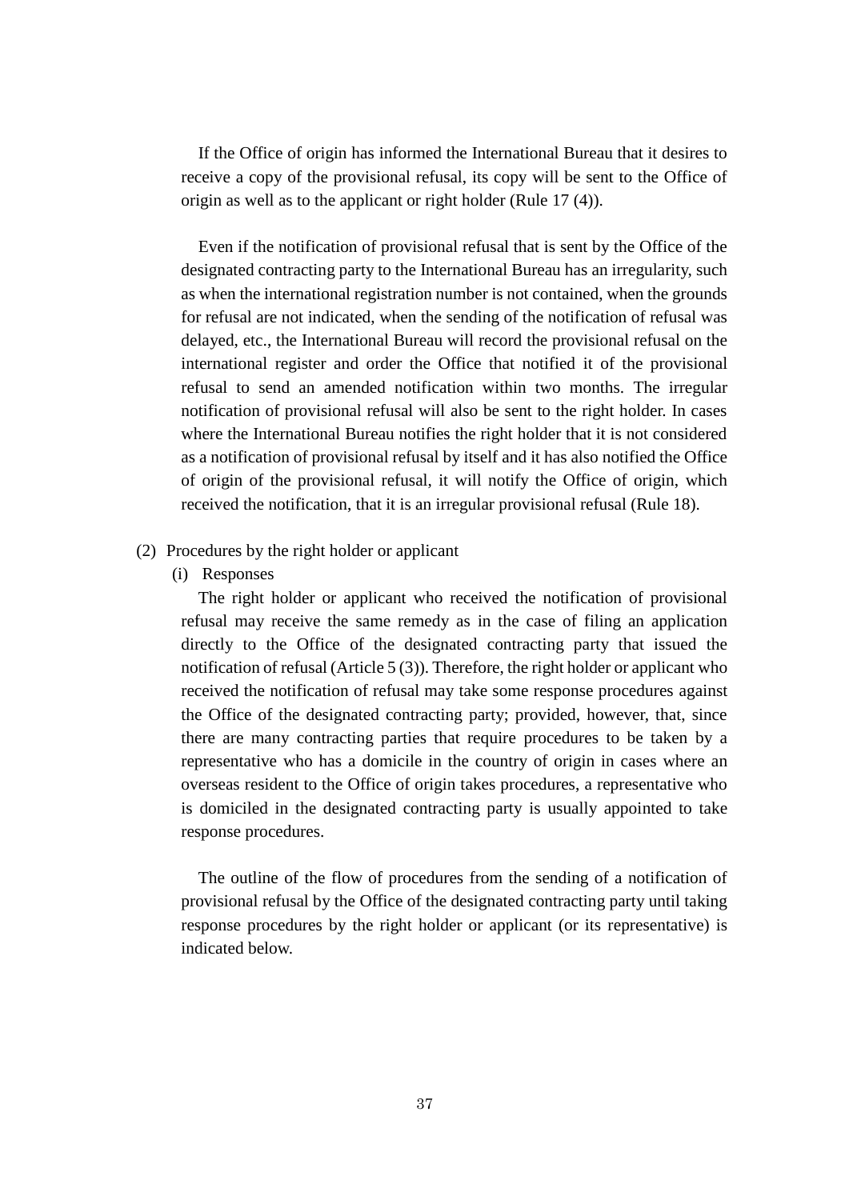If the Office of origin has informed the International Bureau that it desires to receive a copy of the provisional refusal, its copy will be sent to the Office of origin as well as to the applicant or right holder (Rule 17 (4)).

Even if the notification of provisional refusal that is sent by the Office of the designated contracting party to the International Bureau has an irregularity, such as when the international registration number is not contained, when the grounds for refusal are not indicated, when the sending of the notification of refusal was delayed, etc., the International Bureau will record the provisional refusal on the international register and order the Office that notified it of the provisional refusal to send an amended notification within two months. The irregular notification of provisional refusal will also be sent to the right holder. In cases where the International Bureau notifies the right holder that it is not considered as a notification of provisional refusal by itself and it has also notified the Office of origin of the provisional refusal, it will notify the Office of origin, which received the notification, that it is an irregular provisional refusal (Rule 18).

(2) Procedures by the right holder or applicant

(i) Responses

The right holder or applicant who received the notification of provisional refusal may receive the same remedy as in the case of filing an application directly to the Office of the designated contracting party that issued the notification of refusal (Article 5 (3)). Therefore, the right holder or applicant who received the notification of refusal may take some response procedures against the Office of the designated contracting party; provided, however, that, since there are many contracting parties that require procedures to be taken by a representative who has a domicile in the country of origin in cases where an overseas resident to the Office of origin takes procedures, a representative who is domiciled in the designated contracting party is usually appointed to take response procedures.

The outline of the flow of procedures from the sending of a notification of provisional refusal by the Office of the designated contracting party until taking response procedures by the right holder or applicant (or its representative) is indicated below.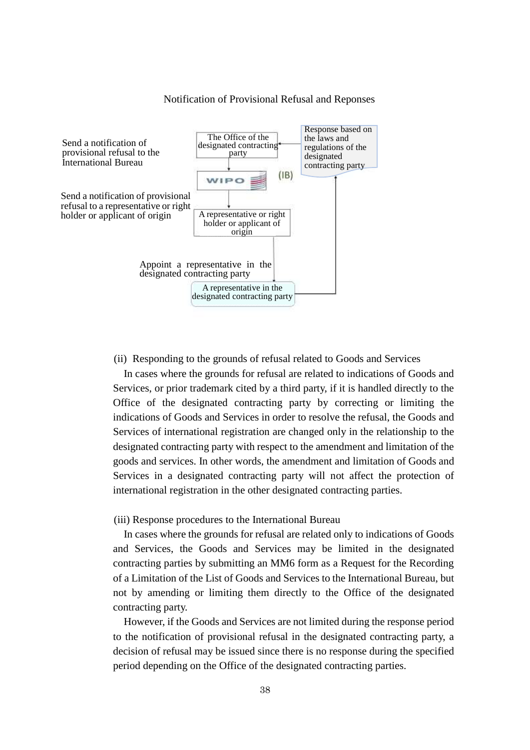Notification of Provisional Refusal and Reponses

Send a notification of provisional refusal to the International Bureau

The Office of the designated contracting party

Response based on the laws and regulations of the designated contracting party

WIPO (IB)

Send a notification of provisional refusal to a representative or right holder or applicant of origin

A representative or right holder or applicant of origin

Appoint a representative in the designated contracting party

A representative in the designated contracting party

(ii) Responding to the grounds of refusal related to Goods and Services

In cases where the grounds for refusal are related to indications of Goods and Services, or prior trademark cited by a third party, if it is handled directly to the Office of the designated contracting party by correcting or limiting the indications of Goods and Services in order to resolve the refusal, the Goods and Services of international registration are changed only in the relationship to the designated contracting party with respect to the amendment and limitation of the goods and services. In other words, the amendment and limitation of Goods and Services in a designated contracting party will not affect the protection of international registration in the other designated contracting parties.

(iii) Response procedures to the International Bureau

In cases where the grounds for refusal are related only to indications of Goods and Services, the Goods and Services may be limited in the designated contracting parties by submitting an MM6 form as a Request for the Recording of a Limitation of the List of Goods and Services to the International Bureau, but not by amending or limiting them directly to the Office of the designated contracting party.

However, if the Goods and Services are not limited during the response period to the notification of provisional refusal in the designated contracting party, a decision of refusal may be issued since there is no response during the specified period depending on the Office of the designated contracting parties.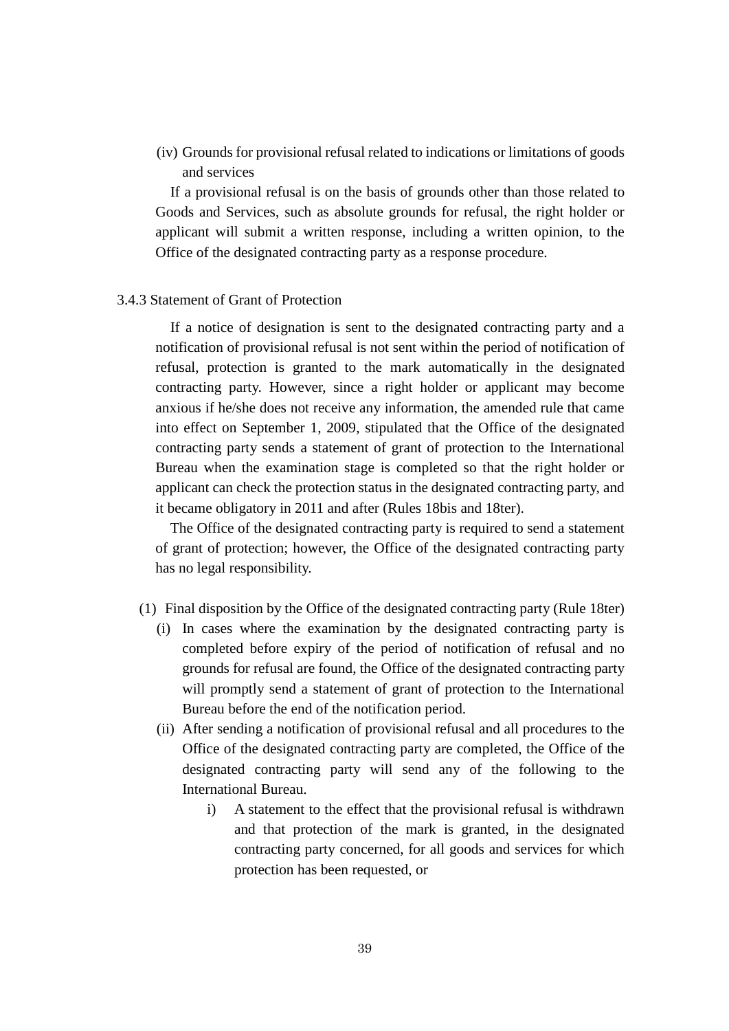(iv) Grounds for provisional refusal related to indications or limitations of goods and services

If a provisional refusal is on the basis of grounds other than those related to Goods and Services, such as absolute grounds for refusal, the right holder or applicant will submit a written response, including a written opinion, to the Office of the designated contracting party as a response procedure.

### 3.4.3 Statement of Grant of Protection

If a notice of designation is sent to the designated contracting party and a notification of provisional refusal is not sent within the period of notification of refusal, protection is granted to the mark automatically in the designated contracting party. However, since a right holder or applicant may become anxious if he/she does not receive any information, the amended rule that came into effect on September 1, 2009, stipulated that the Office of the designated contracting party sends a statement of grant of protection to the International Bureau when the examination stage is completed so that the right holder or applicant can check the protection status in the designated contracting party, and it became obligatory in 2011 and after (Rules 18bis and 18ter).

The Office of the designated contracting party is required to send a statement of grant of protection; however, the Office of the designated contracting party has no legal responsibility.

(1) Final disposition by the Office of the designated contracting party (Rule 18ter)

(i) In cases where the examination by the designated contracting party is completed before expiry of the period of notification of refusal and no grounds for refusal are found, the Office of the designated contracting party will promptly send a statement of grant of protection to the International Bureau before the end of the notification period.

(ii) After sending a notification of provisional refusal and all procedures to the Office of the designated contracting party are completed, the Office of the designated contracting party will send any of the following to the International Bureau.

i) A statement to the effect that the provisional refusal is withdrawn and that protection of the mark is granted, in the designated contracting party concerned, for all goods and services for which protection has been requested, or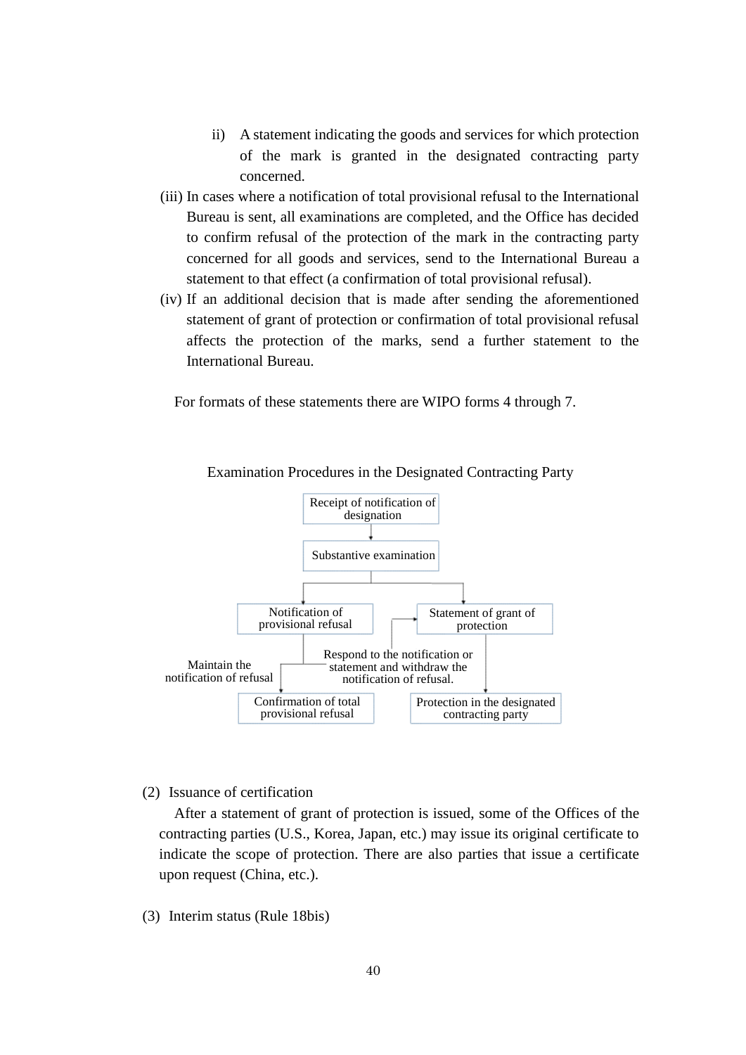ii) A statement indicating the goods and services for which protection of the mark is granted in the designated contracting party concerned.

(iii) In cases where a notification of total provisional refusal to the International Bureau is sent, all examinations are completed, and the Office has decided to confirm refusal of the protection of the mark in the contracting party concerned for all goods and services, send to the International Bureau a statement to that effect (a confirmation of total provisional refusal).

(iv) If an additional decision that is made after sending the aforementioned statement of grant of protection or confirmation of total provisional refusal affects the protection of the marks, send a further statement to the International Bureau.

For formats of these statements there are WIPO forms 4 through 7.

Examination Procedures in the Designated Contracting Party

Receipt of notification of designation

Substantive examination

Notification of provisional refusal

Statement of grant of protection

Maintain the notification of refusal

Respond to the notification or statement and withdraw the notification of refusal.

Confirmation of total provisional refusal

Protection in the designated contracting party

(2) Issuance of certification

After a statement of grant of protection is issued, some of the Offices of the contracting parties (U.S., Korea, Japan, etc.) may issue its original certificate to indicate the scope of protection. There are also parties that issue a certificate upon request (China, etc.).

(3) Interim status (Rule 18bis)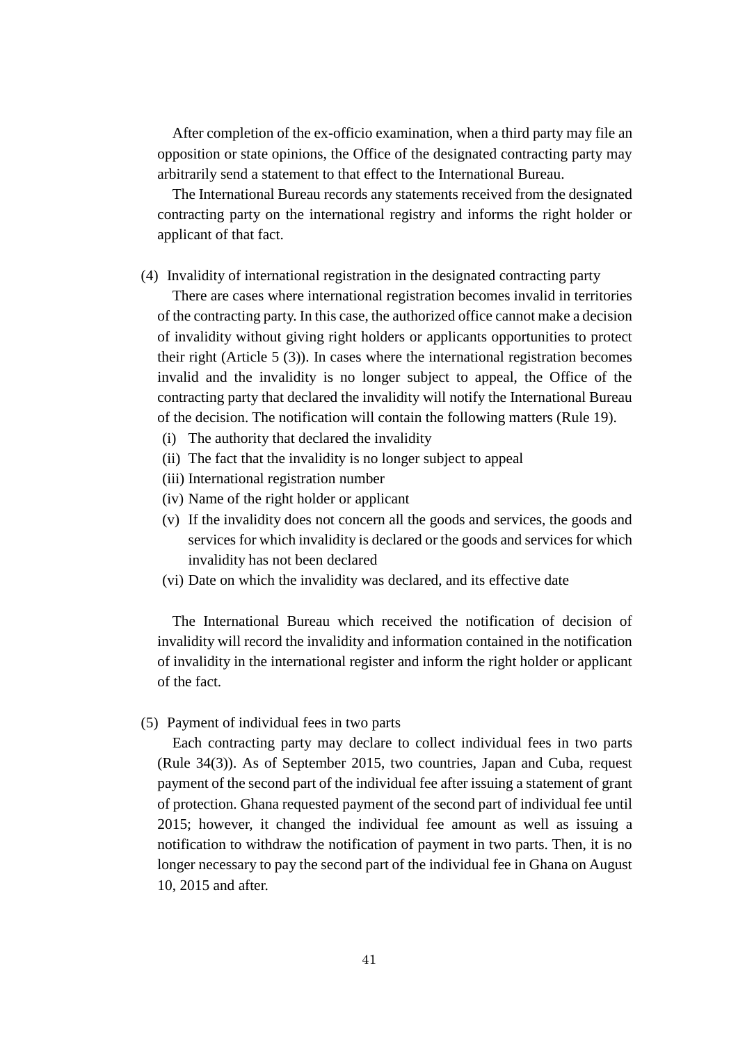After completion of the ex-officio examination, when a third party may file an opposition or state opinions, the Office of the designated contracting party may arbitrarily send a statement to that effect to the International Bureau.

The International Bureau records any statements received from the designated contracting party on the international registry and informs the right holder or applicant of that fact.

(4) Invalidity of international registration in the designated contracting party

There are cases where international registration becomes invalid in territories of the contracting party. In this case, the authorized office cannot make a decision of invalidity without giving right holders or applicants opportunities to protect their right (Article 5 (3)). In cases where the international registration becomes invalid and the invalidity is no longer subject to appeal, the Office of the contracting party that declared the invalidity will notify the International Bureau of the decision. The notification will contain the following matters (Rule 19).

- (i) The authority that declared the invalidity
- (ii) The fact that the invalidity is no longer subject to appeal
- (iii) International registration number
- (iv) Name of the right holder or applicant
- (v) If the invalidity does not concern all the goods and services, the goods and services for which invalidity is declared or the goods and services for which invalidity has not been declared
- (vi) Date on which the invalidity was declared, and its effective date

The International Bureau which received the notification of decision of invalidity will record the invalidity and information contained in the notification of invalidity in the international register and inform the right holder or applicant of the fact.

(5) Payment of individual fees in two parts

Each contracting party may declare to collect individual fees in two parts (Rule 34(3)). As of September 2015, two countries, Japan and Cuba, request payment of the second part of the individual fee after issuing a statement of grant of protection. Ghana requested payment of the second part of individual fee until 2015; however, it changed the individual fee amount as well as issuing a notification to withdraw the notification of payment in two parts. Then, it is no longer necessary to pay the second part of the individual fee in Ghana on August 10, 2015 and after.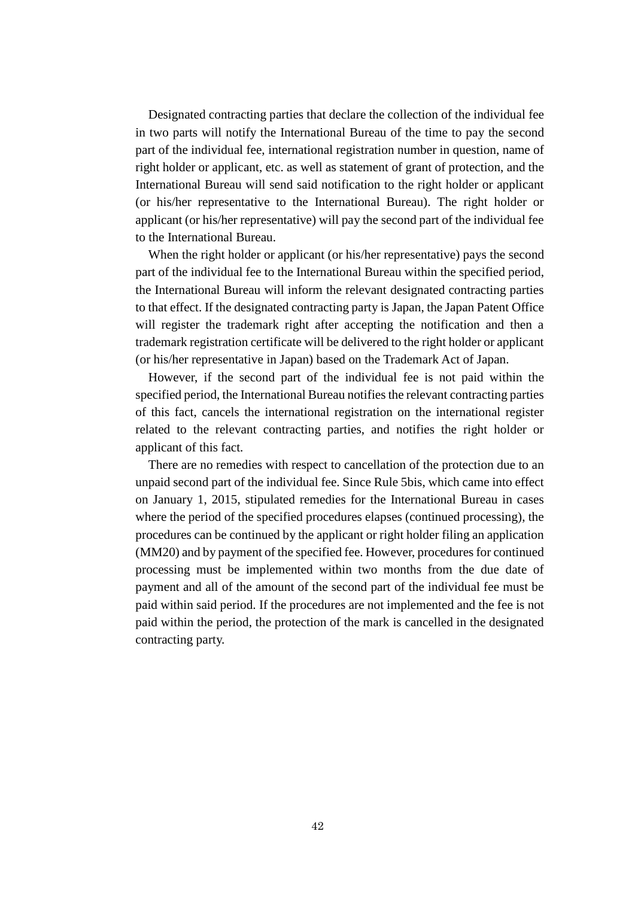Designated contracting parties that declare the collection of the individual fee in two parts will notify the International Bureau of the time to pay the second part of the individual fee, international registration number in question, name of right holder or applicant, etc. as well as statement of grant of protection, and the International Bureau will send said notification to the right holder or applicant (or his/her representative to the International Bureau). The right holder or applicant (or his/her representative) will pay the second part of the individual fee to the International Bureau.

When the right holder or applicant (or his/her representative) pays the second part of the individual fee to the International Bureau within the specified period, the International Bureau will inform the relevant designated contracting parties to that effect. If the designated contracting party is Japan, the Japan Patent Office will register the trademark right after accepting the notification and then a trademark registration certificate will be delivered to the right holder or applicant (or his/her representative in Japan) based on the Trademark Act of Japan.

However, if the second part of the individual fee is not paid within the specified period, the International Bureau notifies the relevant contracting parties of this fact, cancels the international registration on the international register related to the relevant contracting parties, and notifies the right holder or applicant of this fact.

There are no remedies with respect to cancellation of the protection due to an unpaid second part of the individual fee. Since Rule 5bis, which came into effect on January 1, 2015, stipulated remedies for the International Bureau in cases where the period of the specified procedures elapses (continued processing), the procedures can be continued by the applicant or right holder filing an application (MM20) and by payment of the specified fee. However, procedures for continued processing must be implemented within two months from the due date of payment and all of the amount of the second part of the individual fee must be paid within said period. If the procedures are not implemented and the fee is not paid within the period, the protection of the mark is cancelled in the designated contracting party.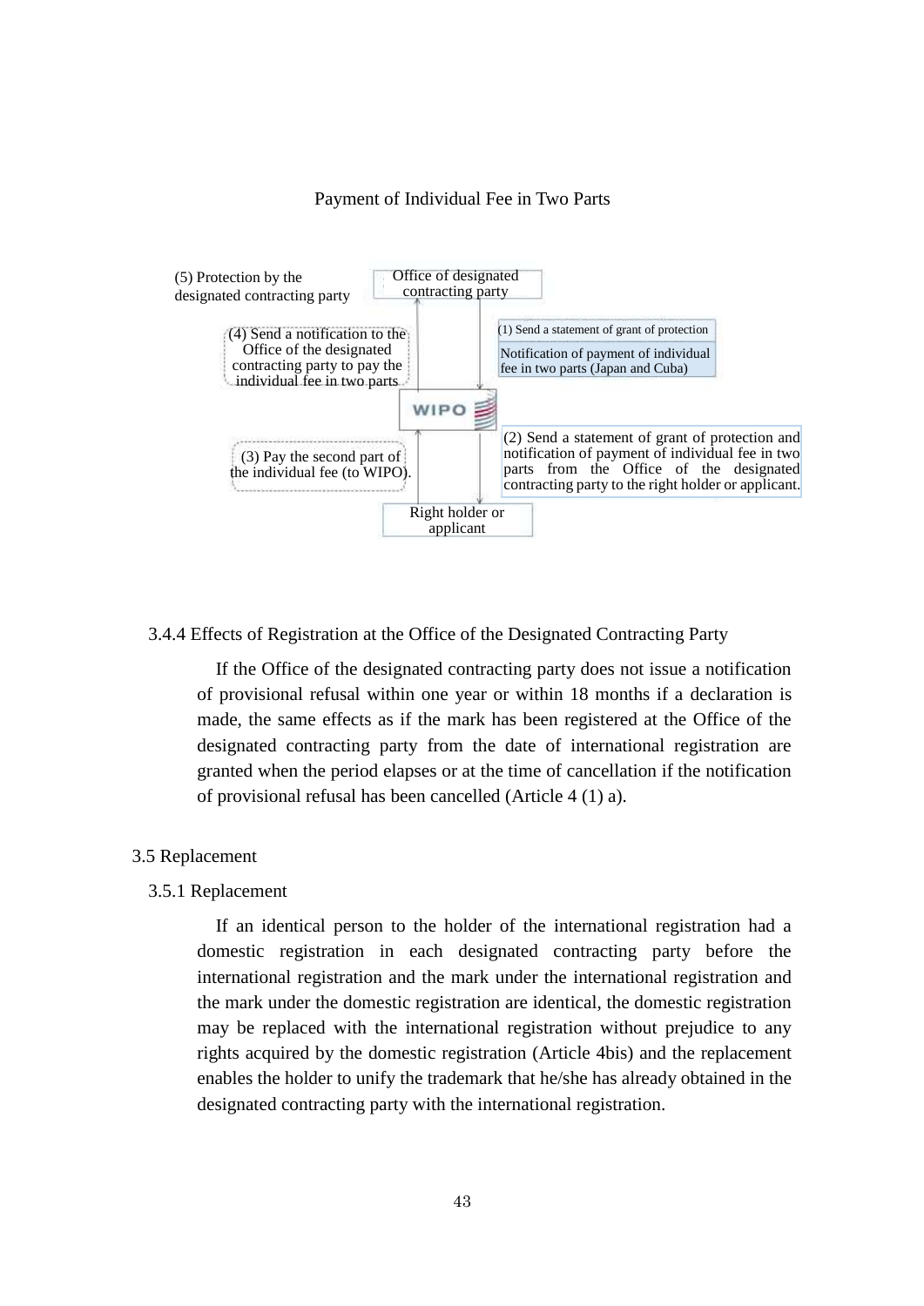Payment of Individual Fee in Two Parts

(5) Protection by the designated contracting party

Office of designated contracting party

(1) Send a statement of grant of protection

Notification of payment of individual fee in two parts (Japan and Cuba)

(4) Send a notification to the Office of the designated contracting party to pay the individual fee in two parts

WIPO

(2) Send a statement of grant of protection and notification of payment of individual fee in two parts from the Office of the designated contracting party to the right holder or applicant.

(3) Pay the second part of the individual fee (to WIPO).

Right holder or applicant

### 3.4.4 Effects of Registration at the Office of the Designated Contracting Party

If the Office of the designated contracting party does not issue a notification of provisional refusal within one year or within 18 months if a declaration is made, the same effects as if the mark has been registered at the Office of the designated contracting party from the date of international registration are granted when the period elapses or at the time of cancellation if the notification of provisional refusal has been cancelled (Article 4 (1) a).

## 3.5 Replacement

### 3.5.1 Replacement

If an identical person to the holder of the international registration had a domestic registration in each designated contracting party before the international registration and the mark under the international registration and the mark under the domestic registration are identical, the domestic registration may be replaced with the international registration without prejudice to any rights acquired by the domestic registration (Article 4bis) and the replacement enables the holder to unify the trademark that he/she has already obtained in the designated contracting party with the international registration.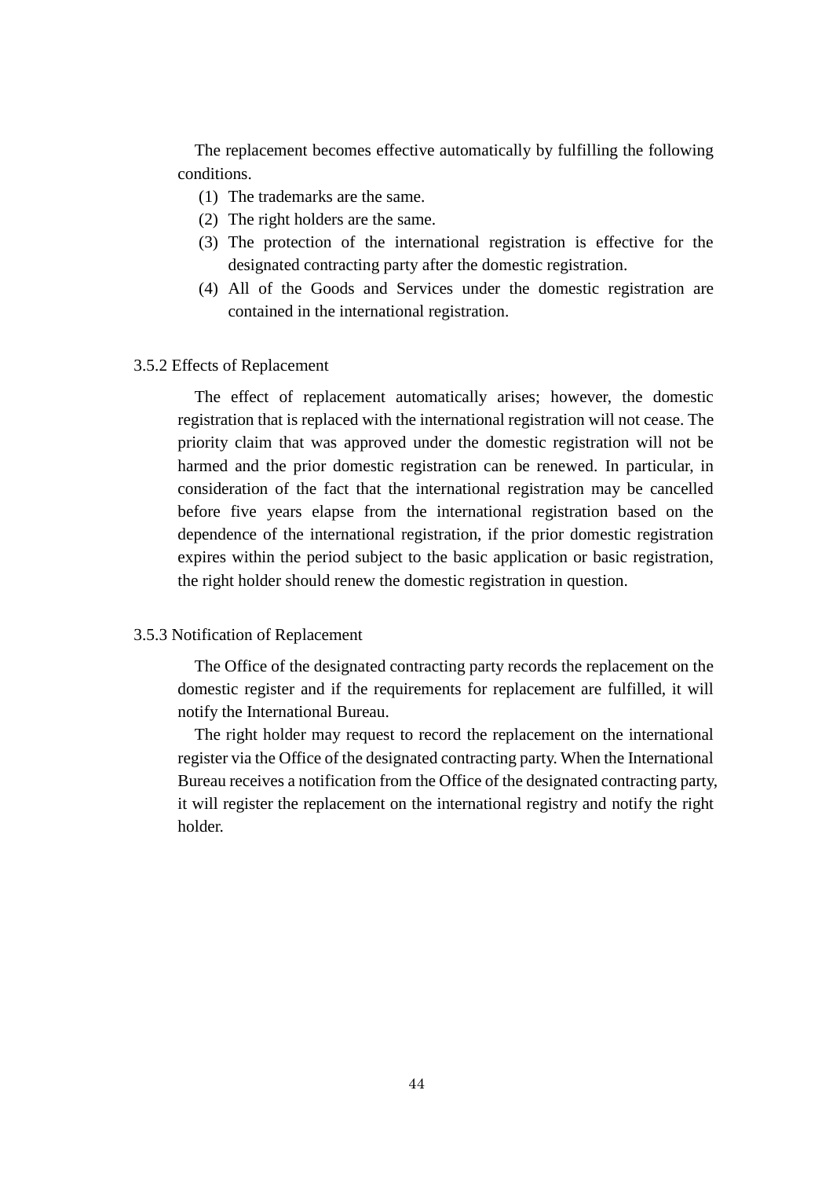The replacement becomes effective automatically by fulfilling the following conditions.

1. The trademarks are the same.
2. The right holders are the same.
3. The protection of the international registration is effective for the designated contracting party after the domestic registration.
4. All of the Goods and Services under the domestic registration are contained in the international registration.

### 3.5.2 Effects of Replacement

The effect of replacement automatically arises; however, the domestic registration that is replaced with the international registration will not cease. The priority claim that was approved under the domestic registration will not be harmed and the prior domestic registration can be renewed. In particular, in consideration of the fact that the international registration may be cancelled before five years elapse from the international registration based on the dependence of the international registration, if the prior domestic registration expires within the period subject to the basic application or basic registration, the right holder should renew the domestic registration in question.

### 3.5.3 Notification of Replacement

The Office of the designated contracting party records the replacement on the domestic register and if the requirements for replacement are fulfilled, it will notify the International Bureau.

The right holder may request to record the replacement on the international register via the Office of the designated contracting party. When the International Bureau receives a notification from the Office of the designated contracting party, it will register the replacement on the international registry and notify the right holder.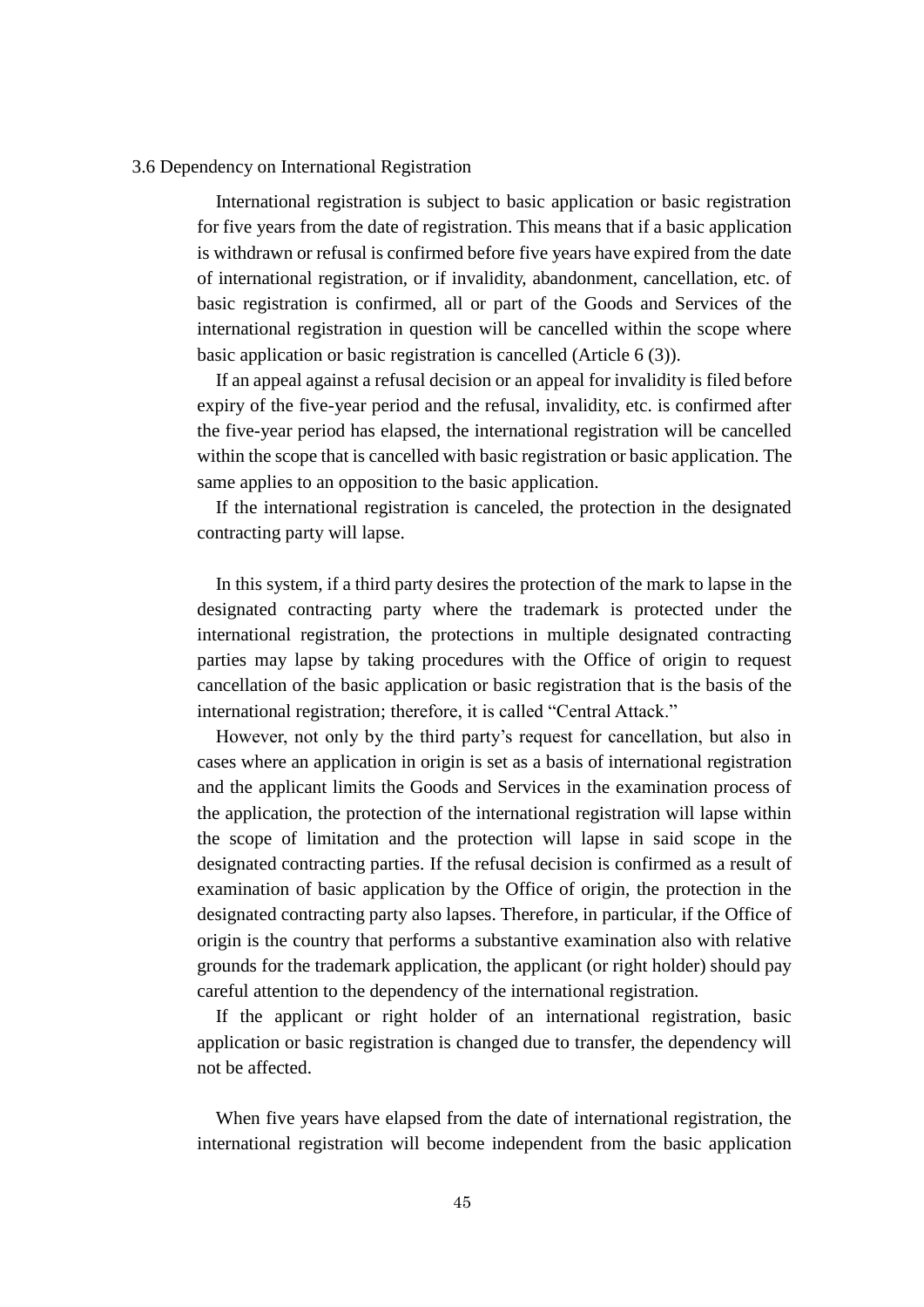### 3.6 Dependency on International Registration

International registration is subject to basic application or basic registration for five years from the date of registration. This means that if a basic application is withdrawn or refusal is confirmed before five years have expired from the date of international registration, or if invalidity, abandonment, cancellation, etc. of basic registration is confirmed, all or part of the Goods and Services of the international registration in question will be cancelled within the scope where basic application or basic registration is cancelled (Article 6 (3)).

If an appeal against a refusal decision or an appeal for invalidity is filed before expiry of the five-year period and the refusal, invalidity, etc. is confirmed after the five-year period has elapsed, the international registration will be cancelled within the scope that is cancelled with basic registration or basic application. The same applies to an opposition to the basic application.

If the international registration is canceled, the protection in the designated contracting party will lapse.

In this system, if a third party desires the protection of the mark to lapse in the designated contracting party where the trademark is protected under the international registration, the protections in multiple designated contracting parties may lapse by taking procedures with the Office of origin to request cancellation of the basic application or basic registration that is the basis of the international registration; therefore, it is called "Central Attack."

However, not only by the third party's request for cancellation, but also in cases where an application in origin is set as a basis of international registration and the applicant limits the Goods and Services in the examination process of the application, the protection of the international registration will lapse within the scope of limitation and the protection will lapse in said scope in the designated contracting parties. If the refusal decision is confirmed as a result of examination of basic application by the Office of origin, the protection in the designated contracting party also lapses. Therefore, in particular, if the Office of origin is the country that performs a substantive examination also with relative grounds for the trademark application, the applicant (or right holder) should pay careful attention to the dependency of the international registration.

If the applicant or right holder of an international registration, basic application or basic registration is changed due to transfer, the dependency will not be affected.

When five years have elapsed from the date of international registration, the international registration will become independent from the basic application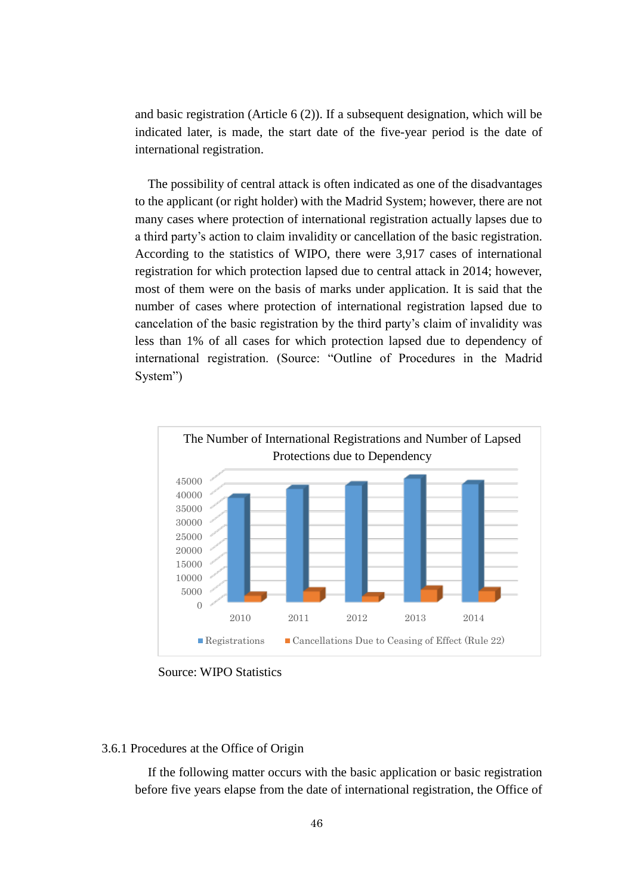and basic registration (Article 6 (2)). If a subsequent designation, which will be indicated later, is made, the start date of the five-year period is the date of international registration.

The possibility of central attack is often indicated as one of the disadvantages to the applicant (or right holder) with the Madrid System; however, there are not many cases where protection of international registration actually lapses due to a third party's action to claim invalidity or cancellation of the basic registration. According to the statistics of WIPO, there were 3,917 cases of international registration for which protection lapsed due to central attack in 2014; however, most of them were on the basis of marks under application. It is said that the number of cases where protection of international registration lapsed due to cancelation of the basic registration by the third party's claim of invalidity was less than 1% of all cases for which protection lapsed due to dependency of international registration. (Source: "Outline of Procedures in the Madrid System")

The Number of International Registrations and Number of Lapsed Protections due to Dependency

Legend: Registrations; Cancellations Due to Ceasing of Effect (Rule 22)

Years: 2010, 2011, 2012, 2013, 2014

Source: WIPO Statistics

### 3.6.1 Procedures at the Office of Origin

If the following matter occurs with the basic application or basic registration before five years elapse from the date of international registration, the Office of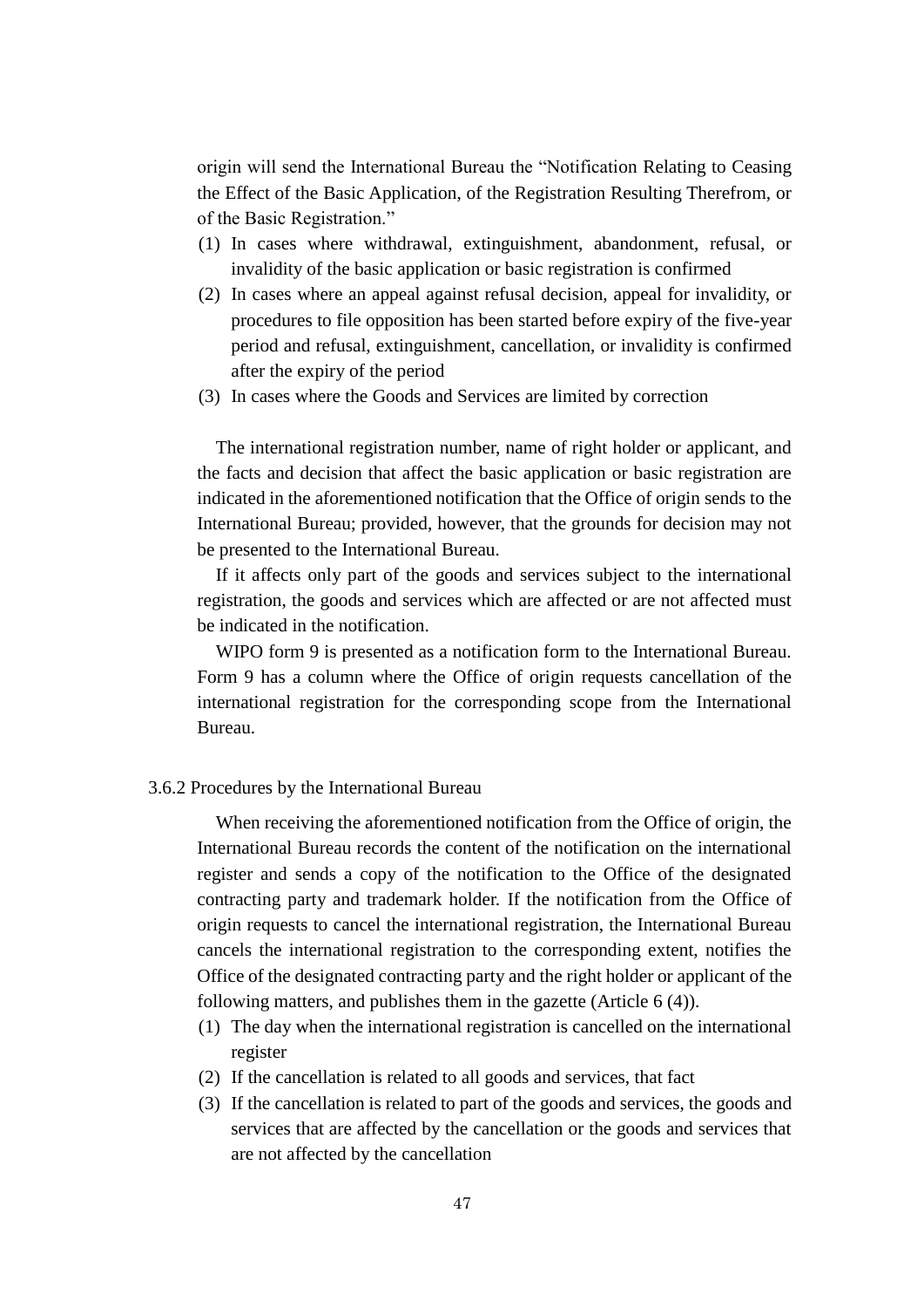origin will send the International Bureau the “Notification Relating to Ceasing the Effect of the Basic Application, of the Registration Resulting Therefrom, or of the Basic Registration.”

(1) In cases where withdrawal, extinguishment, abandonment, refusal, or invalidity of the basic application or basic registration is confirmed
(2) In cases where an appeal against refusal decision, appeal for invalidity, or procedures to file opposition has been started before expiry of the five-year period and refusal, extinguishment, cancellation, or invalidity is confirmed after the expiry of the period
(3) In cases where the Goods and Services are limited by correction

The international registration number, name of right holder or applicant, and the facts and decision that affect the basic application or basic registration are indicated in the aforementioned notification that the Office of origin sends to the International Bureau; provided, however, that the grounds for decision may not be presented to the International Bureau.

If it affects only part of the goods and services subject to the international registration, the goods and services which are affected or are not affected must be indicated in the notification.

WIPO form 9 is presented as a notification form to the International Bureau. Form 9 has a column where the Office of origin requests cancellation of the international registration for the corresponding scope from the International Bureau.

### 3.6.2 Procedures by the International Bureau

When receiving the aforementioned notification from the Office of origin, the International Bureau records the content of the notification on the international register and sends a copy of the notification to the Office of the designated contracting party and trademark holder. If the notification from the Office of origin requests to cancel the international registration, the International Bureau cancels the international registration to the corresponding extent, notifies the Office of the designated contracting party and the right holder or applicant of the following matters, and publishes them in the gazette (Article 6 (4)).

(1) The day when the international registration is cancelled on the international register
(2) If the cancellation is related to all goods and services, that fact
(3) If the cancellation is related to part of the goods and services, the goods and services that are affected by the cancellation or the goods and services that are not affected by the cancellation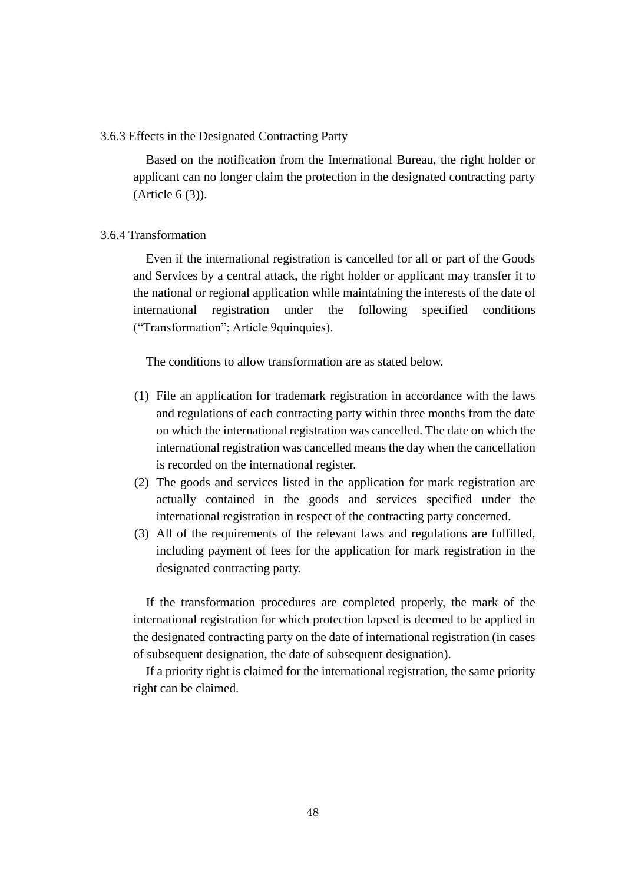### 3.6.3 Effects in the Designated Contracting Party

Based on the notification from the International Bureau, the right holder or applicant can no longer claim the protection in the designated contracting party (Article 6 (3)).

### 3.6.4 Transformation

Even if the international registration is cancelled for all or part of the Goods and Services by a central attack, the right holder or applicant may transfer it to the national or regional application while maintaining the interests of the date of international registration under the following specified conditions ("Transformation"; Article 9quinquies).

The conditions to allow transformation are as stated below.

(1) File an application for trademark registration in accordance with the laws and regulations of each contracting party within three months from the date on which the international registration was cancelled. The date on which the international registration was cancelled means the day when the cancellation is recorded on the international register.
(2) The goods and services listed in the application for mark registration are actually contained in the goods and services specified under the international registration in respect of the contracting party concerned.
(3) All of the requirements of the relevant laws and regulations are fulfilled, including payment of fees for the application for mark registration in the designated contracting party.

If the transformation procedures are completed properly, the mark of the international registration for which protection lapsed is deemed to be applied in the designated contracting party on the date of international registration (in cases of subsequent designation, the date of subsequent designation).

If a priority right is claimed for the international registration, the same priority right can be claimed.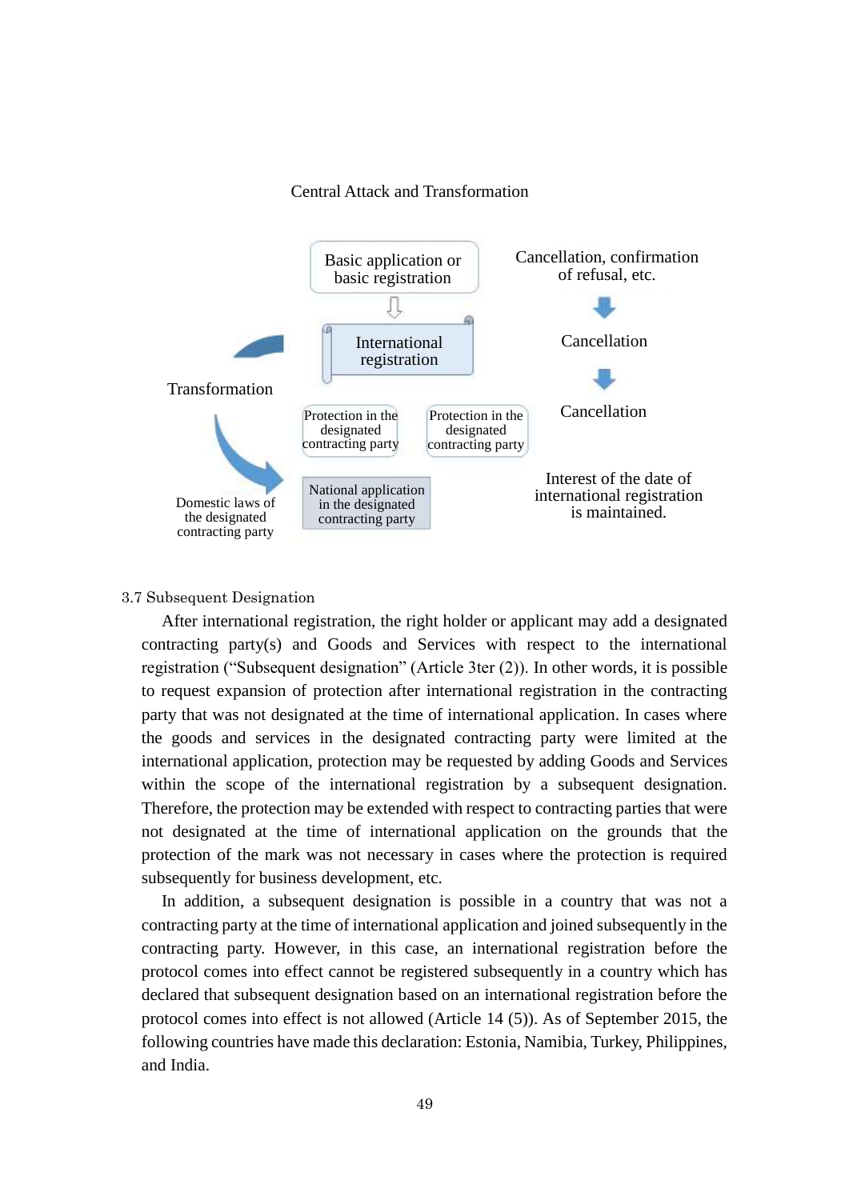Central Attack and Transformation

Basic application or basic registration

International registration

Protection in the designated contracting party

Protection in the designated contracting party

National application in the designated contracting party

Transformation

Domestic laws of the designated contracting party

Cancellation, confirmation of refusal, etc.

Cancellation

Cancellation

Interest of the date of international registration is maintained.

3.7 Subsequent Designation

After international registration, the right holder or applicant may add a designated contracting party(s) and Goods and Services with respect to the international registration ("Subsequent designation" (Article 3ter (2)). In other words, it is possible to request expansion of protection after international registration in the contracting party that was not designated at the time of international application. In cases where the goods and services in the designated contracting party were limited at the international application, protection may be requested by adding Goods and Services within the scope of the international registration by a subsequent designation. Therefore, the protection may be extended with respect to contracting parties that were not designated at the time of international application on the grounds that the protection of the mark was not necessary in cases where the protection is required subsequently for business development, etc.

In addition, a subsequent designation is possible in a country that was not a contracting party at the time of international application and joined subsequently in the contracting party. However, in this case, an international registration before the protocol comes into effect cannot be registered subsequently in a country which has declared that subsequent designation based on an international registration before the protocol comes into effect is not allowed (Article 14 (5)). As of September 2015, the following countries have made this declaration: Estonia, Namibia, Turkey, Philippines, and India.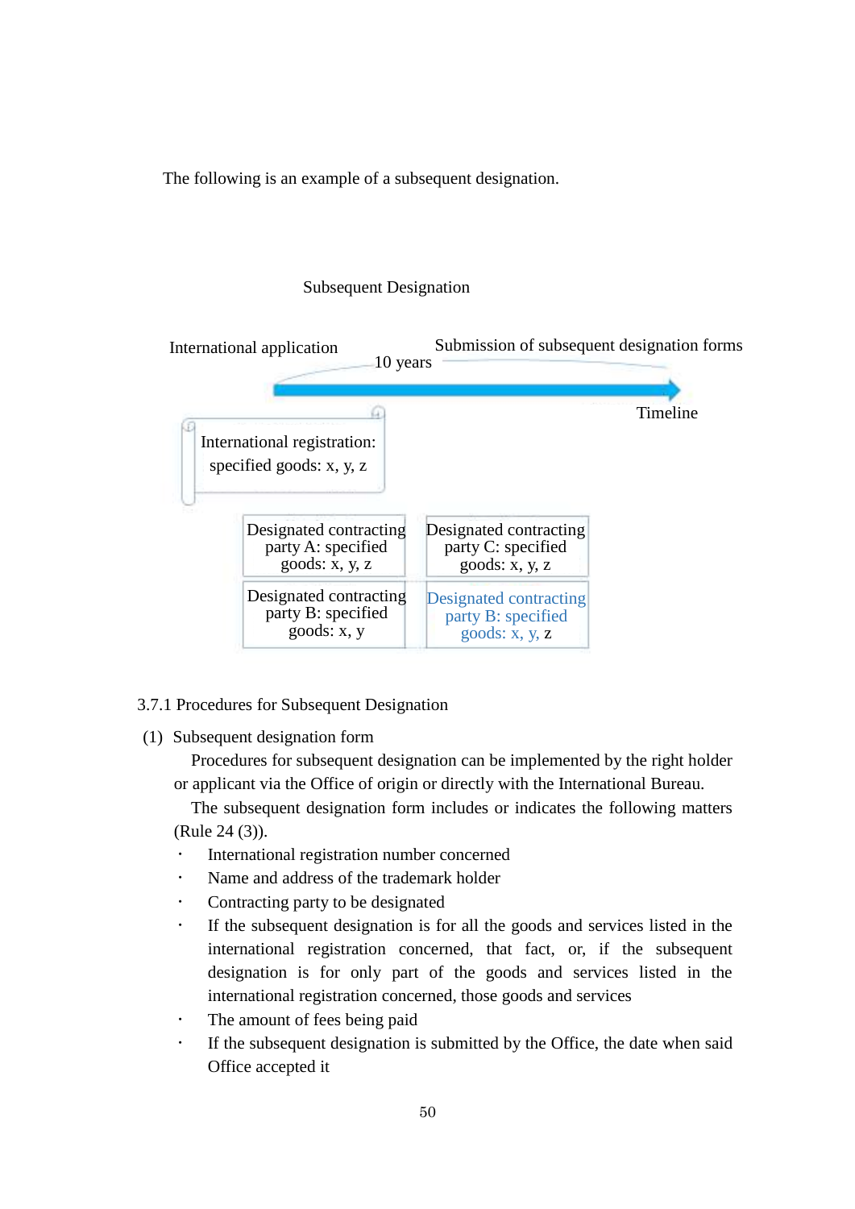The following is an example of a subsequent designation.

Subsequent Designation

International application — 10 years — Submission of subsequent designation forms

Timeline

International registration: specified goods: x, y, z

| Designated contracting party A: specified goods: x, y, z | Designated contracting party C: specified goods: x, y, z |
|---|---|
| Designated contracting party B: specified goods: x, y | Designated contracting party B: specified goods: x, y, z |

### 3.7.1 Procedures for Subsequent Designation

(1) Subsequent designation form

Procedures for subsequent designation can be implemented by the right holder or applicant via the Office of origin or directly with the International Bureau.

The subsequent designation form includes or indicates the following matters (Rule 24 (3)).

- International registration number concerned
- Name and address of the trademark holder
- Contracting party to be designated
- If the subsequent designation is for all the goods and services listed in the international registration concerned, that fact, or, if the subsequent designation is for only part of the goods and services listed in the international registration concerned, those goods and services
- The amount of fees being paid
- If the subsequent designation is submitted by the Office, the date when said Office accepted it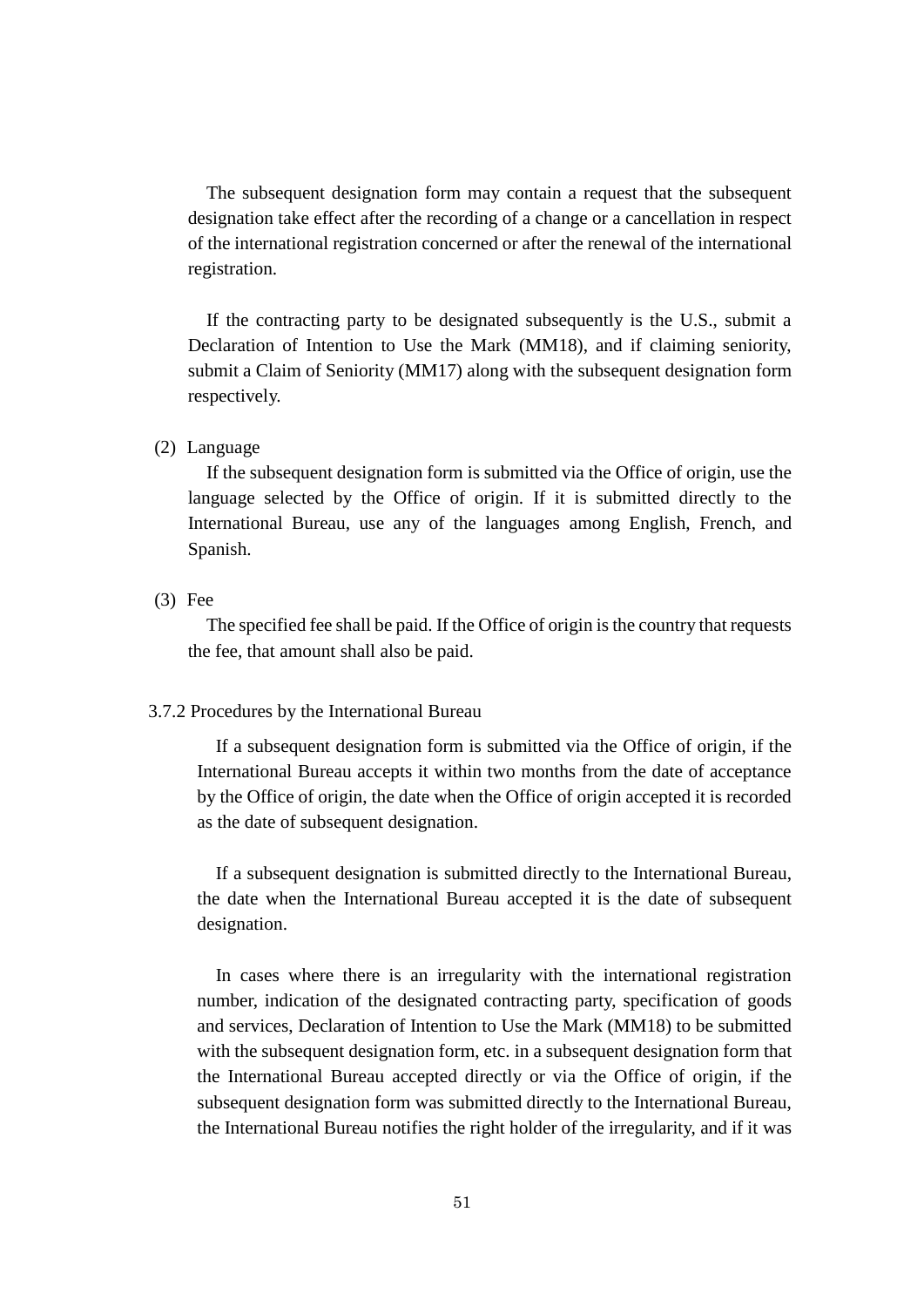The subsequent designation form may contain a request that the subsequent designation take effect after the recording of a change or a cancellation in respect of the international registration concerned or after the renewal of the international registration.

If the contracting party to be designated subsequently is the U.S., submit a Declaration of Intention to Use the Mark (MM18), and if claiming seniority, submit a Claim of Seniority (MM17) along with the subsequent designation form respectively.

(2) Language

If the subsequent designation form is submitted via the Office of origin, use the language selected by the Office of origin. If it is submitted directly to the International Bureau, use any of the languages among English, French, and Spanish.

(3) Fee

The specified fee shall be paid. If the Office of origin is the country that requests the fee, that amount shall also be paid.

### 3.7.2 Procedures by the International Bureau

If a subsequent designation form is submitted via the Office of origin, if the International Bureau accepts it within two months from the date of acceptance by the Office of origin, the date when the Office of origin accepted it is recorded as the date of subsequent designation.

If a subsequent designation is submitted directly to the International Bureau, the date when the International Bureau accepted it is the date of subsequent designation.

In cases where there is an irregularity with the international registration number, indication of the designated contracting party, specification of goods and services, Declaration of Intention to Use the Mark (MM18) to be submitted with the subsequent designation form, etc. in a subsequent designation form that the International Bureau accepted directly or via the Office of origin, if the subsequent designation form was submitted directly to the International Bureau, the International Bureau notifies the right holder of the irregularity, and if it was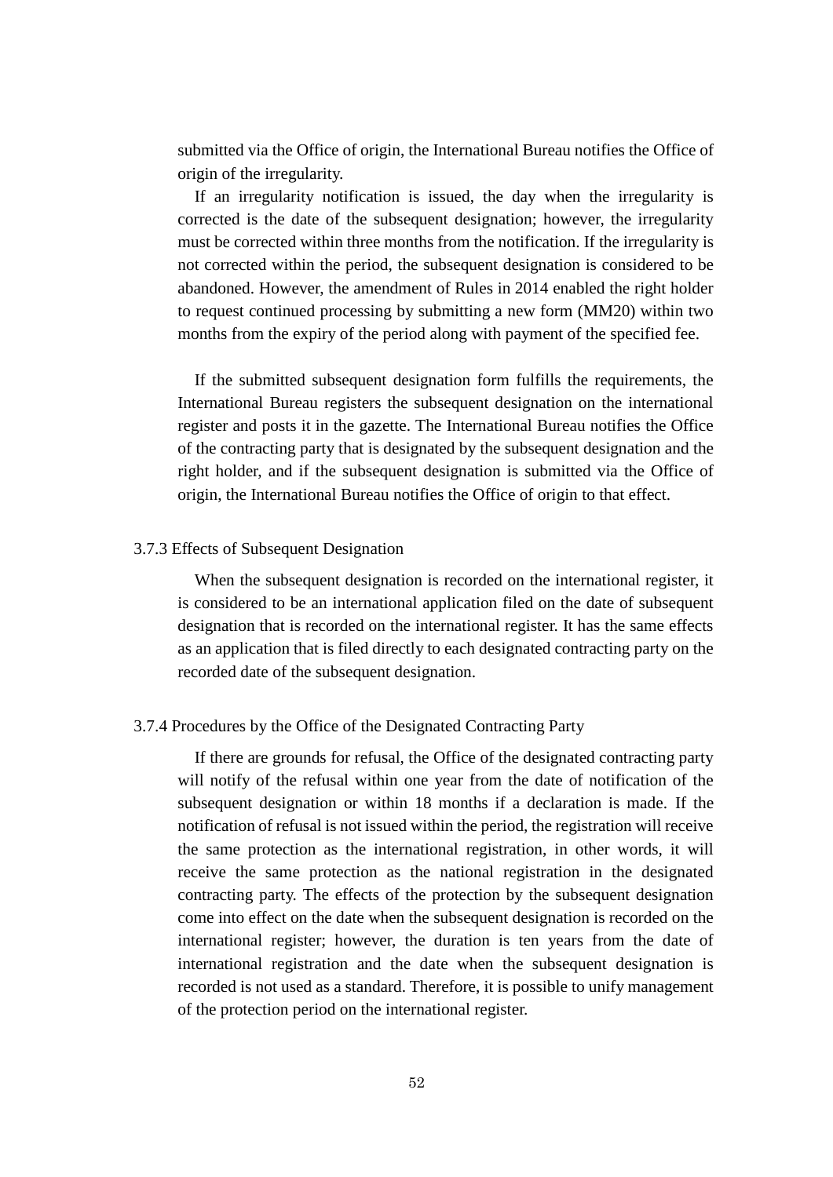submitted via the Office of origin, the International Bureau notifies the Office of origin of the irregularity.

If an irregularity notification is issued, the day when the irregularity is corrected is the date of the subsequent designation; however, the irregularity must be corrected within three months from the notification. If the irregularity is not corrected within the period, the subsequent designation is considered to be abandoned. However, the amendment of Rules in 2014 enabled the right holder to request continued processing by submitting a new form (MM20) within two months from the expiry of the period along with payment of the specified fee.

If the submitted subsequent designation form fulfills the requirements, the International Bureau registers the subsequent designation on the international register and posts it in the gazette. The International Bureau notifies the Office of the contracting party that is designated by the subsequent designation and the right holder, and if the subsequent designation is submitted via the Office of origin, the International Bureau notifies the Office of origin to that effect.

### 3.7.3 Effects of Subsequent Designation

When the subsequent designation is recorded on the international register, it is considered to be an international application filed on the date of subsequent designation that is recorded on the international register. It has the same effects as an application that is filed directly to each designated contracting party on the recorded date of the subsequent designation.

### 3.7.4 Procedures by the Office of the Designated Contracting Party

If there are grounds for refusal, the Office of the designated contracting party will notify of the refusal within one year from the date of notification of the subsequent designation or within 18 months if a declaration is made. If the notification of refusal is not issued within the period, the registration will receive the same protection as the international registration, in other words, it will receive the same protection as the national registration in the designated contracting party. The effects of the protection by the subsequent designation come into effect on the date when the subsequent designation is recorded on the international register; however, the duration is ten years from the date of international registration and the date when the subsequent designation is recorded is not used as a standard. Therefore, it is possible to unify management of the protection period on the international register.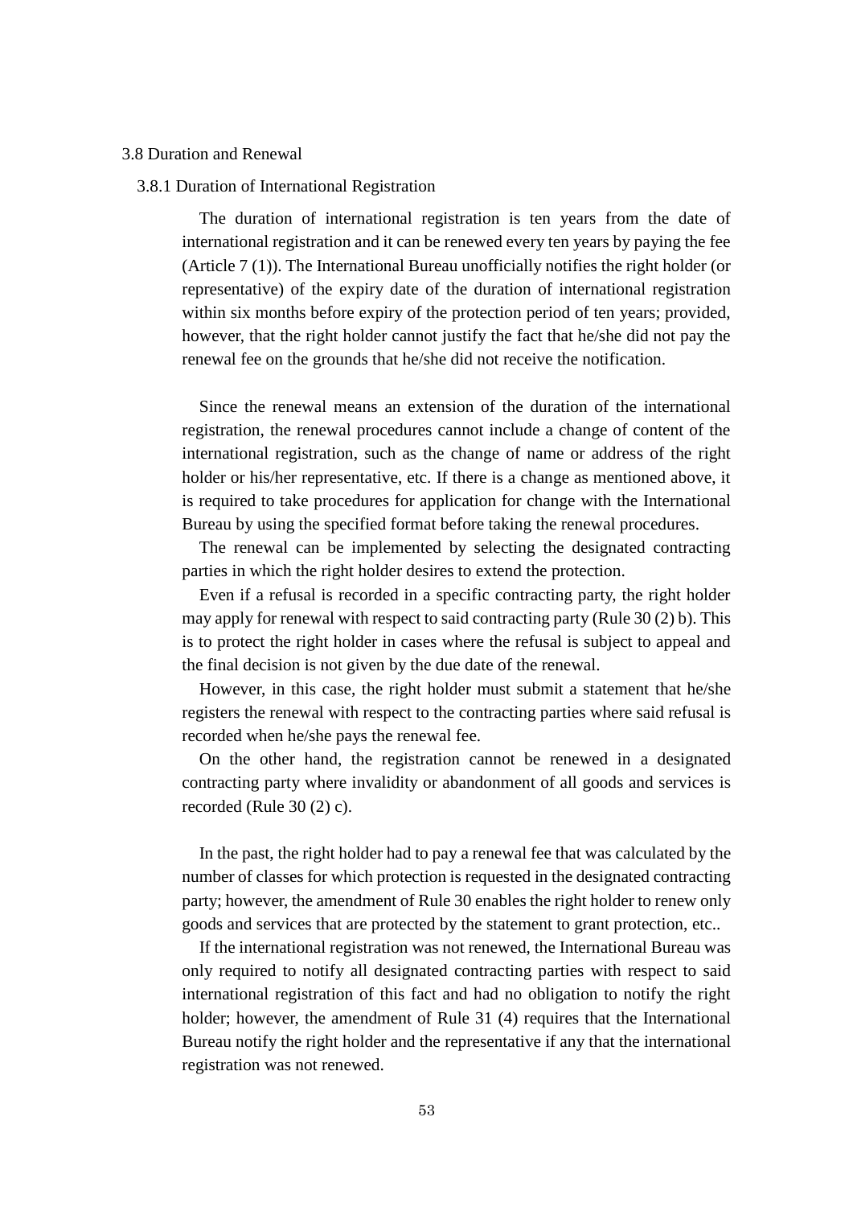## 3.8 Duration and Renewal

### 3.8.1 Duration of International Registration

The duration of international registration is ten years from the date of international registration and it can be renewed every ten years by paying the fee (Article 7 (1)). The International Bureau unofficially notifies the right holder (or representative) of the expiry date of the duration of international registration within six months before expiry of the protection period of ten years; provided, however, that the right holder cannot justify the fact that he/she did not pay the renewal fee on the grounds that he/she did not receive the notification.

Since the renewal means an extension of the duration of the international registration, the renewal procedures cannot include a change of content of the international registration, such as the change of name or address of the right holder or his/her representative, etc. If there is a change as mentioned above, it is required to take procedures for application for change with the International Bureau by using the specified format before taking the renewal procedures.

The renewal can be implemented by selecting the designated contracting parties in which the right holder desires to extend the protection.

Even if a refusal is recorded in a specific contracting party, the right holder may apply for renewal with respect to said contracting party (Rule 30 (2) b). This is to protect the right holder in cases where the refusal is subject to appeal and the final decision is not given by the due date of the renewal.

However, in this case, the right holder must submit a statement that he/she registers the renewal with respect to the contracting parties where said refusal is recorded when he/she pays the renewal fee.

On the other hand, the registration cannot be renewed in a designated contracting party where invalidity or abandonment of all goods and services is recorded (Rule 30 (2) c).

In the past, the right holder had to pay a renewal fee that was calculated by the number of classes for which protection is requested in the designated contracting party; however, the amendment of Rule 30 enables the right holder to renew only goods and services that are protected by the statement to grant protection, etc..

If the international registration was not renewed, the International Bureau was only required to notify all designated contracting parties with respect to said international registration of this fact and had no obligation to notify the right holder; however, the amendment of Rule 31 (4) requires that the International Bureau notify the right holder and the representative if any that the international registration was not renewed.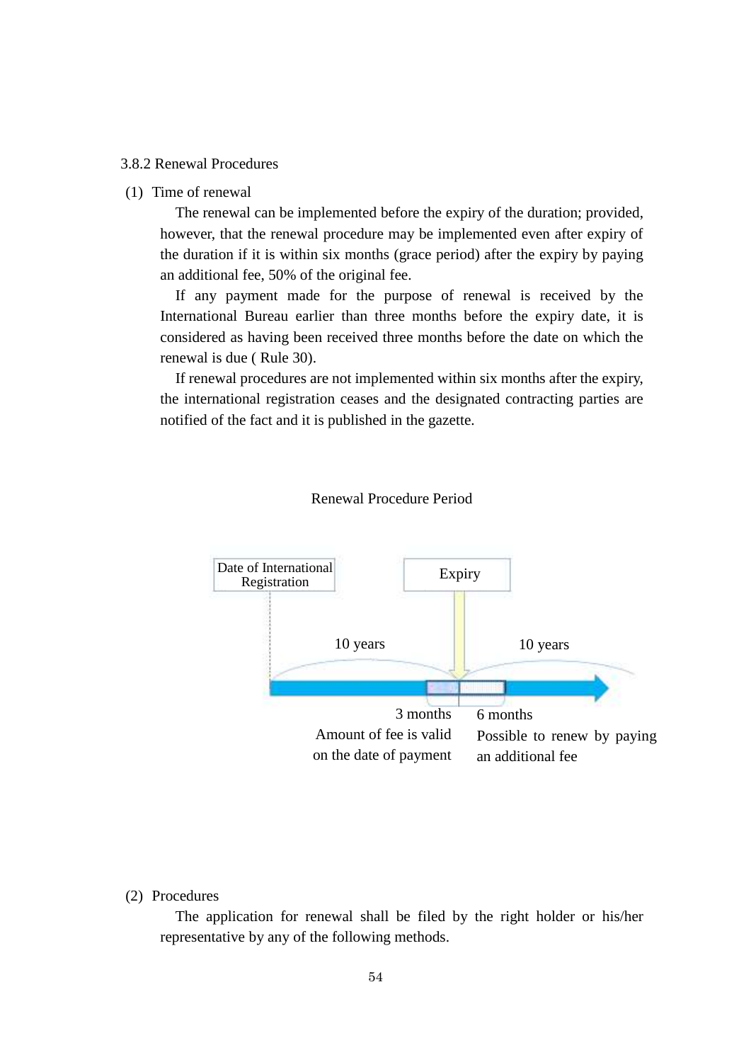### 3.8.2 Renewal Procedures

(1) Time of renewal

The renewal can be implemented before the expiry of the duration; provided, however, that the renewal procedure may be implemented even after expiry of the duration if it is within six months (grace period) after the expiry by paying an additional fee, 50% of the original fee.

If any payment made for the purpose of renewal is received by the International Bureau earlier than three months before the expiry date, it is considered as having been received three months before the date on which the renewal is due ( Rule 30).

If renewal procedures are not implemented within six months after the expiry, the international registration ceases and the designated contracting parties are notified of the fact and it is published in the gazette.

Renewal Procedure Period

Date of International Registration

Expiry

10 years

10 years

3 months
Amount of fee is valid on the date of payment

6 months
Possible to renew by paying an additional fee

(2) Procedures

The application for renewal shall be filed by the right holder or his/her representative by any of the following methods.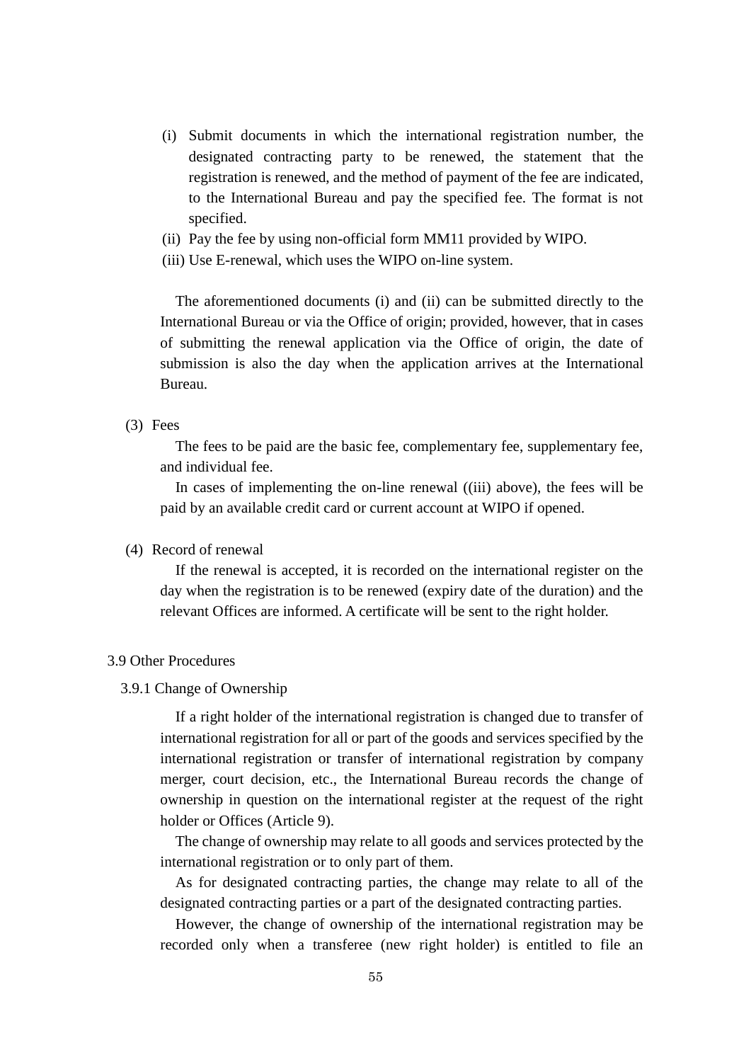(i) Submit documents in which the international registration number, the designated contracting party to be renewed, the statement that the registration is renewed, and the method of payment of the fee are indicated, to the International Bureau and pay the specified fee. The format is not specified.
(ii) Pay the fee by using non-official form MM11 provided by WIPO.
(iii) Use E-renewal, which uses the WIPO on-line system.

The aforementioned documents (i) and (ii) can be submitted directly to the International Bureau or via the Office of origin; provided, however, that in cases of submitting the renewal application via the Office of origin, the date of submission is also the day when the application arrives at the International Bureau.

(3) Fees

The fees to be paid are the basic fee, complementary fee, supplementary fee, and individual fee.

In cases of implementing the on-line renewal ((iii) above), the fees will be paid by an available credit card or current account at WIPO if opened.

(4) Record of renewal

If the renewal is accepted, it is recorded on the international register on the day when the registration is to be renewed (expiry date of the duration) and the relevant Offices are informed. A certificate will be sent to the right holder.

## 3.9 Other Procedures

### 3.9.1 Change of Ownership

If a right holder of the international registration is changed due to transfer of international registration for all or part of the goods and services specified by the international registration or transfer of international registration by company merger, court decision, etc., the International Bureau records the change of ownership in question on the international register at the request of the right holder or Offices (Article 9).

The change of ownership may relate to all goods and services protected by the international registration or to only part of them.

As for designated contracting parties, the change may relate to all of the designated contracting parties or a part of the designated contracting parties.

However, the change of ownership of the international registration may be recorded only when a transferee (new right holder) is entitled to file an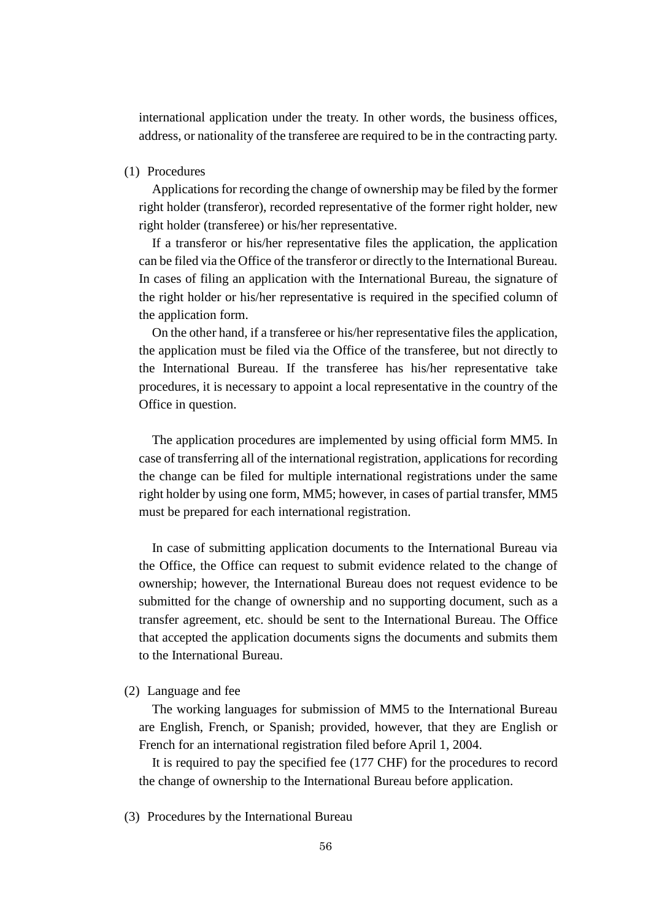international application under the treaty. In other words, the business offices, address, or nationality of the transferee are required to be in the contracting party.

(1) Procedures

Applications for recording the change of ownership may be filed by the former right holder (transferor), recorded representative of the former right holder, new right holder (transferee) or his/her representative.

If a transferor or his/her representative files the application, the application can be filed via the Office of the transferor or directly to the International Bureau. In cases of filing an application with the International Bureau, the signature of the right holder or his/her representative is required in the specified column of the application form.

On the other hand, if a transferee or his/her representative files the application, the application must be filed via the Office of the transferee, but not directly to the International Bureau. If the transferee has his/her representative take procedures, it is necessary to appoint a local representative in the country of the Office in question.

The application procedures are implemented by using official form MM5. In case of transferring all of the international registration, applications for recording the change can be filed for multiple international registrations under the same right holder by using one form, MM5; however, in cases of partial transfer, MM5 must be prepared for each international registration.

In case of submitting application documents to the International Bureau via the Office, the Office can request to submit evidence related to the change of ownership; however, the International Bureau does not request evidence to be submitted for the change of ownership and no supporting document, such as a transfer agreement, etc. should be sent to the International Bureau. The Office that accepted the application documents signs the documents and submits them to the International Bureau.

(2) Language and fee

The working languages for submission of MM5 to the International Bureau are English, French, or Spanish; provided, however, that they are English or French for an international registration filed before April 1, 2004.

It is required to pay the specified fee (177 CHF) for the procedures to record the change of ownership to the International Bureau before application.

(3) Procedures by the International Bureau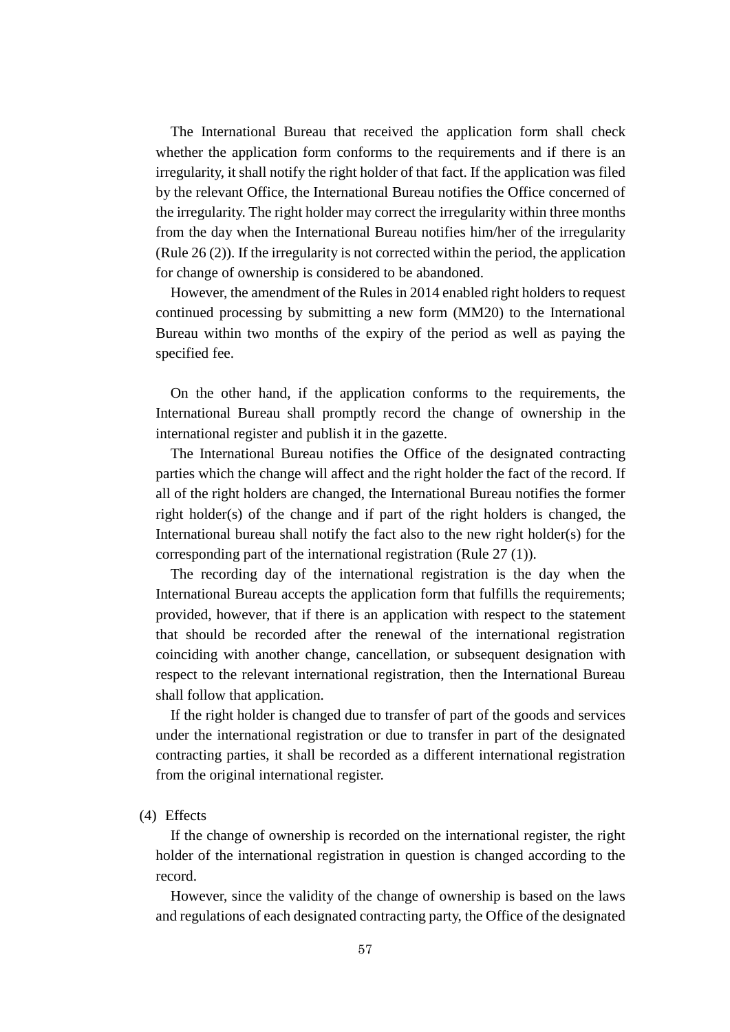The International Bureau that received the application form shall check whether the application form conforms to the requirements and if there is an irregularity, it shall notify the right holder of that fact. If the application was filed by the relevant Office, the International Bureau notifies the Office concerned of the irregularity. The right holder may correct the irregularity within three months from the day when the International Bureau notifies him/her of the irregularity (Rule 26 (2)). If the irregularity is not corrected within the period, the application for change of ownership is considered to be abandoned.

However, the amendment of the Rules in 2014 enabled right holders to request continued processing by submitting a new form (MM20) to the International Bureau within two months of the expiry of the period as well as paying the specified fee.

On the other hand, if the application conforms to the requirements, the International Bureau shall promptly record the change of ownership in the international register and publish it in the gazette.

The International Bureau notifies the Office of the designated contracting parties which the change will affect and the right holder the fact of the record. If all of the right holders are changed, the International Bureau notifies the former right holder(s) of the change and if part of the right holders is changed, the International bureau shall notify the fact also to the new right holder(s) for the corresponding part of the international registration (Rule 27 (1)).

The recording day of the international registration is the day when the International Bureau accepts the application form that fulfills the requirements; provided, however, that if there is an application with respect to the statement that should be recorded after the renewal of the international registration coinciding with another change, cancellation, or subsequent designation with respect to the relevant international registration, then the International Bureau shall follow that application.

If the right holder is changed due to transfer of part of the goods and services under the international registration or due to transfer in part of the designated contracting parties, it shall be recorded as a different international registration from the original international register.

(4) Effects

If the change of ownership is recorded on the international register, the right holder of the international registration in question is changed according to the record.

However, since the validity of the change of ownership is based on the laws and regulations of each designated contracting party, the Office of the designated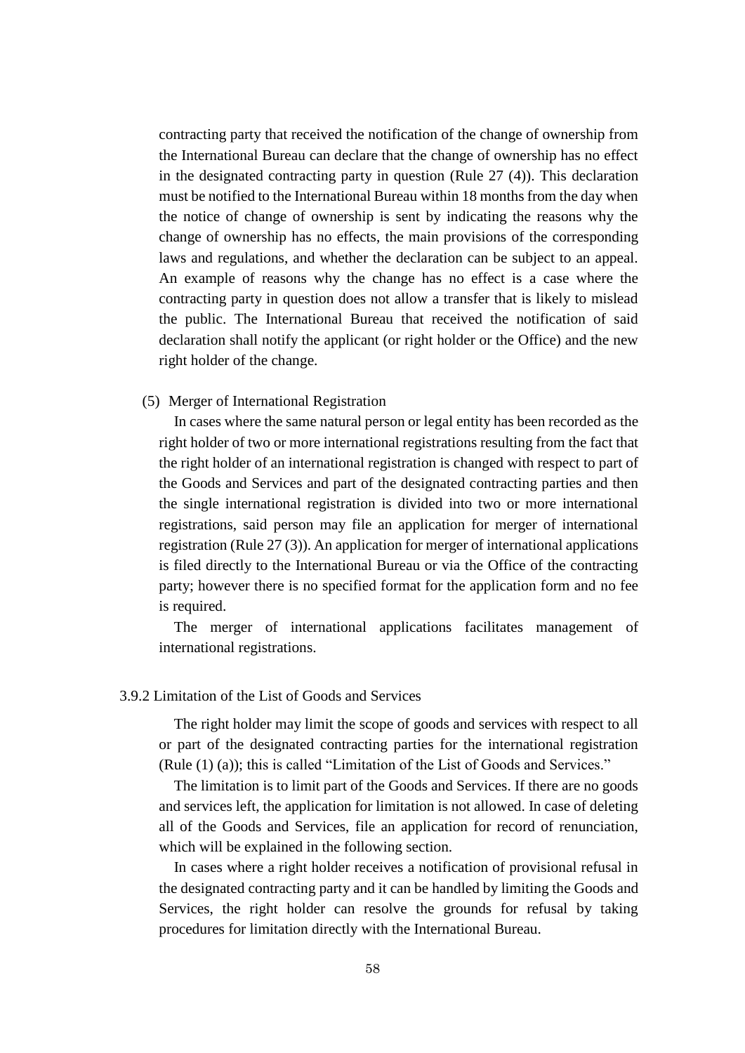contracting party that received the notification of the change of ownership from the International Bureau can declare that the change of ownership has no effect in the designated contracting party in question (Rule 27 (4)). This declaration must be notified to the International Bureau within 18 months from the day when the notice of change of ownership is sent by indicating the reasons why the change of ownership has no effects, the main provisions of the corresponding laws and regulations, and whether the declaration can be subject to an appeal. An example of reasons why the change has no effect is a case where the contracting party in question does not allow a transfer that is likely to mislead the public. The International Bureau that received the notification of said declaration shall notify the applicant (or right holder or the Office) and the new right holder of the change.

(5) Merger of International Registration

In cases where the same natural person or legal entity has been recorded as the right holder of two or more international registrations resulting from the fact that the right holder of an international registration is changed with respect to part of the Goods and Services and part of the designated contracting parties and then the single international registration is divided into two or more international registrations, said person may file an application for merger of international registration (Rule 27 (3)). An application for merger of international applications is filed directly to the International Bureau or via the Office of the contracting party; however there is no specified format for the application form and no fee is required.

The merger of international applications facilitates management of international registrations.

### 3.9.2 Limitation of the List of Goods and Services

The right holder may limit the scope of goods and services with respect to all or part of the designated contracting parties for the international registration (Rule (1) (a)); this is called "Limitation of the List of Goods and Services."

The limitation is to limit part of the Goods and Services. If there are no goods and services left, the application for limitation is not allowed. In case of deleting all of the Goods and Services, file an application for record of renunciation, which will be explained in the following section.

In cases where a right holder receives a notification of provisional refusal in the designated contracting party and it can be handled by limiting the Goods and Services, the right holder can resolve the grounds for refusal by taking procedures for limitation directly with the International Bureau.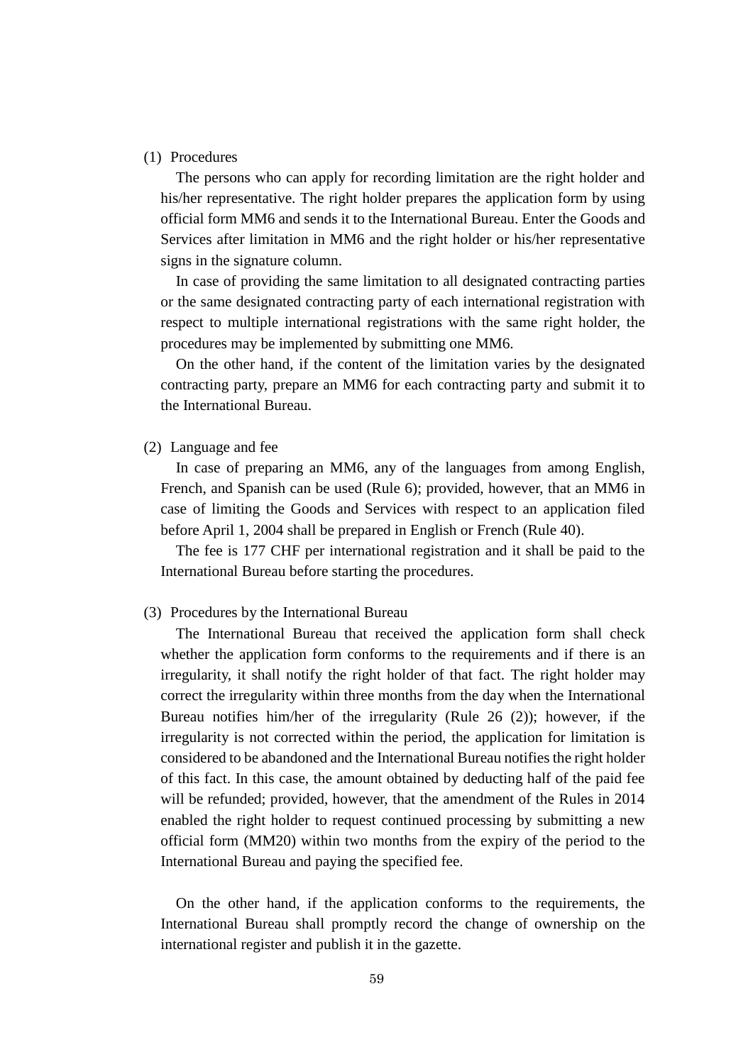(1) Procedures

The persons who can apply for recording limitation are the right holder and his/her representative. The right holder prepares the application form by using official form MM6 and sends it to the International Bureau. Enter the Goods and Services after limitation in MM6 and the right holder or his/her representative signs in the signature column.

In case of providing the same limitation to all designated contracting parties or the same designated contracting party of each international registration with respect to multiple international registrations with the same right holder, the procedures may be implemented by submitting one MM6.

On the other hand, if the content of the limitation varies by the designated contracting party, prepare an MM6 for each contracting party and submit it to the International Bureau.

(2) Language and fee

In case of preparing an MM6, any of the languages from among English, French, and Spanish can be used (Rule 6); provided, however, that an MM6 in case of limiting the Goods and Services with respect to an application filed before April 1, 2004 shall be prepared in English or French (Rule 40).

The fee is 177 CHF per international registration and it shall be paid to the International Bureau before starting the procedures.

(3) Procedures by the International Bureau

The International Bureau that received the application form shall check whether the application form conforms to the requirements and if there is an irregularity, it shall notify the right holder of that fact. The right holder may correct the irregularity within three months from the day when the International Bureau notifies him/her of the irregularity (Rule 26 (2)); however, if the irregularity is not corrected within the period, the application for limitation is considered to be abandoned and the International Bureau notifies the right holder of this fact. In this case, the amount obtained by deducting half of the paid fee will be refunded; provided, however, that the amendment of the Rules in 2014 enabled the right holder to request continued processing by submitting a new official form (MM20) within two months from the expiry of the period to the International Bureau and paying the specified fee.

On the other hand, if the application conforms to the requirements, the International Bureau shall promptly record the change of ownership on the international register and publish it in the gazette.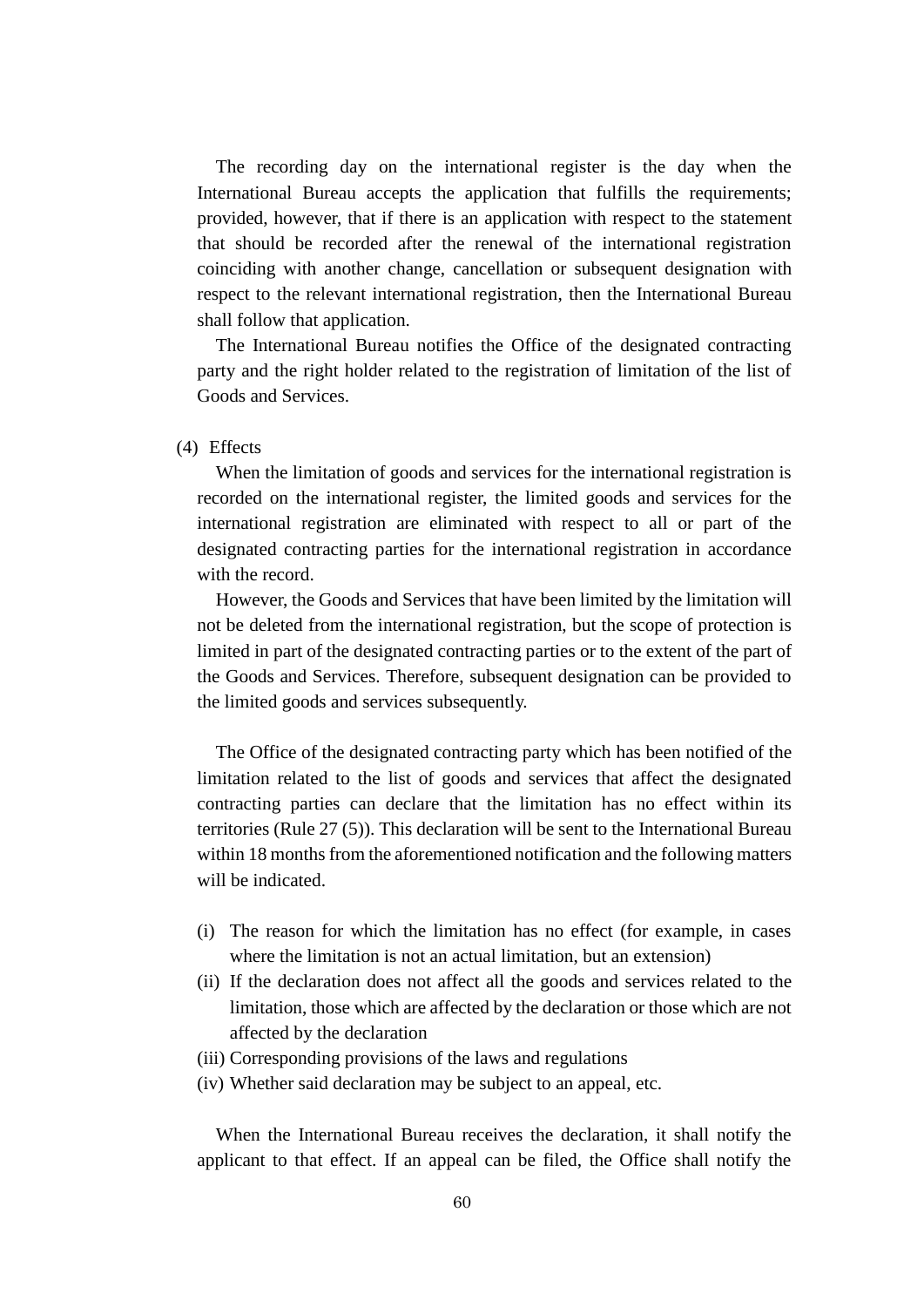The recording day on the international register is the day when the International Bureau accepts the application that fulfills the requirements; provided, however, that if there is an application with respect to the statement that should be recorded after the renewal of the international registration coinciding with another change, cancellation or subsequent designation with respect to the relevant international registration, then the International Bureau shall follow that application.

The International Bureau notifies the Office of the designated contracting party and the right holder related to the registration of limitation of the list of Goods and Services.

(4) Effects

When the limitation of goods and services for the international registration is recorded on the international register, the limited goods and services for the international registration are eliminated with respect to all or part of the designated contracting parties for the international registration in accordance with the record.

However, the Goods and Services that have been limited by the limitation will not be deleted from the international registration, but the scope of protection is limited in part of the designated contracting parties or to the extent of the part of the Goods and Services. Therefore, subsequent designation can be provided to the limited goods and services subsequently.

The Office of the designated contracting party which has been notified of the limitation related to the list of goods and services that affect the designated contracting parties can declare that the limitation has no effect within its territories (Rule 27 (5)). This declaration will be sent to the International Bureau within 18 months from the aforementioned notification and the following matters will be indicated.

(i) The reason for which the limitation has no effect (for example, in cases where the limitation is not an actual limitation, but an extension)
(ii) If the declaration does not affect all the goods and services related to the limitation, those which are affected by the declaration or those which are not affected by the declaration
(iii) Corresponding provisions of the laws and regulations
(iv) Whether said declaration may be subject to an appeal, etc.

When the International Bureau receives the declaration, it shall notify the applicant to that effect. If an appeal can be filed, the Office shall notify the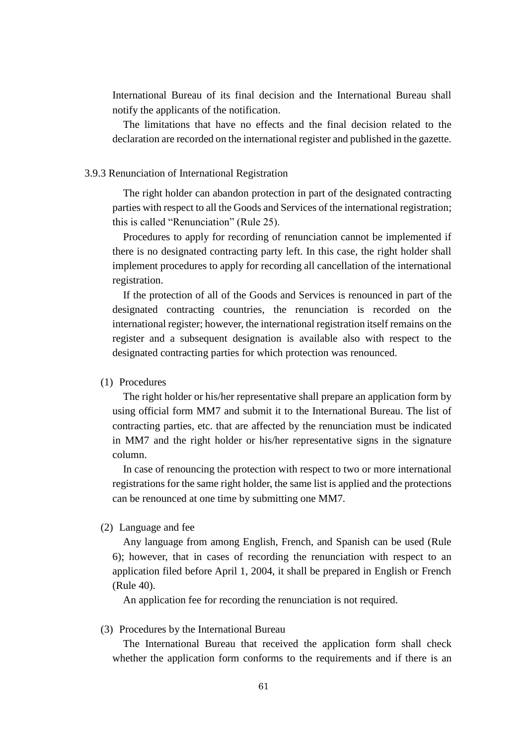International Bureau of its final decision and the International Bureau shall notify the applicants of the notification.

The limitations that have no effects and the final decision related to the declaration are recorded on the international register and published in the gazette.

### 3.9.3 Renunciation of International Registration

The right holder can abandon protection in part of the designated contracting parties with respect to all the Goods and Services of the international registration; this is called “Renunciation” (Rule 25).

Procedures to apply for recording of renunciation cannot be implemented if there is no designated contracting party left. In this case, the right holder shall implement procedures to apply for recording all cancellation of the international registration.

If the protection of all of the Goods and Services is renounced in part of the designated contracting countries, the renunciation is recorded on the international register; however, the international registration itself remains on the register and a subsequent designation is available also with respect to the designated contracting parties for which protection was renounced.

#### (1) Procedures

The right holder or his/her representative shall prepare an application form by using official form MM7 and submit it to the International Bureau. The list of contracting parties, etc. that are affected by the renunciation must be indicated in MM7 and the right holder or his/her representative signs in the signature column.

In case of renouncing the protection with respect to two or more international registrations for the same right holder, the same list is applied and the protections can be renounced at one time by submitting one MM7.

#### (2) Language and fee

Any language from among English, French, and Spanish can be used (Rule 6); however, that in cases of recording the renunciation with respect to an application filed before April 1, 2004, it shall be prepared in English or French (Rule 40).

An application fee for recording the renunciation is not required.

#### (3) Procedures by the International Bureau

The International Bureau that received the application form shall check whether the application form conforms to the requirements and if there is an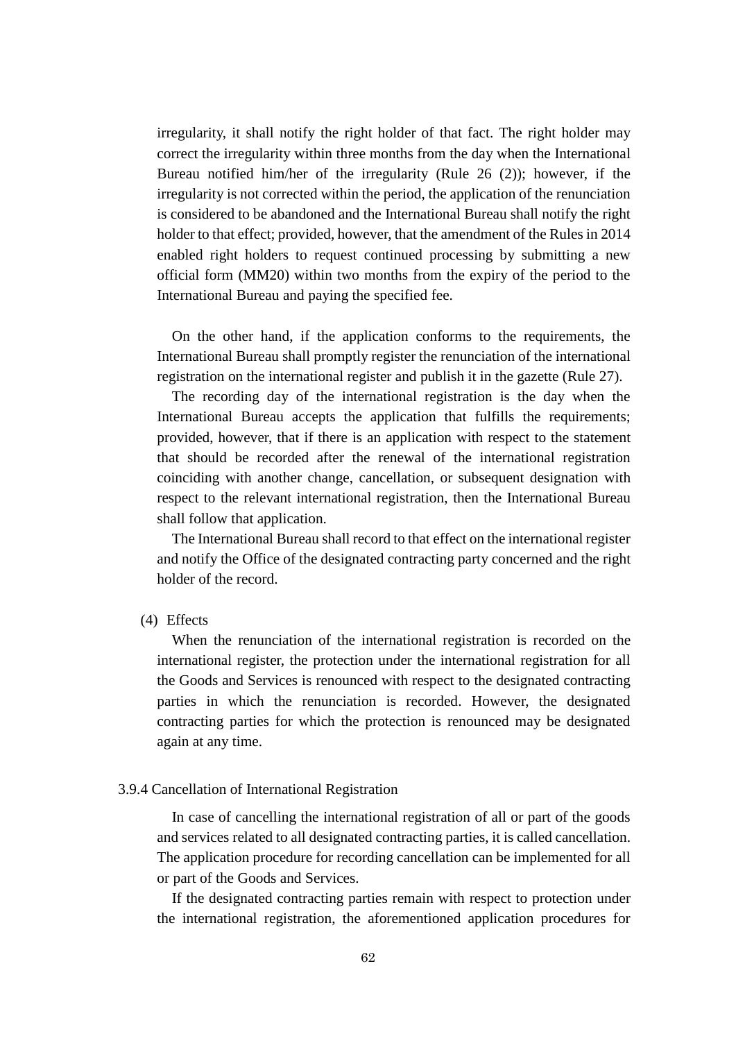irregularity, it shall notify the right holder of that fact. The right holder may correct the irregularity within three months from the day when the International Bureau notified him/her of the irregularity (Rule 26 (2)); however, if the irregularity is not corrected within the period, the application of the renunciation is considered to be abandoned and the International Bureau shall notify the right holder to that effect; provided, however, that the amendment of the Rules in 2014 enabled right holders to request continued processing by submitting a new official form (MM20) within two months from the expiry of the period to the International Bureau and paying the specified fee.

On the other hand, if the application conforms to the requirements, the International Bureau shall promptly register the renunciation of the international registration on the international register and publish it in the gazette (Rule 27).

The recording day of the international registration is the day when the International Bureau accepts the application that fulfills the requirements; provided, however, that if there is an application with respect to the statement that should be recorded after the renewal of the international registration coinciding with another change, cancellation, or subsequent designation with respect to the relevant international registration, then the International Bureau shall follow that application.

The International Bureau shall record to that effect on the international register and notify the Office of the designated contracting party concerned and the right holder of the record.

(4) Effects

When the renunciation of the international registration is recorded on the international register, the protection under the international registration for all the Goods and Services is renounced with respect to the designated contracting parties in which the renunciation is recorded. However, the designated contracting parties for which the protection is renounced may be designated again at any time.

### 3.9.4 Cancellation of International Registration

In case of cancelling the international registration of all or part of the goods and services related to all designated contracting parties, it is called cancellation. The application procedure for recording cancellation can be implemented for all or part of the Goods and Services.

If the designated contracting parties remain with respect to protection under the international registration, the aforementioned application procedures for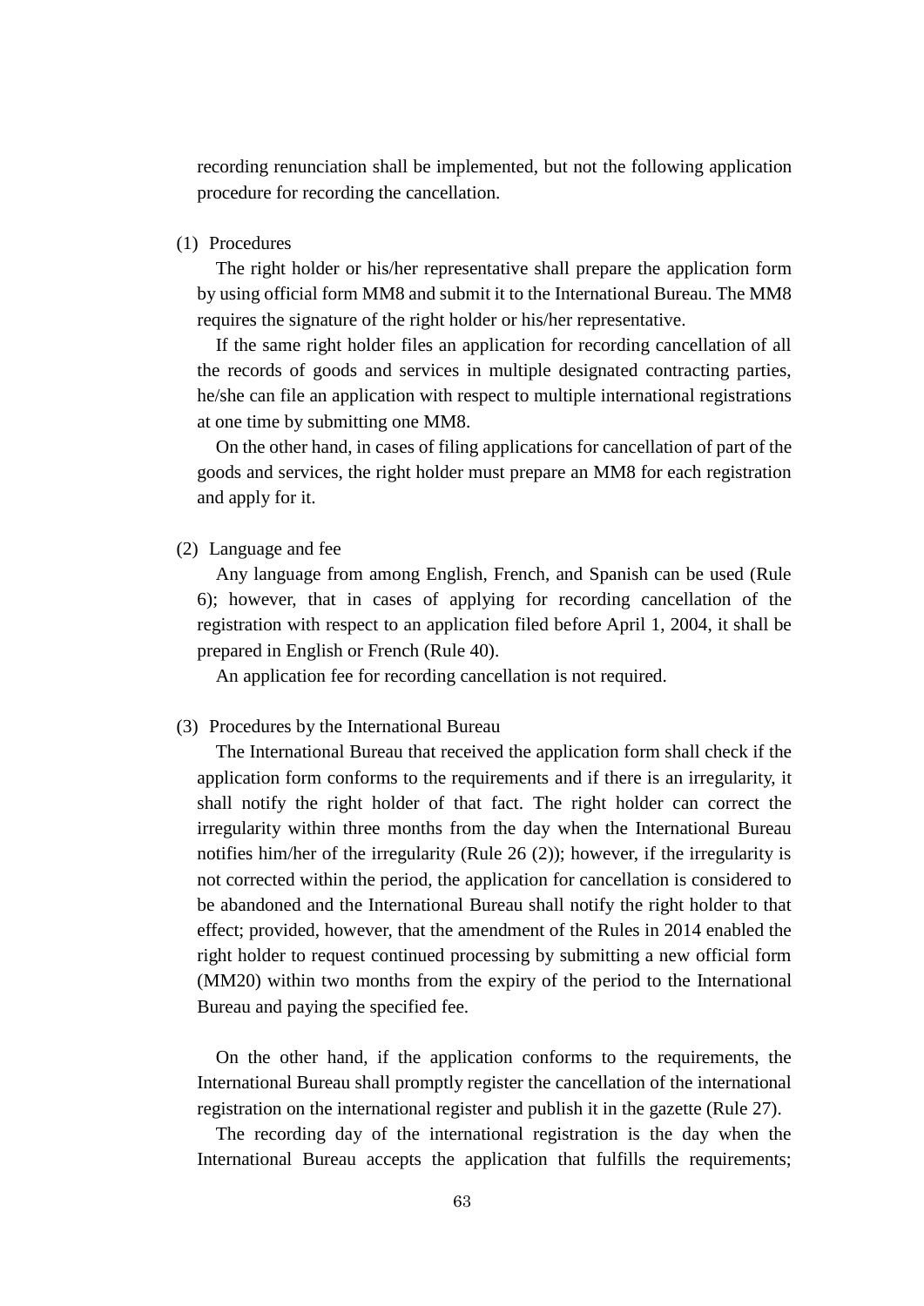recording renunciation shall be implemented, but not the following application procedure for recording the cancellation.

(1) Procedures

The right holder or his/her representative shall prepare the application form by using official form MM8 and submit it to the International Bureau. The MM8 requires the signature of the right holder or his/her representative.

If the same right holder files an application for recording cancellation of all the records of goods and services in multiple designated contracting parties, he/she can file an application with respect to multiple international registrations at one time by submitting one MM8.

On the other hand, in cases of filing applications for cancellation of part of the goods and services, the right holder must prepare an MM8 for each registration and apply for it.

(2) Language and fee

Any language from among English, French, and Spanish can be used (Rule 6); however, that in cases of applying for recording cancellation of the registration with respect to an application filed before April 1, 2004, it shall be prepared in English or French (Rule 40).

An application fee for recording cancellation is not required.

(3) Procedures by the International Bureau

The International Bureau that received the application form shall check if the application form conforms to the requirements and if there is an irregularity, it shall notify the right holder of that fact. The right holder can correct the irregularity within three months from the day when the International Bureau notifies him/her of the irregularity (Rule 26 (2)); however, if the irregularity is not corrected within the period, the application for cancellation is considered to be abandoned and the International Bureau shall notify the right holder to that effect; provided, however, that the amendment of the Rules in 2014 enabled the right holder to request continued processing by submitting a new official form (MM20) within two months from the expiry of the period to the International Bureau and paying the specified fee.

On the other hand, if the application conforms to the requirements, the International Bureau shall promptly register the cancellation of the international registration on the international register and publish it in the gazette (Rule 27).

The recording day of the international registration is the day when the International Bureau accepts the application that fulfills the requirements;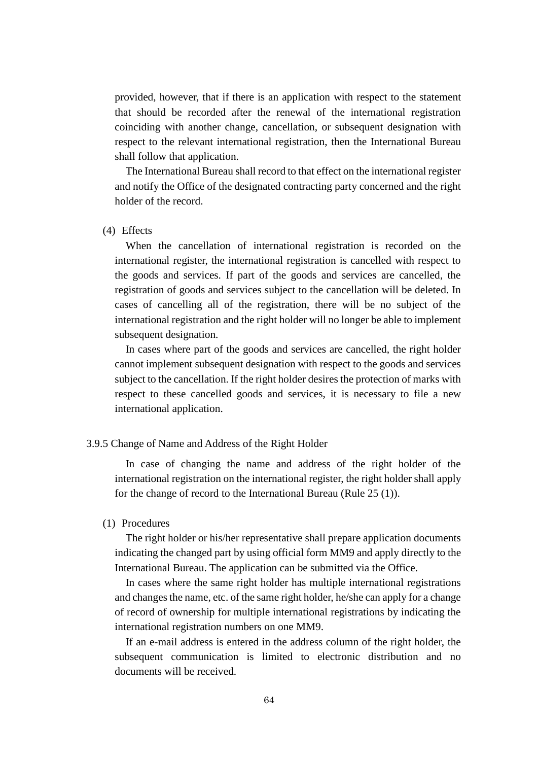provided, however, that if there is an application with respect to the statement that should be recorded after the renewal of the international registration coinciding with another change, cancellation, or subsequent designation with respect to the relevant international registration, then the International Bureau shall follow that application.

The International Bureau shall record to that effect on the international register and notify the Office of the designated contracting party concerned and the right holder of the record.

(4) Effects

When the cancellation of international registration is recorded on the international register, the international registration is cancelled with respect to the goods and services. If part of the goods and services are cancelled, the registration of goods and services subject to the cancellation will be deleted. In cases of cancelling all of the registration, there will be no subject of the international registration and the right holder will no longer be able to implement subsequent designation.

In cases where part of the goods and services are cancelled, the right holder cannot implement subsequent designation with respect to the goods and services subject to the cancellation. If the right holder desires the protection of marks with respect to these cancelled goods and services, it is necessary to file a new international application.

### 3.9.5 Change of Name and Address of the Right Holder

In case of changing the name and address of the right holder of the international registration on the international register, the right holder shall apply for the change of record to the International Bureau (Rule 25 (1)).

(1) Procedures

The right holder or his/her representative shall prepare application documents indicating the changed part by using official form MM9 and apply directly to the International Bureau. The application can be submitted via the Office.

In cases where the same right holder has multiple international registrations and changes the name, etc. of the same right holder, he/she can apply for a change of record of ownership for multiple international registrations by indicating the international registration numbers on one MM9.

If an e-mail address is entered in the address column of the right holder, the subsequent communication is limited to electronic distribution and no documents will be received.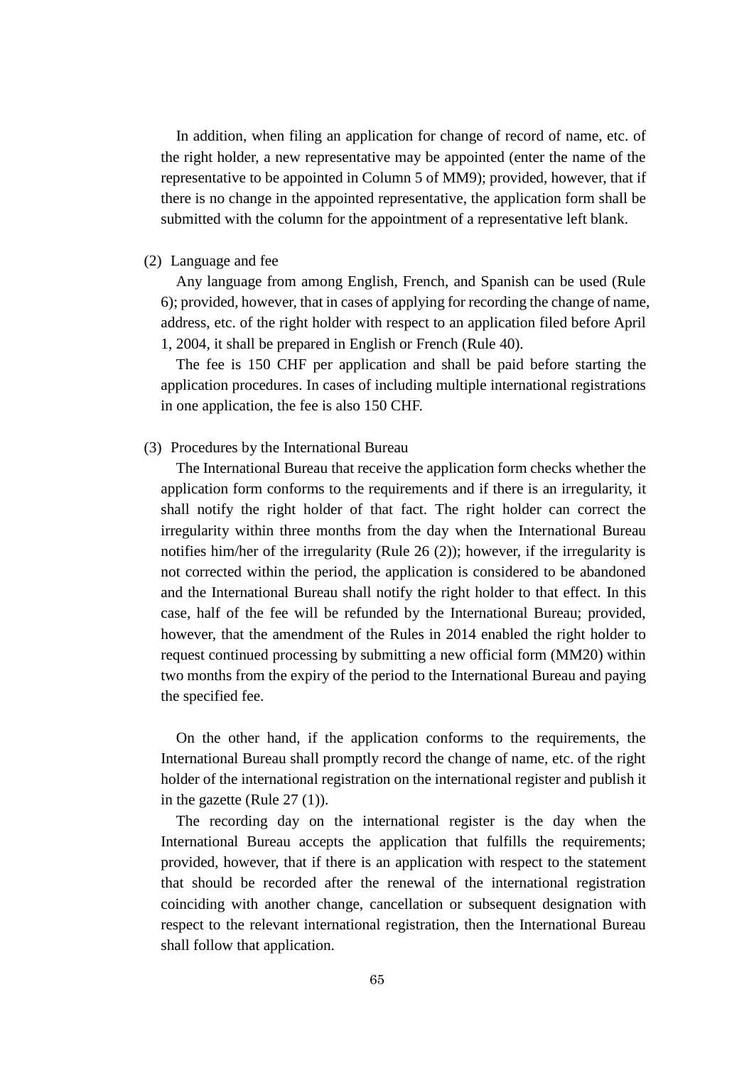In addition, when filing an application for change of record of name, etc. of the right holder, a new representative may be appointed (enter the name of the representative to be appointed in Column 5 of MM9); provided, however, that if there is no change in the appointed representative, the application form shall be submitted with the column for the appointment of a representative left blank.

(2) Language and fee

Any language from among English, French, and Spanish can be used (Rule 6); provided, however, that in cases of applying for recording the change of name, address, etc. of the right holder with respect to an application filed before April 1, 2004, it shall be prepared in English or French (Rule 40).

The fee is 150 CHF per application and shall be paid before starting the application procedures. In cases of including multiple international registrations in one application, the fee is also 150 CHF.

(3) Procedures by the International Bureau

The International Bureau that receive the application form checks whether the application form conforms to the requirements and if there is an irregularity, it shall notify the right holder of that fact. The right holder can correct the irregularity within three months from the day when the International Bureau notifies him/her of the irregularity (Rule 26 (2)); however, if the irregularity is not corrected within the period, the application is considered to be abandoned and the International Bureau shall notify the right holder to that effect. In this case, half of the fee will be refunded by the International Bureau; provided, however, that the amendment of the Rules in 2014 enabled the right holder to request continued processing by submitting a new official form (MM20) within two months from the expiry of the period to the International Bureau and paying the specified fee.

On the other hand, if the application conforms to the requirements, the International Bureau shall promptly record the change of name, etc. of the right holder of the international registration on the international register and publish it in the gazette (Rule 27 (1)).

The recording day on the international register is the day when the International Bureau accepts the application that fulfills the requirements; provided, however, that if there is an application with respect to the statement that should be recorded after the renewal of the international registration coinciding with another change, cancellation or subsequent designation with respect to the relevant international registration, then the International Bureau shall follow that application.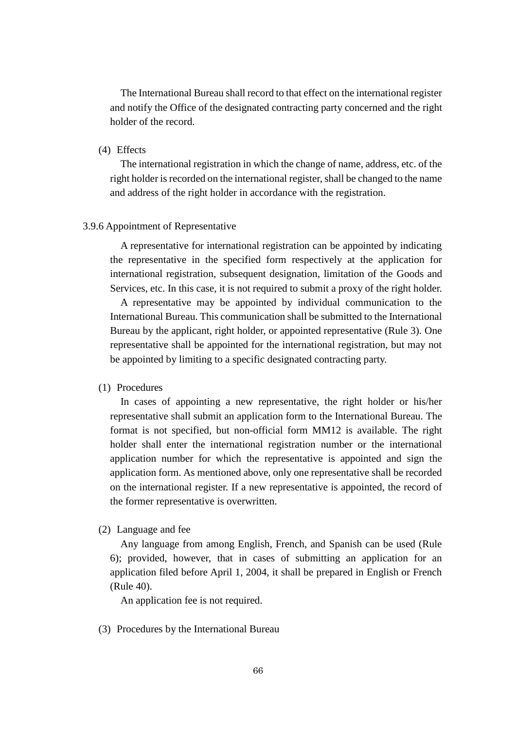The International Bureau shall record to that effect on the international register and notify the Office of the designated contracting party concerned and the right holder of the record.

(4) Effects

The international registration in which the change of name, address, etc. of the right holder is recorded on the international register, shall be changed to the name and address of the right holder in accordance with the registration.

### 3.9.6 Appointment of Representative

A representative for international registration can be appointed by indicating the representative in the specified form respectively at the application for international registration, subsequent designation, limitation of the Goods and Services, etc. In this case, it is not required to submit a proxy of the right holder.

A representative may be appointed by individual communication to the International Bureau. This communication shall be submitted to the International Bureau by the applicant, right holder, or appointed representative (Rule 3). One representative shall be appointed for the international registration, but may not be appointed by limiting to a specific designated contracting party.

(1) Procedures

In cases of appointing a new representative, the right holder or his/her representative shall submit an application form to the International Bureau. The format is not specified, but non-official form MM12 is available. The right holder shall enter the international registration number or the international application number for which the representative is appointed and sign the application form. As mentioned above, only one representative shall be recorded on the international register. If a new representative is appointed, the record of the former representative is overwritten.

(2) Language and fee

Any language from among English, French, and Spanish can be used (Rule 6); provided, however, that in cases of submitting an application for an application filed before April 1, 2004, it shall be prepared in English or French (Rule 40).

An application fee is not required.

(3) Procedures by the International Bureau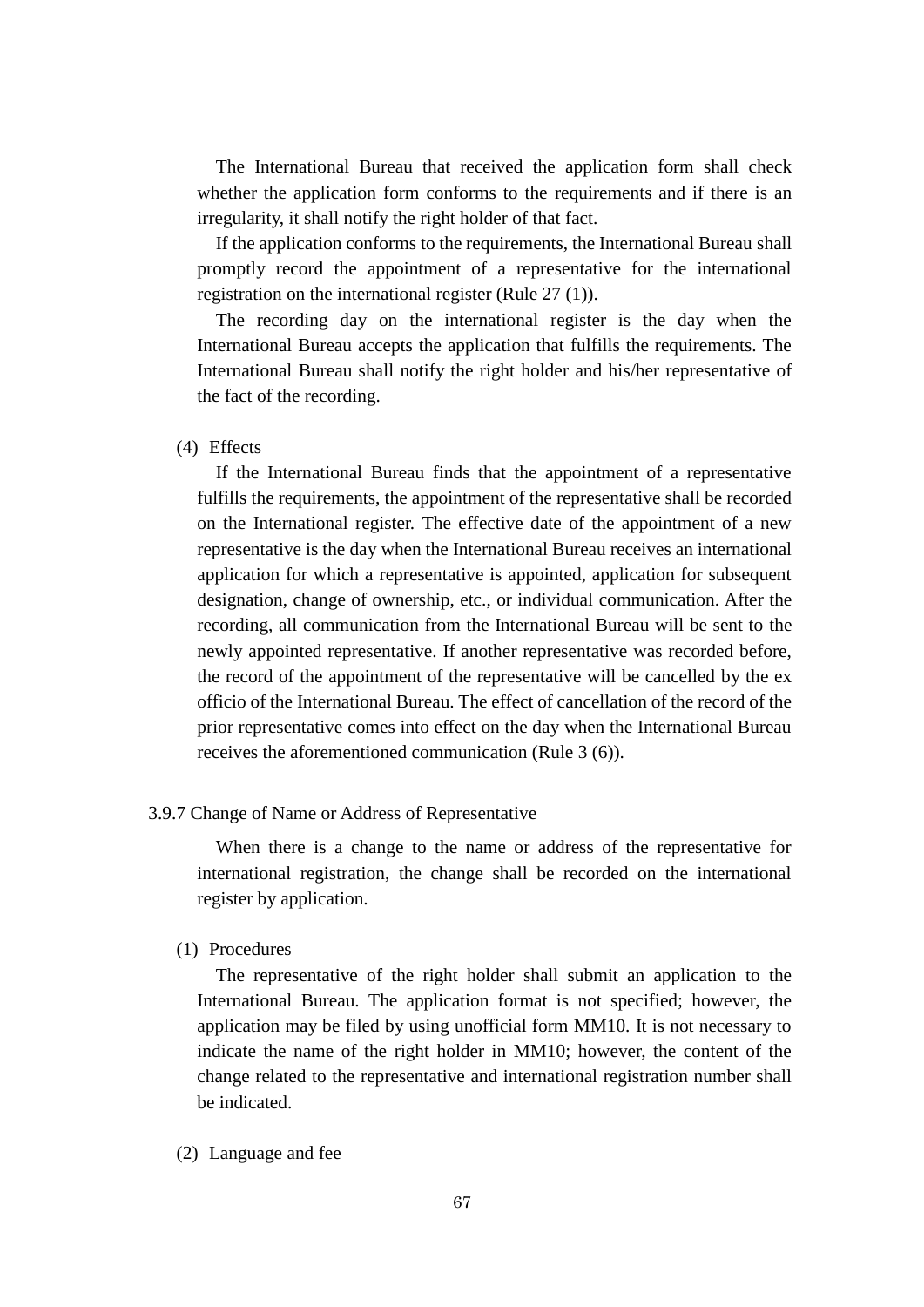The International Bureau that received the application form shall check whether the application form conforms to the requirements and if there is an irregularity, it shall notify the right holder of that fact.

If the application conforms to the requirements, the International Bureau shall promptly record the appointment of a representative for the international registration on the international register (Rule 27 (1)).

The recording day on the international register is the day when the International Bureau accepts the application that fulfills the requirements. The International Bureau shall notify the right holder and his/her representative of the fact of the recording.

(4) Effects

If the International Bureau finds that the appointment of a representative fulfills the requirements, the appointment of the representative shall be recorded on the International register. The effective date of the appointment of a new representative is the day when the International Bureau receives an international application for which a representative is appointed, application for subsequent designation, change of ownership, etc., or individual communication. After the recording, all communication from the International Bureau will be sent to the newly appointed representative. If another representative was recorded before, the record of the appointment of the representative will be cancelled by the ex officio of the International Bureau. The effect of cancellation of the record of the prior representative comes into effect on the day when the International Bureau receives the aforementioned communication (Rule 3 (6)).

### 3.9.7 Change of Name or Address of Representative

When there is a change to the name or address of the representative for international registration, the change shall be recorded on the international register by application.

(1) Procedures

The representative of the right holder shall submit an application to the International Bureau. The application format is not specified; however, the application may be filed by using unofficial form MM10. It is not necessary to indicate the name of the right holder in MM10; however, the content of the change related to the representative and international registration number shall be indicated.

(2) Language and fee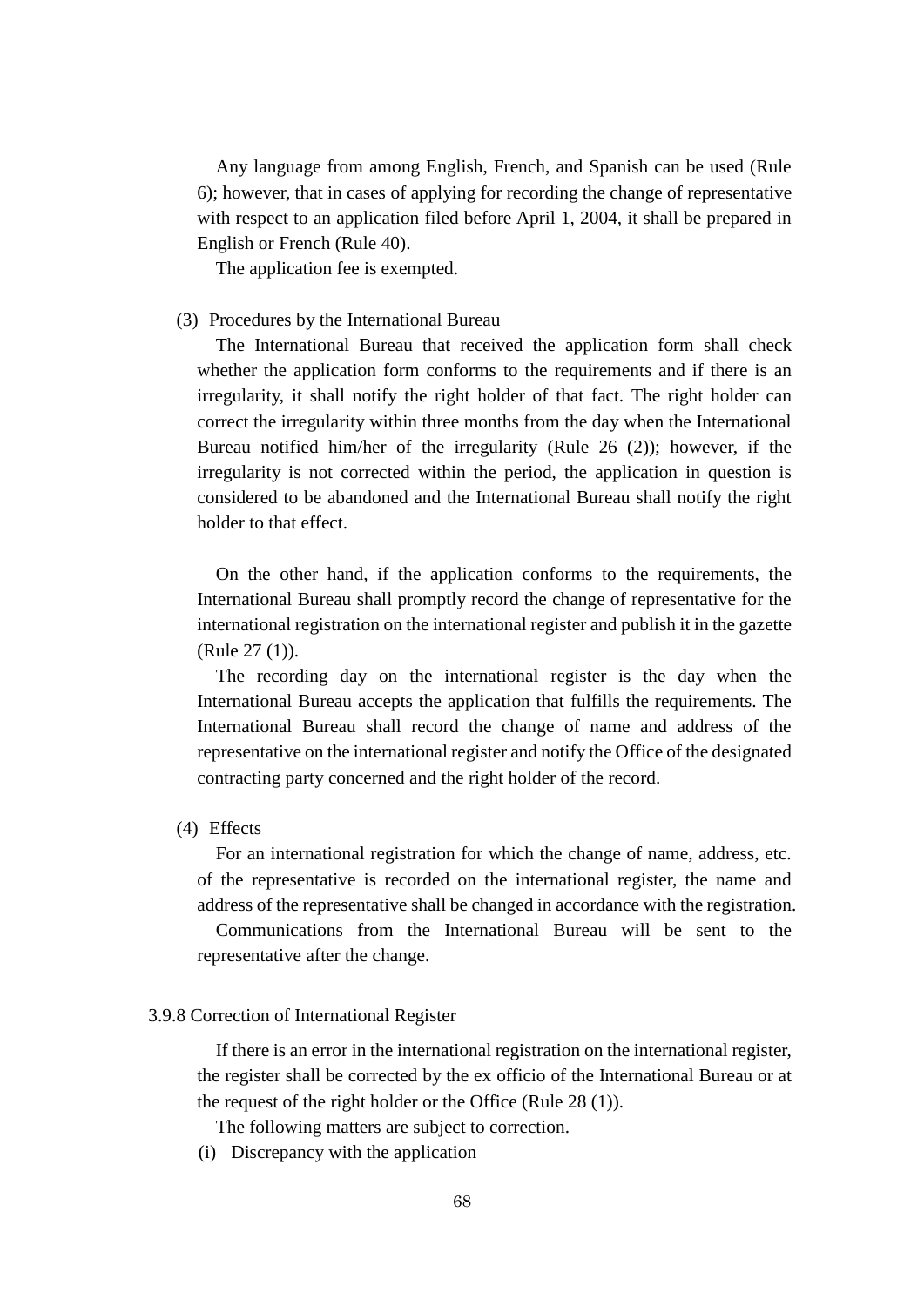Any language from among English, French, and Spanish can be used (Rule 6); however, that in cases of applying for recording the change of representative with respect to an application filed before April 1, 2004, it shall be prepared in English or French (Rule 40).

The application fee is exempted.

(3) Procedures by the International Bureau

The International Bureau that received the application form shall check whether the application form conforms to the requirements and if there is an irregularity, it shall notify the right holder of that fact. The right holder can correct the irregularity within three months from the day when the International Bureau notified him/her of the irregularity (Rule 26 (2)); however, if the irregularity is not corrected within the period, the application in question is considered to be abandoned and the International Bureau shall notify the right holder to that effect.

On the other hand, if the application conforms to the requirements, the International Bureau shall promptly record the change of representative for the international registration on the international register and publish it in the gazette (Rule 27 (1)).

The recording day on the international register is the day when the International Bureau accepts the application that fulfills the requirements. The International Bureau shall record the change of name and address of the representative on the international register and notify the Office of the designated contracting party concerned and the right holder of the record.

(4) Effects

For an international registration for which the change of name, address, etc. of the representative is recorded on the international register, the name and address of the representative shall be changed in accordance with the registration.

Communications from the International Bureau will be sent to the representative after the change.

### 3.9.8 Correction of International Register

If there is an error in the international registration on the international register, the register shall be corrected by the ex officio of the International Bureau or at the request of the right holder or the Office (Rule 28 (1)).

The following matters are subject to correction.

(i) Discrepancy with the application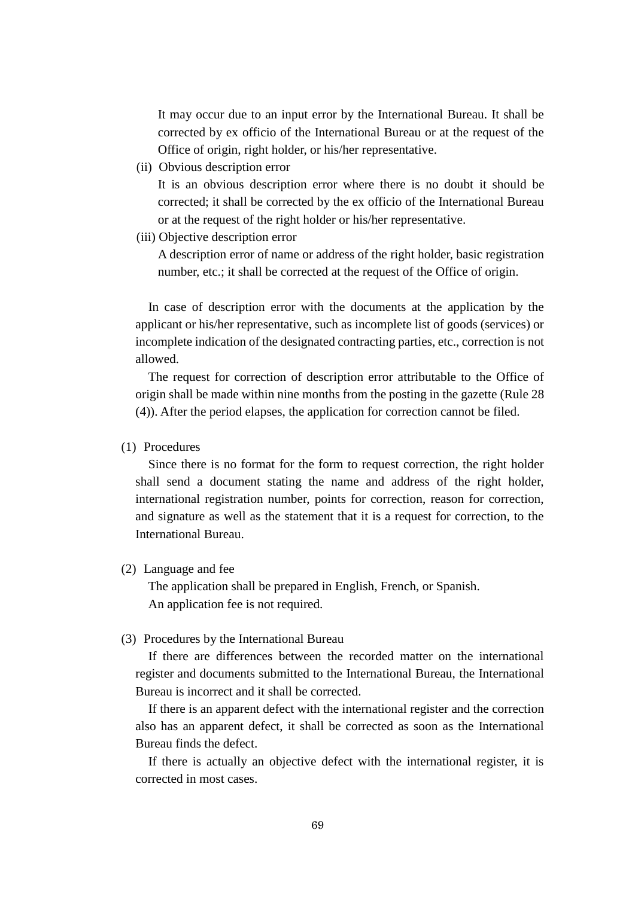It may occur due to an input error by the International Bureau. It shall be corrected by ex officio of the International Bureau or at the request of the Office of origin, right holder, or his/her representative.

(ii) Obvious description error

It is an obvious description error where there is no doubt it should be corrected; it shall be corrected by the ex officio of the International Bureau or at the request of the right holder or his/her representative.

(iii) Objective description error

A description error of name or address of the right holder, basic registration number, etc.; it shall be corrected at the request of the Office of origin.

In case of description error with the documents at the application by the applicant or his/her representative, such as incomplete list of goods (services) or incomplete indication of the designated contracting parties, etc., correction is not allowed.

The request for correction of description error attributable to the Office of origin shall be made within nine months from the posting in the gazette (Rule 28 (4)). After the period elapses, the application for correction cannot be filed.

(1) Procedures

Since there is no format for the form to request correction, the right holder shall send a document stating the name and address of the right holder, international registration number, points for correction, reason for correction, and signature as well as the statement that it is a request for correction, to the International Bureau.

(2) Language and fee

The application shall be prepared in English, French, or Spanish.

An application fee is not required.

(3) Procedures by the International Bureau

If there are differences between the recorded matter on the international register and documents submitted to the International Bureau, the International Bureau is incorrect and it shall be corrected.

If there is an apparent defect with the international register and the correction also has an apparent defect, it shall be corrected as soon as the International Bureau finds the defect.

If there is actually an objective defect with the international register, it is corrected in most cases.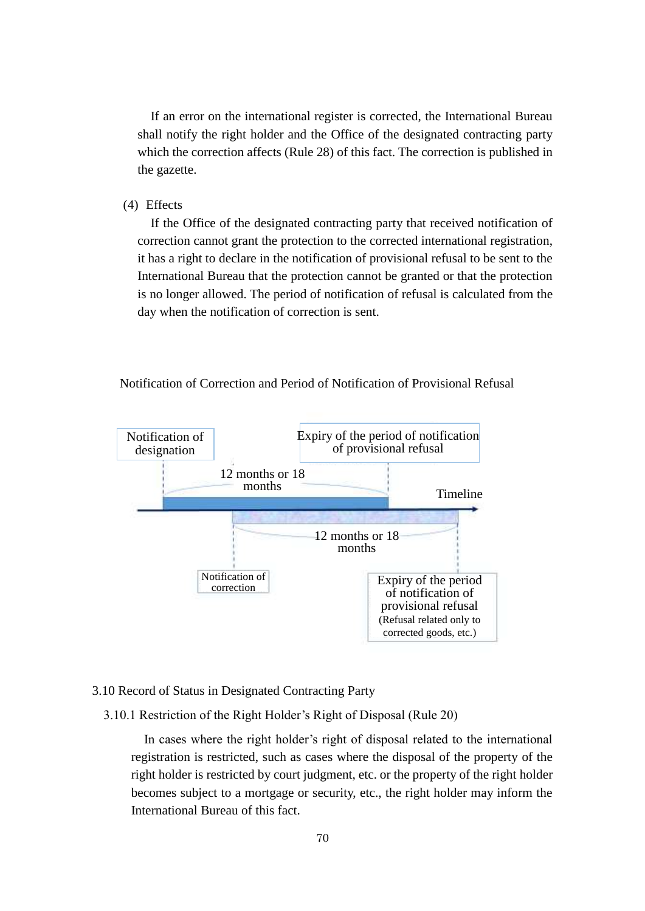If an error on the international register is corrected, the International Bureau shall notify the right holder and the Office of the designated contracting party which the correction affects (Rule 28) of this fact. The correction is published in the gazette.

(4) Effects

If the Office of the designated contracting party that received notification of correction cannot grant the protection to the corrected international registration, it has a right to declare in the notification of provisional refusal to be sent to the International Bureau that the protection cannot be granted or that the protection is no longer allowed. The period of notification of refusal is calculated from the day when the notification of correction is sent.

Notification of Correction and Period of Notification of Provisional Refusal

Notification of designation

Expiry of the period of notification of provisional refusal

12 months or 18 months

Timeline

12 months or 18 months

Notification of correction

Expiry of the period of notification of provisional refusal (Refusal related only to corrected goods, etc.)

## 3.10 Record of Status in Designated Contracting Party

### 3.10.1 Restriction of the Right Holder's Right of Disposal (Rule 20)

In cases where the right holder's right of disposal related to the international registration is restricted, such as cases where the disposal of the property of the right holder is restricted by court judgment, etc. or the property of the right holder becomes subject to a mortgage or security, etc., the right holder may inform the International Bureau of this fact.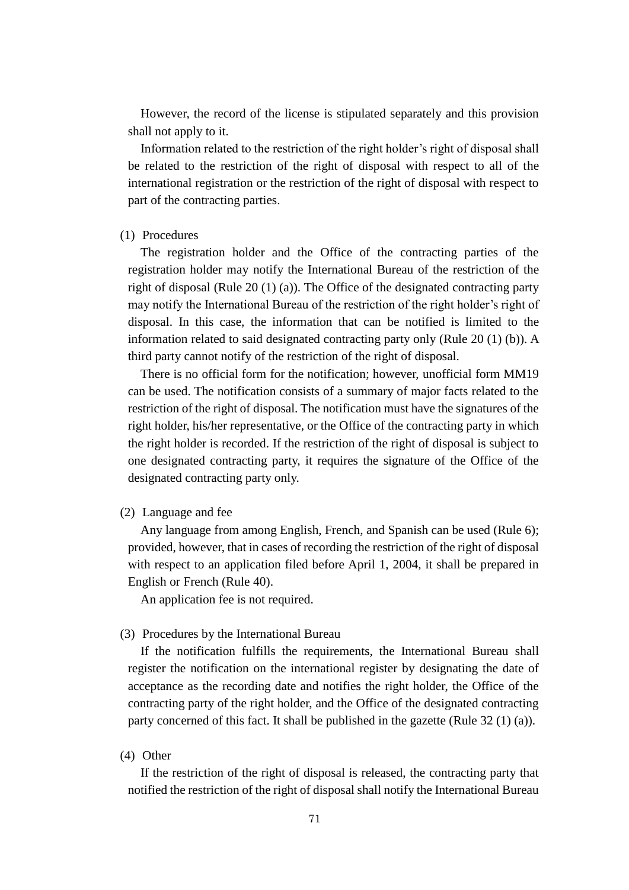However, the record of the license is stipulated separately and this provision shall not apply to it.

Information related to the restriction of the right holder's right of disposal shall be related to the restriction of the right of disposal with respect to all of the international registration or the restriction of the right of disposal with respect to part of the contracting parties.

(1) Procedures

The registration holder and the Office of the contracting parties of the registration holder may notify the International Bureau of the restriction of the right of disposal (Rule 20 (1) (a)). The Office of the designated contracting party may notify the International Bureau of the restriction of the right holder's right of disposal. In this case, the information that can be notified is limited to the information related to said designated contracting party only (Rule 20 (1) (b)). A third party cannot notify of the restriction of the right of disposal.

There is no official form for the notification; however, unofficial form MM19 can be used. The notification consists of a summary of major facts related to the restriction of the right of disposal. The notification must have the signatures of the right holder, his/her representative, or the Office of the contracting party in which the right holder is recorded. If the restriction of the right of disposal is subject to one designated contracting party, it requires the signature of the Office of the designated contracting party only.

(2) Language and fee

Any language from among English, French, and Spanish can be used (Rule 6); provided, however, that in cases of recording the restriction of the right of disposal with respect to an application filed before April 1, 2004, it shall be prepared in English or French (Rule 40).

An application fee is not required.

(3) Procedures by the International Bureau

If the notification fulfills the requirements, the International Bureau shall register the notification on the international register by designating the date of acceptance as the recording date and notifies the right holder, the Office of the contracting party of the right holder, and the Office of the designated contracting party concerned of this fact. It shall be published in the gazette (Rule 32 (1) (a)).

(4) Other

If the restriction of the right of disposal is released, the contracting party that notified the restriction of the right of disposal shall notify the International Bureau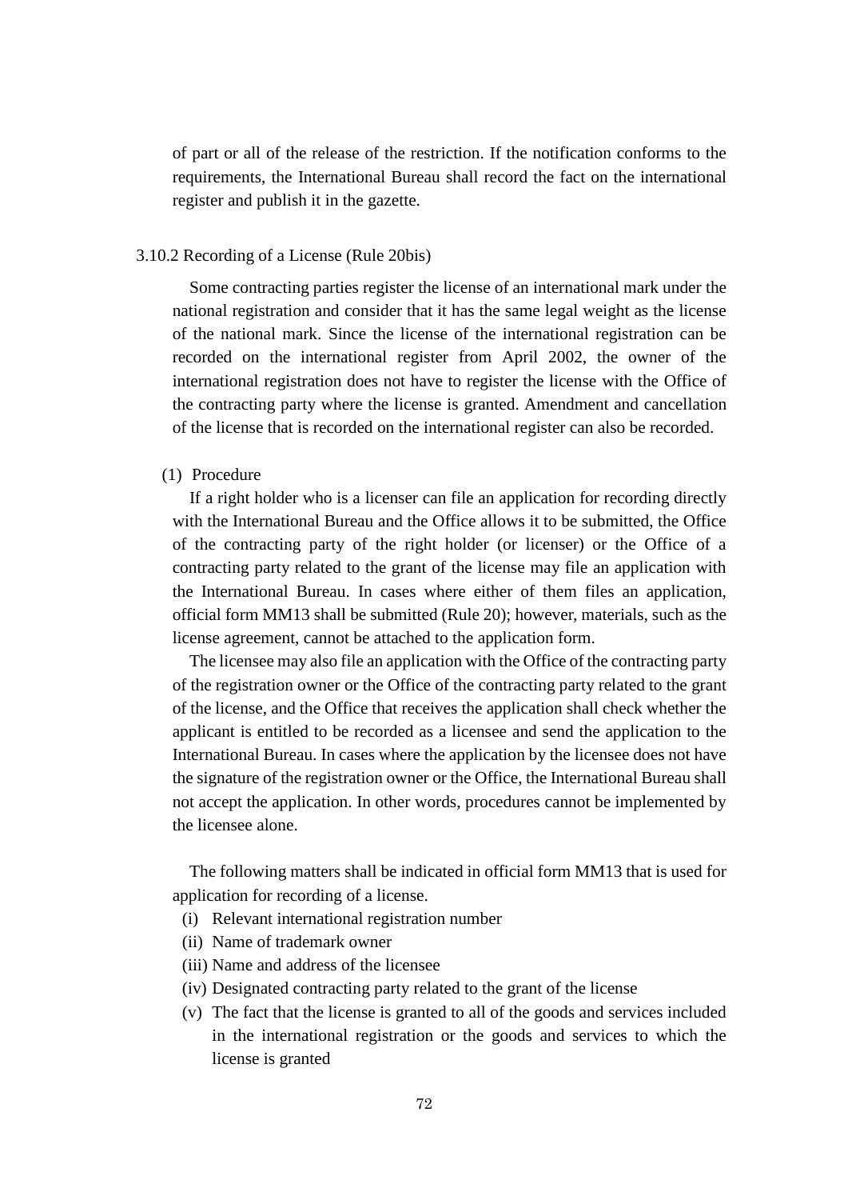of part or all of the release of the restriction. If the notification conforms to the requirements, the International Bureau shall record the fact on the international register and publish it in the gazette.

### 3.10.2 Recording of a License (Rule 20bis)

Some contracting parties register the license of an international mark under the national registration and consider that it has the same legal weight as the license of the national mark. Since the license of the international registration can be recorded on the international register from April 2002, the owner of the international registration does not have to register the license with the Office of the contracting party where the license is granted. Amendment and cancellation of the license that is recorded on the international register can also be recorded.

(1) Procedure

If a right holder who is a licenser can file an application for recording directly with the International Bureau and the Office allows it to be submitted, the Office of the contracting party of the right holder (or licenser) or the Office of a contracting party related to the grant of the license may file an application with the International Bureau. In cases where either of them files an application, official form MM13 shall be submitted (Rule 20); however, materials, such as the license agreement, cannot be attached to the application form.

The licensee may also file an application with the Office of the contracting party of the registration owner or the Office of the contracting party related to the grant of the license, and the Office that receives the application shall check whether the applicant is entitled to be recorded as a licensee and send the application to the International Bureau. In cases where the application by the licensee does not have the signature of the registration owner or the Office, the International Bureau shall not accept the application. In other words, procedures cannot be implemented by the licensee alone.

The following matters shall be indicated in official form MM13 that is used for application for recording of a license.

(i) Relevant international registration number
(ii) Name of trademark owner
(iii) Name and address of the licensee
(iv) Designated contracting party related to the grant of the license
(v) The fact that the license is granted to all of the goods and services included in the international registration or the goods and services to which the license is granted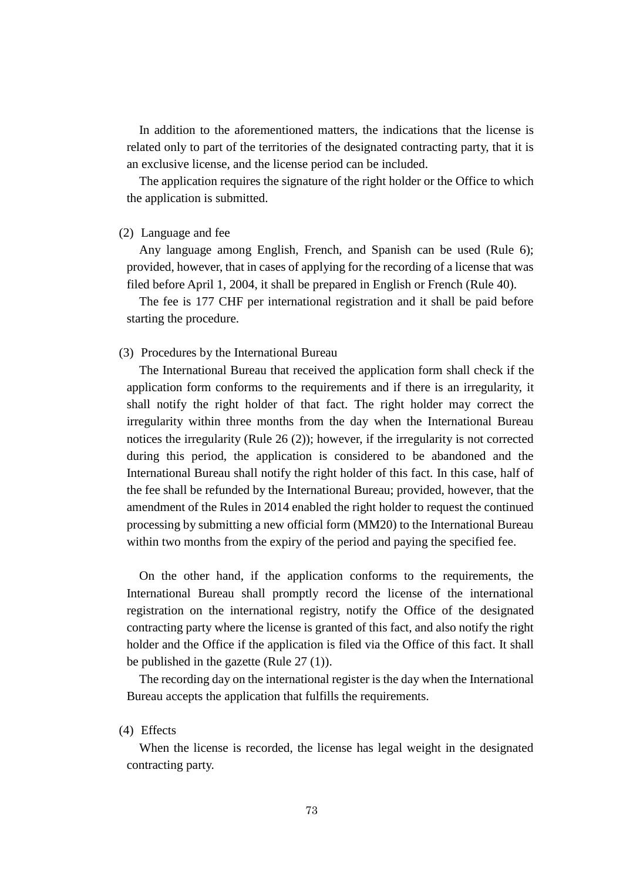In addition to the aforementioned matters, the indications that the license is related only to part of the territories of the designated contracting party, that it is an exclusive license, and the license period can be included.

The application requires the signature of the right holder or the Office to which the application is submitted.

(2) Language and fee

Any language among English, French, and Spanish can be used (Rule 6); provided, however, that in cases of applying for the recording of a license that was filed before April 1, 2004, it shall be prepared in English or French (Rule 40).

The fee is 177 CHF per international registration and it shall be paid before starting the procedure.

(3) Procedures by the International Bureau

The International Bureau that received the application form shall check if the application form conforms to the requirements and if there is an irregularity, it shall notify the right holder of that fact. The right holder may correct the irregularity within three months from the day when the International Bureau notices the irregularity (Rule 26 (2)); however, if the irregularity is not corrected during this period, the application is considered to be abandoned and the International Bureau shall notify the right holder of this fact. In this case, half of the fee shall be refunded by the International Bureau; provided, however, that the amendment of the Rules in 2014 enabled the right holder to request the continued processing by submitting a new official form (MM20) to the International Bureau within two months from the expiry of the period and paying the specified fee.

On the other hand, if the application conforms to the requirements, the International Bureau shall promptly record the license of the international registration on the international registry, notify the Office of the designated contracting party where the license is granted of this fact, and also notify the right holder and the Office if the application is filed via the Office of this fact. It shall be published in the gazette (Rule 27 (1)).

The recording day on the international register is the day when the International Bureau accepts the application that fulfills the requirements.

(4) Effects

When the license is recorded, the license has legal weight in the designated contracting party.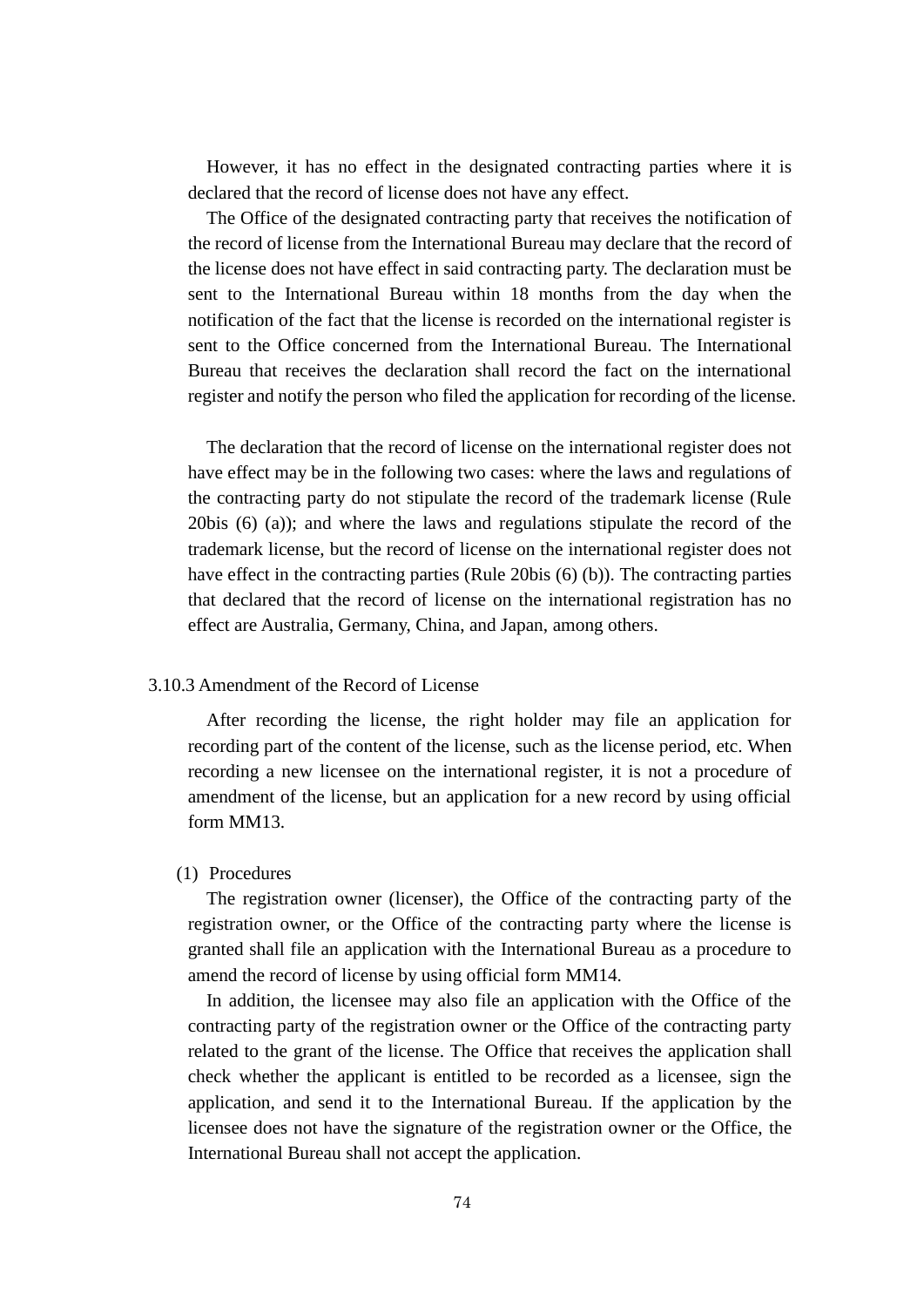However, it has no effect in the designated contracting parties where it is declared that the record of license does not have any effect.

The Office of the designated contracting party that receives the notification of the record of license from the International Bureau may declare that the record of the license does not have effect in said contracting party. The declaration must be sent to the International Bureau within 18 months from the day when the notification of the fact that the license is recorded on the international register is sent to the Office concerned from the International Bureau. The International Bureau that receives the declaration shall record the fact on the international register and notify the person who filed the application for recording of the license.

The declaration that the record of license on the international register does not have effect may be in the following two cases: where the laws and regulations of the contracting party do not stipulate the record of the trademark license (Rule 20bis (6) (a)); and where the laws and regulations stipulate the record of the trademark license, but the record of license on the international register does not have effect in the contracting parties (Rule 20bis (6) (b)). The contracting parties that declared that the record of license on the international registration has no effect are Australia, Germany, China, and Japan, among others.

### 3.10.3 Amendment of the Record of License

After recording the license, the right holder may file an application for recording part of the content of the license, such as the license period, etc. When recording a new licensee on the international register, it is not a procedure of amendment of the license, but an application for a new record by using official form MM13.

(1) Procedures

The registration owner (licenser), the Office of the contracting party of the registration owner, or the Office of the contracting party where the license is granted shall file an application with the International Bureau as a procedure to amend the record of license by using official form MM14.

In addition, the licensee may also file an application with the Office of the contracting party of the registration owner or the Office of the contracting party related to the grant of the license. The Office that receives the application shall check whether the applicant is entitled to be recorded as a licensee, sign the application, and send it to the International Bureau. If the application by the licensee does not have the signature of the registration owner or the Office, the International Bureau shall not accept the application.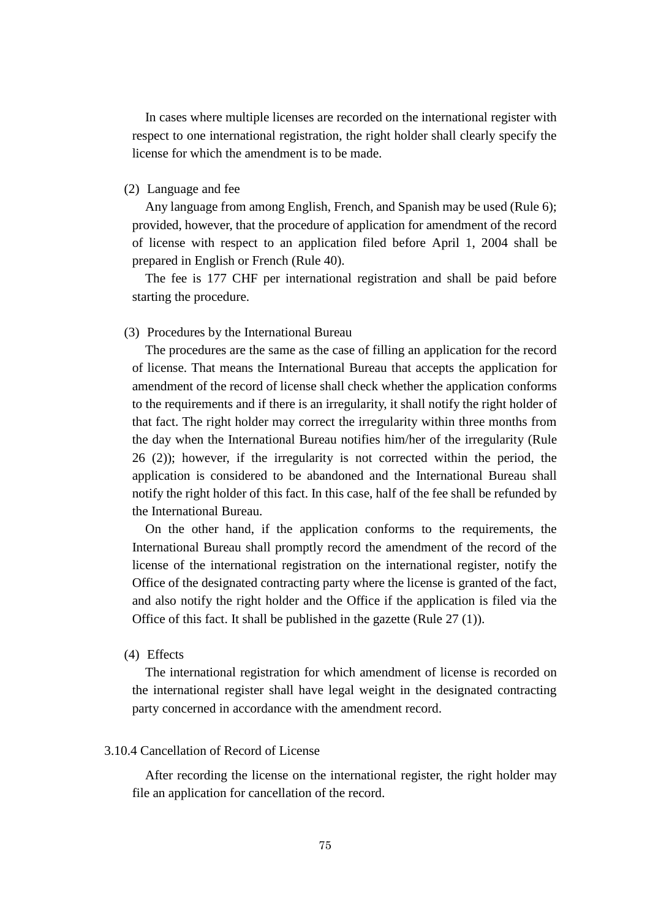In cases where multiple licenses are recorded on the international register with respect to one international registration, the right holder shall clearly specify the license for which the amendment is to be made.

(2) Language and fee

Any language from among English, French, and Spanish may be used (Rule 6); provided, however, that the procedure of application for amendment of the record of license with respect to an application filed before April 1, 2004 shall be prepared in English or French (Rule 40).

The fee is 177 CHF per international registration and shall be paid before starting the procedure.

(3) Procedures by the International Bureau

The procedures are the same as the case of filling an application for the record of license. That means the International Bureau that accepts the application for amendment of the record of license shall check whether the application conforms to the requirements and if there is an irregularity, it shall notify the right holder of that fact. The right holder may correct the irregularity within three months from the day when the International Bureau notifies him/her of the irregularity (Rule 26 (2)); however, if the irregularity is not corrected within the period, the application is considered to be abandoned and the International Bureau shall notify the right holder of this fact. In this case, half of the fee shall be refunded by the International Bureau.

On the other hand, if the application conforms to the requirements, the International Bureau shall promptly record the amendment of the record of the license of the international registration on the international register, notify the Office of the designated contracting party where the license is granted of the fact, and also notify the right holder and the Office if the application is filed via the Office of this fact. It shall be published in the gazette (Rule 27 (1)).

(4) Effects

The international registration for which amendment of license is recorded on the international register shall have legal weight in the designated contracting party concerned in accordance with the amendment record.

### 3.10.4 Cancellation of Record of License

After recording the license on the international register, the right holder may file an application for cancellation of the record.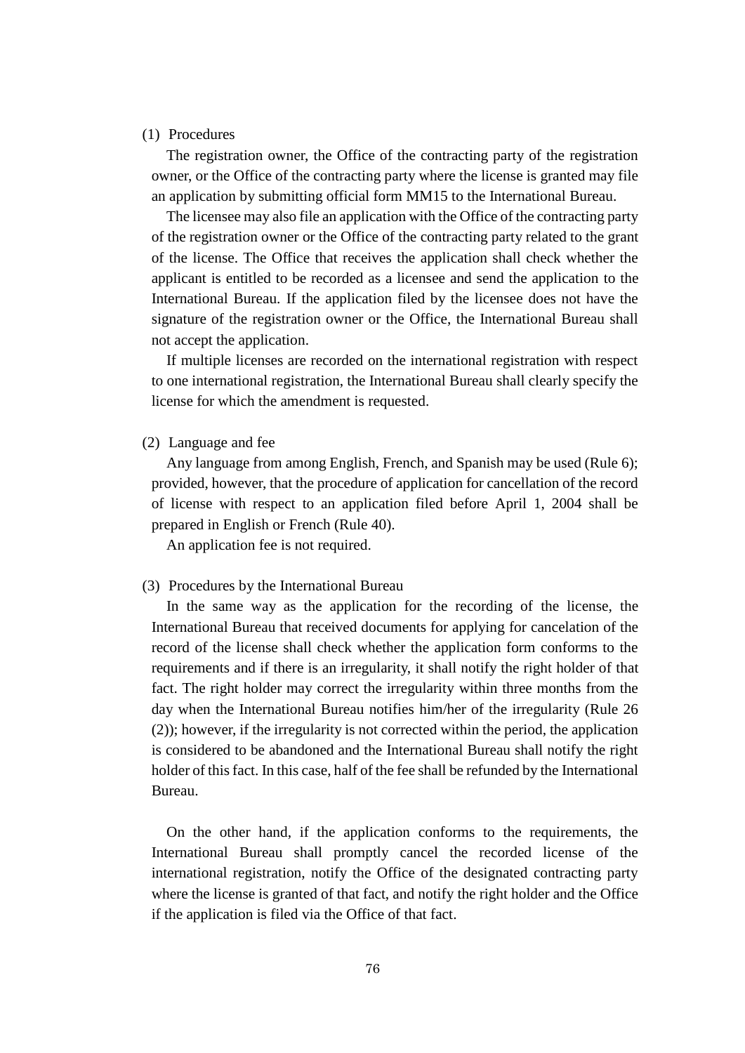(1) Procedures

The registration owner, the Office of the contracting party of the registration owner, or the Office of the contracting party where the license is granted may file an application by submitting official form MM15 to the International Bureau.

The licensee may also file an application with the Office of the contracting party of the registration owner or the Office of the contracting party related to the grant of the license. The Office that receives the application shall check whether the applicant is entitled to be recorded as a licensee and send the application to the International Bureau. If the application filed by the licensee does not have the signature of the registration owner or the Office, the International Bureau shall not accept the application.

If multiple licenses are recorded on the international registration with respect to one international registration, the International Bureau shall clearly specify the license for which the amendment is requested.

(2) Language and fee

Any language from among English, French, and Spanish may be used (Rule 6); provided, however, that the procedure of application for cancellation of the record of license with respect to an application filed before April 1, 2004 shall be prepared in English or French (Rule 40).

An application fee is not required.

(3) Procedures by the International Bureau

In the same way as the application for the recording of the license, the International Bureau that received documents for applying for cancelation of the record of the license shall check whether the application form conforms to the requirements and if there is an irregularity, it shall notify the right holder of that fact. The right holder may correct the irregularity within three months from the day when the International Bureau notifies him/her of the irregularity (Rule 26 (2)); however, if the irregularity is not corrected within the period, the application is considered to be abandoned and the International Bureau shall notify the right holder of this fact. In this case, half of the fee shall be refunded by the International Bureau.

On the other hand, if the application conforms to the requirements, the International Bureau shall promptly cancel the recorded license of the international registration, notify the Office of the designated contracting party where the license is granted of that fact, and notify the right holder and the Office if the application is filed via the Office of that fact.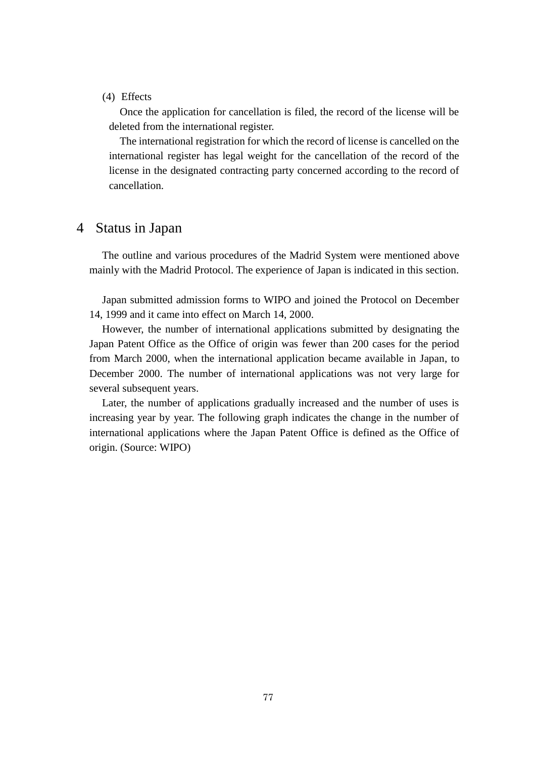(4) Effects

Once the application for cancellation is filed, the record of the license will be deleted from the international register.

The international registration for which the record of license is cancelled on the international register has legal weight for the cancellation of the record of the license in the designated contracting party concerned according to the record of cancellation.

## 4 Status in Japan

The outline and various procedures of the Madrid System were mentioned above mainly with the Madrid Protocol. The experience of Japan is indicated in this section.

Japan submitted admission forms to WIPO and joined the Protocol on December 14, 1999 and it came into effect on March 14, 2000.

However, the number of international applications submitted by designating the Japan Patent Office as the Office of origin was fewer than 200 cases for the period from March 2000, when the international application became available in Japan, to December 2000. The number of international applications was not very large for several subsequent years.

Later, the number of applications gradually increased and the number of uses is increasing year by year. The following graph indicates the change in the number of international applications where the Japan Patent Office is defined as the Office of origin. (Source: WIPO)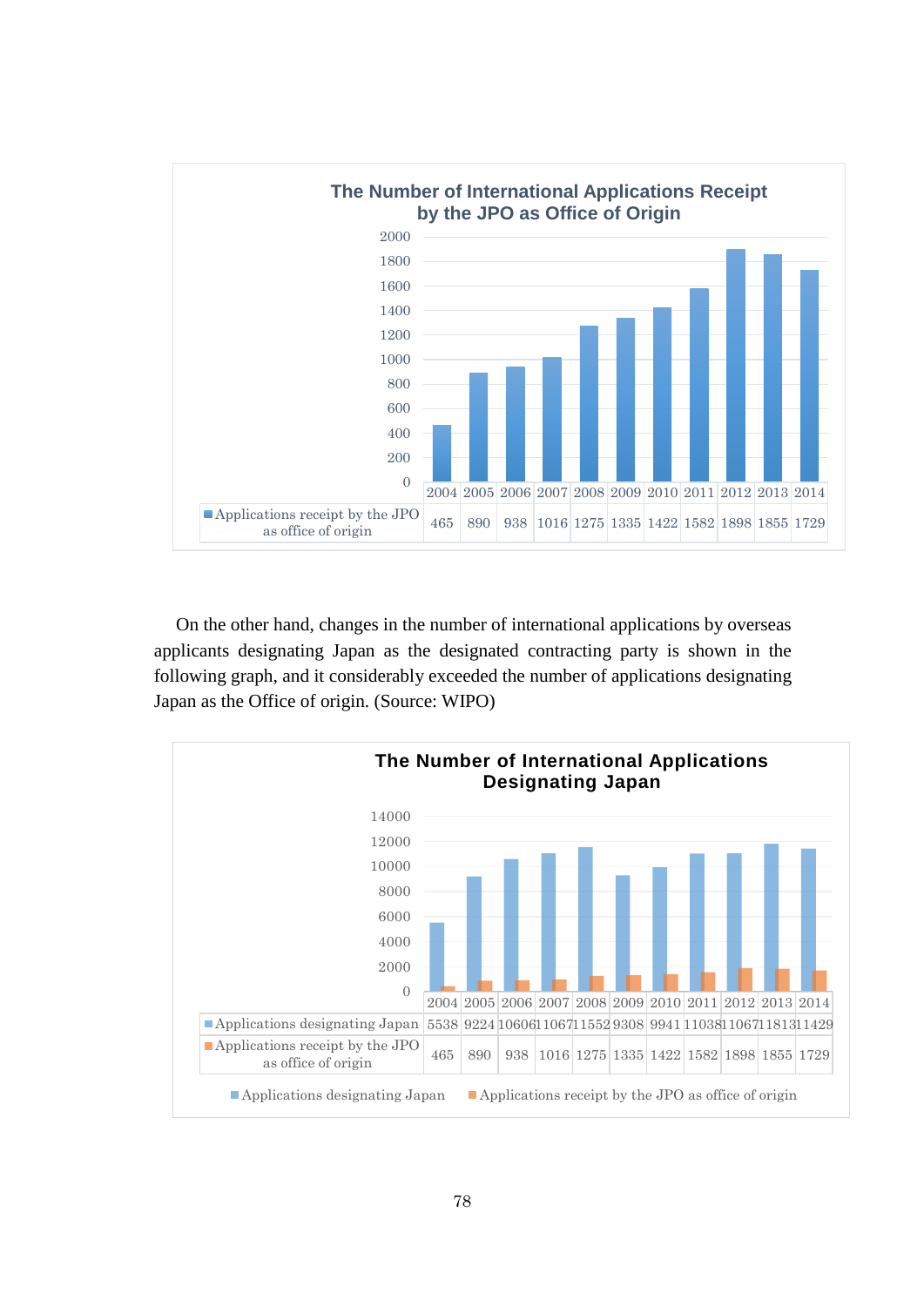**The Number of International Applications Receipt by the JPO as Office of Origin**

| | 2004 | 2005 | 2006 | 2007 | 2008 | 2009 | 2010 | 2011 | 2012 | 2013 | 2014 |
|---|---|---|---|---|---|---|---|---|---|---|---|
| Applications receipt by the JPO as office of origin | 465 | 890 | 938 | 1016 | 1275 | 1335 | 1422 | 1582 | 1898 | 1855 | 1729 |

On the other hand, changes in the number of international applications by overseas applicants designating Japan as the designated contracting party is shown in the following graph, and it considerably exceeded the number of applications designating Japan as the Office of origin. (Source: WIPO)

**The Number of International Applications Designating Japan**

| | 2004 | 2005 | 2006 | 2007 | 2008 | 2009 | 2010 | 2011 | 2012 | 2013 | 2014 |
|---|---|---|---|---|---|---|---|---|---|---|---|
| Applications designating Japan | 5538 | 9224 | 10606 | 11067 | 11552 | 9308 | 9941 | 11038 | 11067 | 11813 | 11429 |
| Applications receipt by the JPO as office of origin | 465 | 890 | 938 | 1016 | 1275 | 1335 | 1422 | 1582 | 1898 | 1855 | 1729 |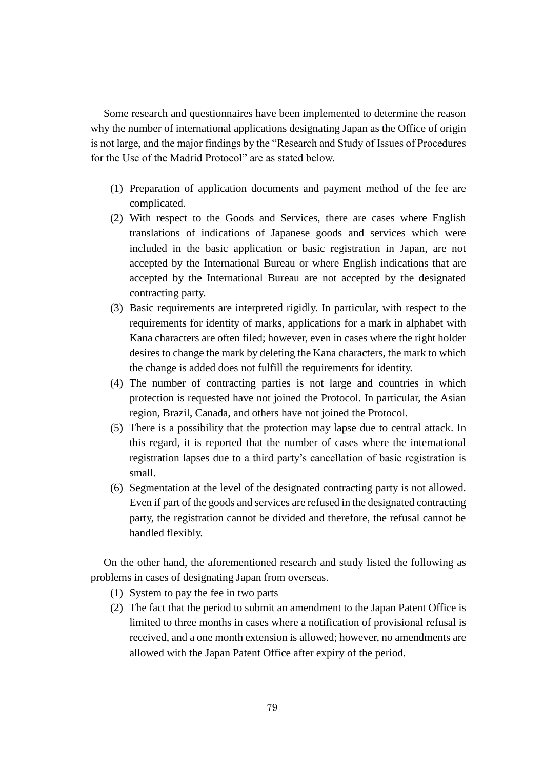Some research and questionnaires have been implemented to determine the reason why the number of international applications designating Japan as the Office of origin is not large, and the major findings by the "Research and Study of Issues of Procedures for the Use of the Madrid Protocol" are as stated below.

(1) Preparation of application documents and payment method of the fee are complicated.
(2) With respect to the Goods and Services, there are cases where English translations of indications of Japanese goods and services which were included in the basic application or basic registration in Japan, are not accepted by the International Bureau or where English indications that are accepted by the International Bureau are not accepted by the designated contracting party.
(3) Basic requirements are interpreted rigidly. In particular, with respect to the requirements for identity of marks, applications for a mark in alphabet with Kana characters are often filed; however, even in cases where the right holder desires to change the mark by deleting the Kana characters, the mark to which the change is added does not fulfill the requirements for identity.
(4) The number of contracting parties is not large and countries in which protection is requested have not joined the Protocol. In particular, the Asian region, Brazil, Canada, and others have not joined the Protocol.
(5) There is a possibility that the protection may lapse due to central attack. In this regard, it is reported that the number of cases where the international registration lapses due to a third party's cancellation of basic registration is small.
(6) Segmentation at the level of the designated contracting party is not allowed. Even if part of the goods and services are refused in the designated contracting party, the registration cannot be divided and therefore, the refusal cannot be handled flexibly.

On the other hand, the aforementioned research and study listed the following as problems in cases of designating Japan from overseas.

(1) System to pay the fee in two parts
(2) The fact that the period to submit an amendment to the Japan Patent Office is limited to three months in cases where a notification of provisional refusal is received, and a one month extension is allowed; however, no amendments are allowed with the Japan Patent Office after expiry of the period.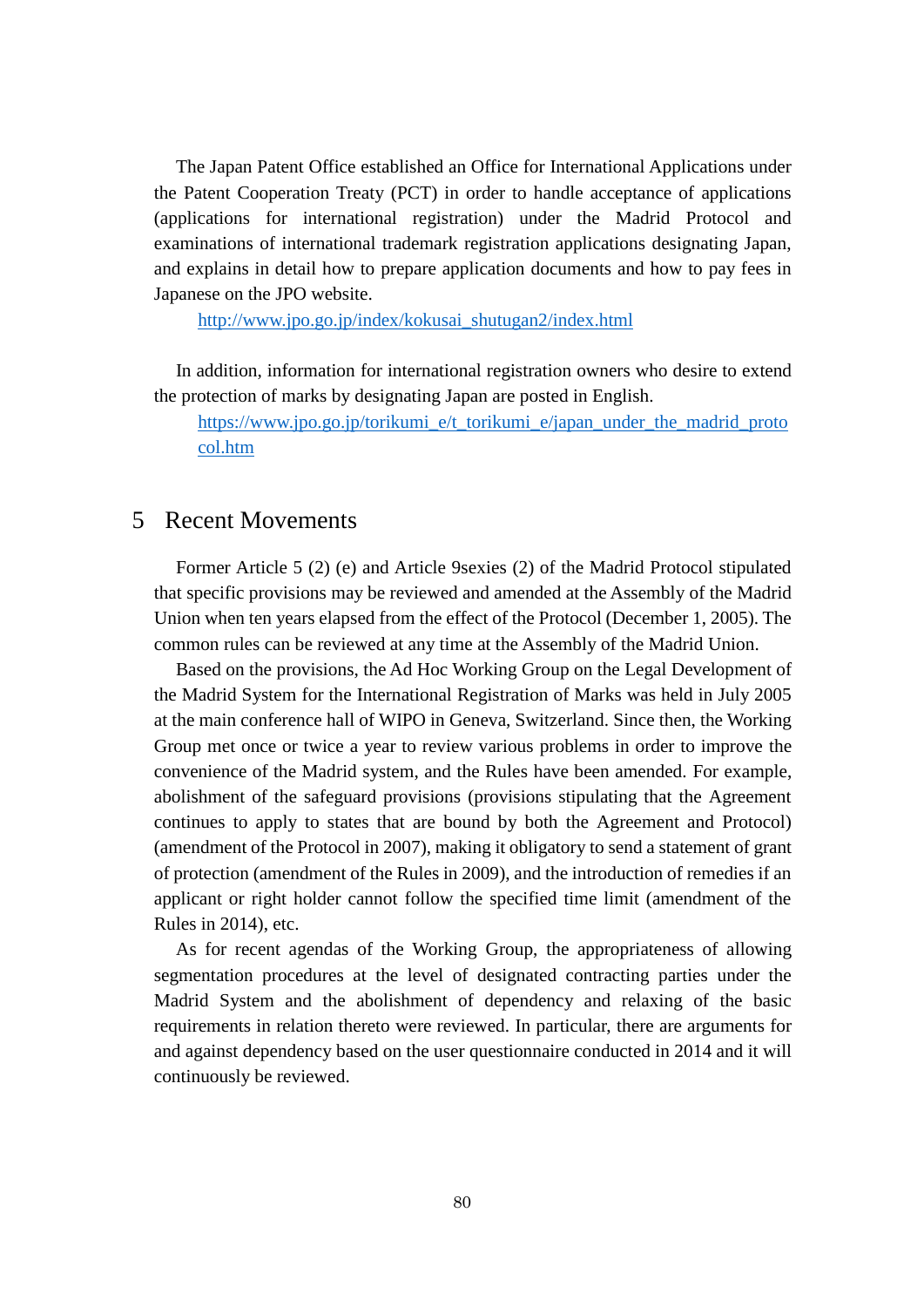The Japan Patent Office established an Office for International Applications under the Patent Cooperation Treaty (PCT) in order to handle acceptance of applications (applications for international registration) under the Madrid Protocol and examinations of international trademark registration applications designating Japan, and explains in detail how to prepare application documents and how to pay fees in Japanese on the JPO website.

http://www.jpo.go.jp/index/kokusai_shutugan2/index.html

In addition, information for international registration owners who desire to extend the protection of marks by designating Japan are posted in English.

https://www.jpo.go.jp/torikumi_e/t_torikumi_e/japan_under_the_madrid_protocol.htm

## 5 Recent Movements

Former Article 5 (2) (e) and Article 9sexies (2) of the Madrid Protocol stipulated that specific provisions may be reviewed and amended at the Assembly of the Madrid Union when ten years elapsed from the effect of the Protocol (December 1, 2005). The common rules can be reviewed at any time at the Assembly of the Madrid Union.

Based on the provisions, the Ad Hoc Working Group on the Legal Development of the Madrid System for the International Registration of Marks was held in July 2005 at the main conference hall of WIPO in Geneva, Switzerland. Since then, the Working Group met once or twice a year to review various problems in order to improve the convenience of the Madrid system, and the Rules have been amended. For example, abolishment of the safeguard provisions (provisions stipulating that the Agreement continues to apply to states that are bound by both the Agreement and Protocol) (amendment of the Protocol in 2007), making it obligatory to send a statement of grant of protection (amendment of the Rules in 2009), and the introduction of remedies if an applicant or right holder cannot follow the specified time limit (amendment of the Rules in 2014), etc.

As for recent agendas of the Working Group, the appropriateness of allowing segmentation procedures at the level of designated contracting parties under the Madrid System and the abolishment of dependency and relaxing of the basic requirements in relation thereto were reviewed. In particular, there are arguments for and against dependency based on the user questionnaire conducted in 2014 and it will continuously be reviewed.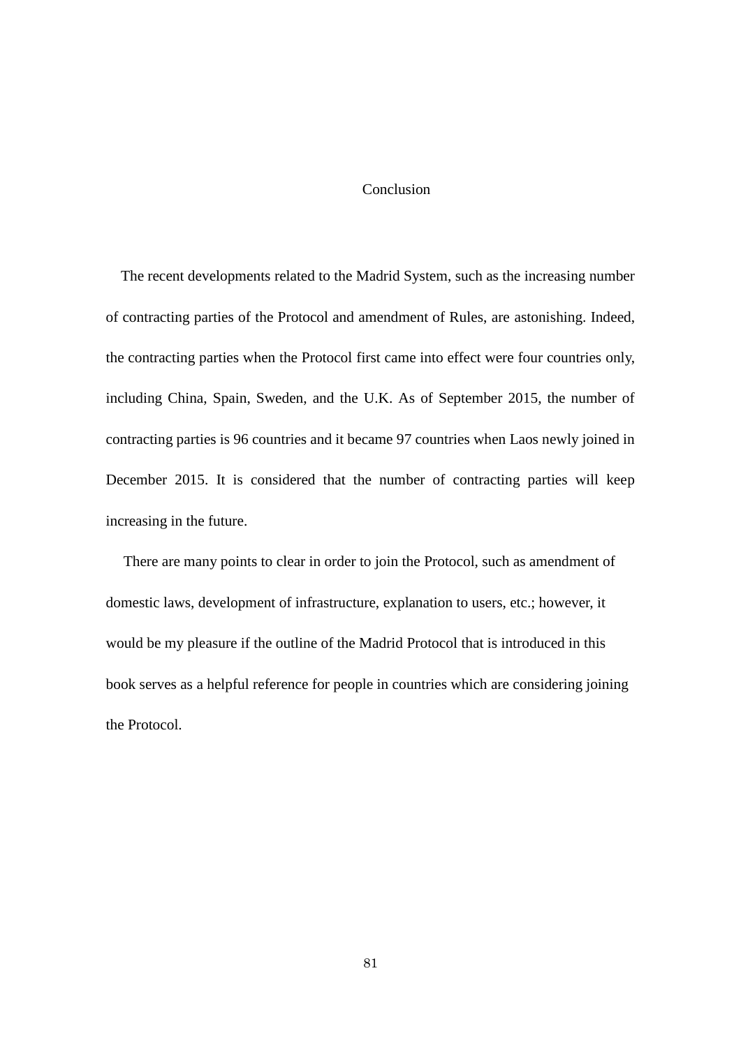# Conclusion

The recent developments related to the Madrid System, such as the increasing number of contracting parties of the Protocol and amendment of Rules, are astonishing. Indeed, the contracting parties when the Protocol first came into effect were four countries only, including China, Spain, Sweden, and the U.K. As of September 2015, the number of contracting parties is 96 countries and it became 97 countries when Laos newly joined in December 2015. It is considered that the number of contracting parties will keep increasing in the future.

There are many points to clear in order to join the Protocol, such as amendment of domestic laws, development of infrastructure, explanation to users, etc.; however, it would be my pleasure if the outline of the Madrid Protocol that is introduced in this book serves as a helpful reference for people in countries which are considering joining the Protocol.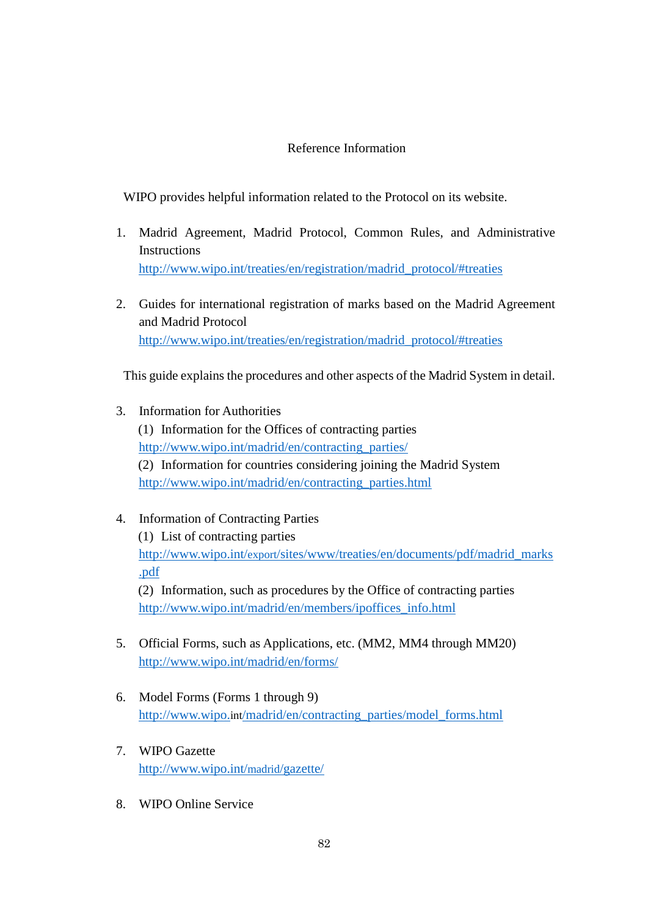# Reference Information

WIPO provides helpful information related to the Protocol on its website.

1. Madrid Agreement, Madrid Protocol, Common Rules, and Administrative Instructions
   http://www.wipo.int/treaties/en/registration/madrid_protocol/#treaties

2. Guides for international registration of marks based on the Madrid Agreement and Madrid Protocol
   http://www.wipo.int/treaties/en/registration/madrid_protocol/#treaties

This guide explains the procedures and other aspects of the Madrid System in detail.

3. Information for Authorities
   (1) Information for the Offices of contracting parties
   http://www.wipo.int/madrid/en/contracting_parties/
   (2) Information for countries considering joining the Madrid System
   http://www.wipo.int/madrid/en/contracting_parties.html

4. Information of Contracting Parties
   (1) List of contracting parties
   http://www.wipo.int/export/sites/www/treaties/en/documents/pdf/madrid_marks.pdf
   (2) Information, such as procedures by the Office of contracting parties
   http://www.wipo.int/madrid/en/members/ipoffices_info.html

5. Official Forms, such as Applications, etc. (MM2, MM4 through MM20)
   http://www.wipo.int/madrid/en/forms/

6. Model Forms (Forms 1 through 9)
   http://www.wipo.int/madrid/en/contracting_parties/model_forms.html

7. WIPO Gazette
   http://www.wipo.int/madrid/gazette/

8. WIPO Online Service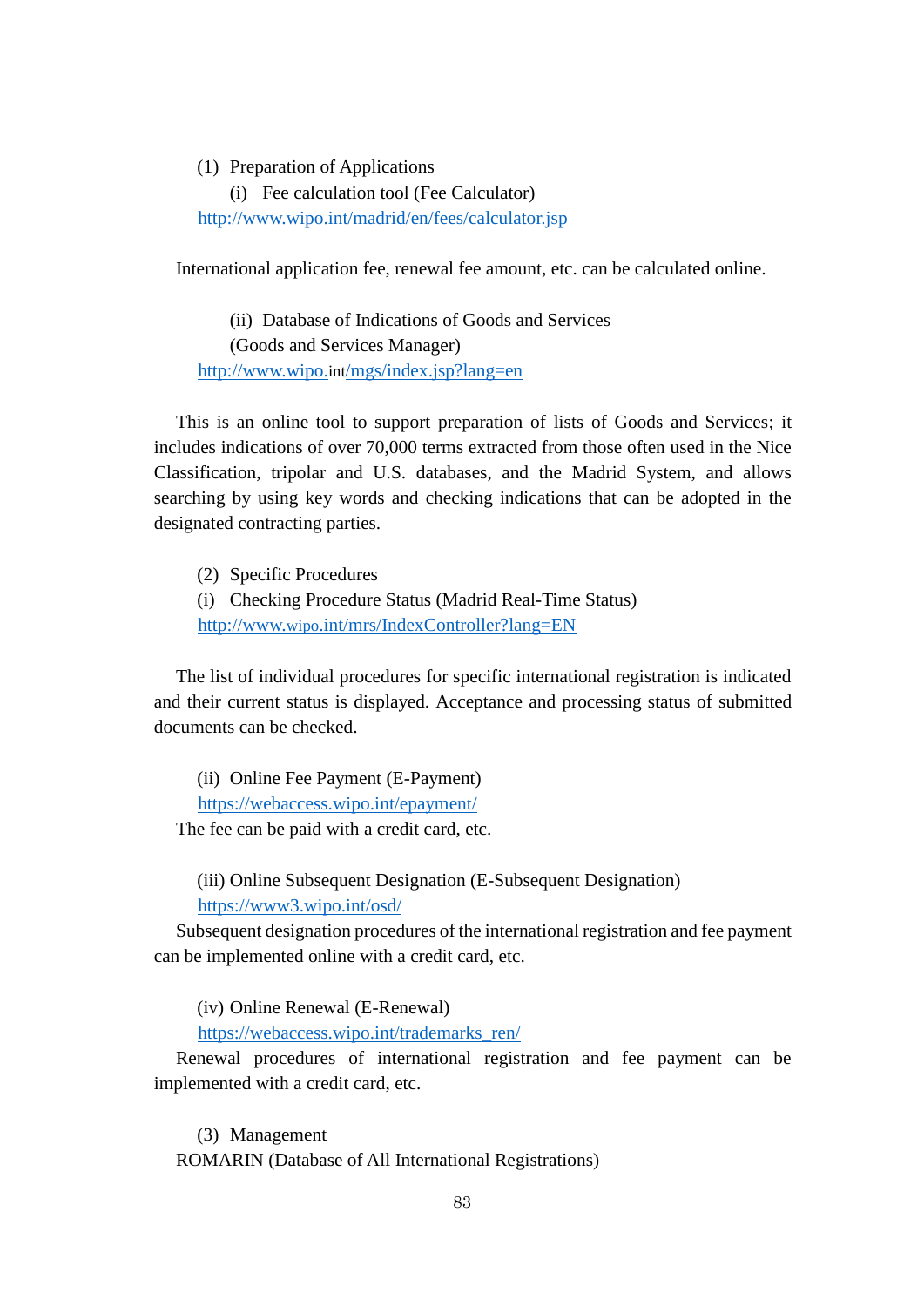(1) Preparation of Applications

(i) Fee calculation tool (Fee Calculator)

http://www.wipo.int/madrid/en/fees/calculator.jsp

International application fee, renewal fee amount, etc. can be calculated online.

(ii) Database of Indications of Goods and Services (Goods and Services Manager)

http://www.wipo.int/mgs/index.jsp?lang=en

This is an online tool to support preparation of lists of Goods and Services; it includes indications of over 70,000 terms extracted from those often used in the Nice Classification, tripolar and U.S. databases, and the Madrid System, and allows searching by using key words and checking indications that can be adopted in the designated contracting parties.

(2) Specific Procedures

(i) Checking Procedure Status (Madrid Real-Time Status)

http://www.wipo.int/mrs/IndexController?lang=EN

The list of individual procedures for specific international registration is indicated and their current status is displayed. Acceptance and processing status of submitted documents can be checked.

(ii) Online Fee Payment (E-Payment)

https://webaccess.wipo.int/epayment/

The fee can be paid with a credit card, etc.

(iii) Online Subsequent Designation (E-Subsequent Designation)

https://www3.wipo.int/osd/

Subsequent designation procedures of the international registration and fee payment can be implemented online with a credit card, etc.

(iv) Online Renewal (E-Renewal)

https://webaccess.wipo.int/trademarks_ren/

Renewal procedures of international registration and fee payment can be implemented with a credit card, etc.

(3) Management

ROMARIN (Database of All International Registrations)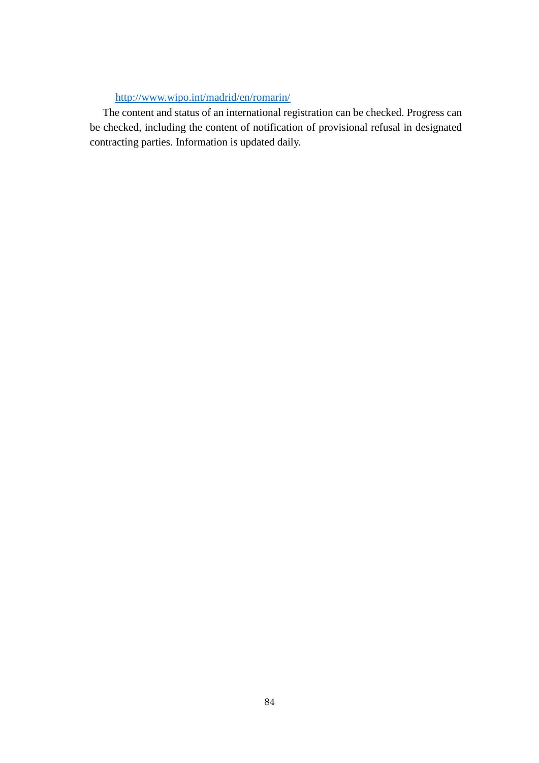http://www.wipo.int/madrid/en/romarin/

The content and status of an international registration can be checked. Progress can be checked, including the content of notification of provisional refusal in designated contracting parties. Information is updated daily.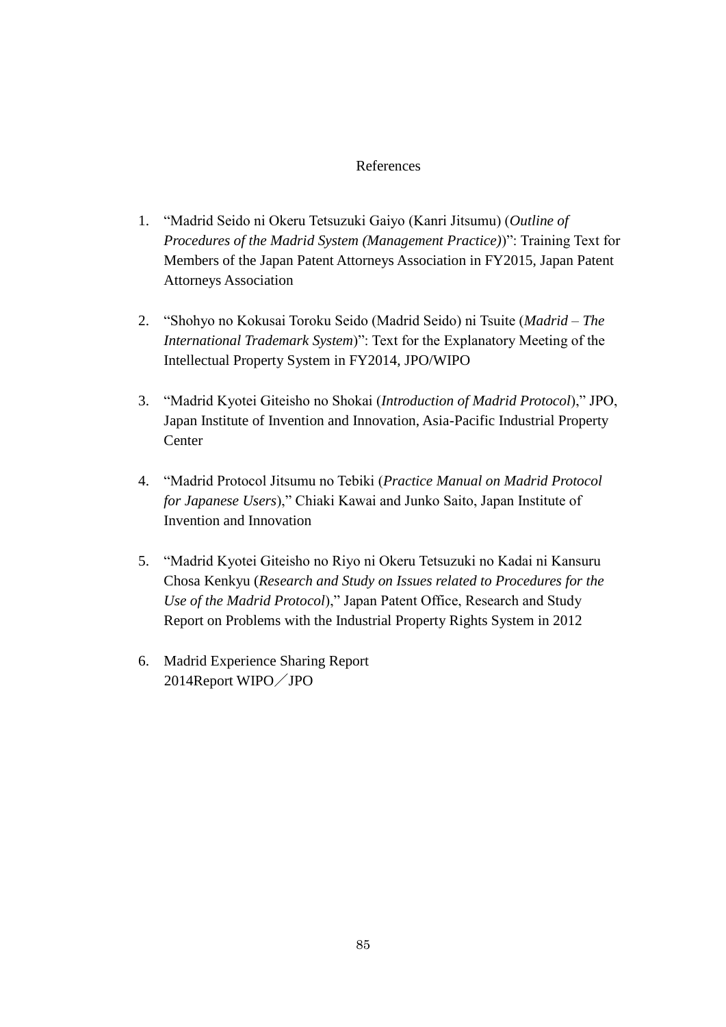# References

1. "Madrid Seido ni Okeru Tetsuzuki Gaiyo (Kanri Jitsumu) (*Outline of Procedures of the Madrid System (Management Practice)*)": Training Text for Members of the Japan Patent Attorneys Association in FY2015, Japan Patent Attorneys Association

2. "Shohyo no Kokusai Toroku Seido (Madrid Seido) ni Tsuite (*Madrid – The International Trademark System*)": Text for the Explanatory Meeting of the Intellectual Property System in FY2014, JPO/WIPO

3. "Madrid Kyotei Giteisho no Shokai (*Introduction of Madrid Protocol*)," JPO, Japan Institute of Invention and Innovation, Asia-Pacific Industrial Property Center

4. "Madrid Protocol Jitsumu no Tebiki (*Practice Manual on Madrid Protocol for Japanese Users*)," Chiaki Kawai and Junko Saito, Japan Institute of Invention and Innovation

5. "Madrid Kyotei Giteisho no Riyo ni Okeru Tetsuzuki no Kadai ni Kansuru Chosa Kenkyu (*Research and Study on Issues related to Procedures for the Use of the Madrid Protocol*)," Japan Patent Office, Research and Study Report on Problems with the Industrial Property Rights System in 2012

6. Madrid Experience Sharing Report
   2014Report WIPO／JPO